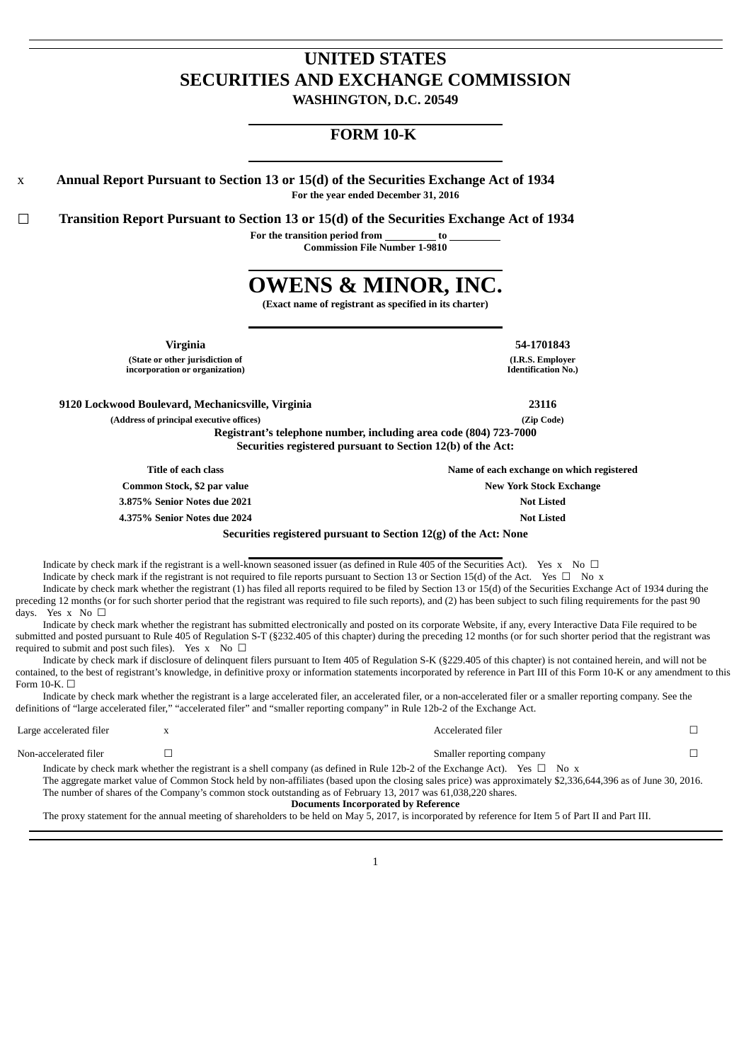# UNITED STATES
# SECURITIES AND EXCHANGE COMMISSION
**WASHINGTON, D.C. 20549**

## FORM 10-K

x **Annual Report Pursuant to Section 13 or 15(d) of the Securities Exchange Act of 1934**
**For the year ended December 31, 2016**

☐ **Transition Report Pursuant to Section 13 or 15(d) of the Securities Exchange Act of 1934**
**For the transition period from \_\_\_\_\_\_\_\_\_\_ to \_\_\_\_\_\_\_\_\_\_**
**Commission File Number 1-9810**

# OWENS & MINOR, INC.
**(Exact name of registrant as specified in its charter)**

| **Virginia** | **54-1701843** |
|---|---|
| **(State or other jurisdiction of incorporation or organization)** | **(I.R.S. Employer Identification No.)** |
| **9120 Lockwood Boulevard, Mechanicsville, Virginia** | **23116** |
| **(Address of principal executive offices)** | **(Zip Code)** |

**Registrant's telephone number, including area code (804) 723-7000**
**Securities registered pursuant to Section 12(b) of the Act:**

| Title of each class | Name of each exchange on which registered |
|---|---|
| **Common Stock, $2 par value** | **New York Stock Exchange** |
| **3.875% Senior Notes due 2021** | **Not Listed** |
| **4.375% Senior Notes due 2024** | **Not Listed** |

**Securities registered pursuant to Section 12(g) of the Act: None**

Indicate by check mark if the registrant is a well-known seasoned issuer (as defined in Rule 405 of the Securities Act). Yes x No ☐

Indicate by check mark if the registrant is not required to file reports pursuant to Section 13 or Section 15(d) of the Act. Yes ☐ No x

Indicate by check mark whether the registrant (1) has filed all reports required to be filed by Section 13 or 15(d) of the Securities Exchange Act of 1934 during the preceding 12 months (or for such shorter period that the registrant was required to file such reports), and (2) has been subject to such filing requirements for the past 90 days. Yes x No ☐

Indicate by check mark whether the registrant has submitted electronically and posted on its corporate Website, if any, every Interactive Data File required to be submitted and posted pursuant to Rule 405 of Regulation S-T (§232.405 of this chapter) during the preceding 12 months (or for such shorter period that the registrant was required to submit and post such files). Yes x No ☐

Indicate by check mark if disclosure of delinquent filers pursuant to Item 405 of Regulation S-K (§229.405 of this chapter) is not contained herein, and will not be contained, to the best of registrant's knowledge, in definitive proxy or information statements incorporated by reference in Part III of this Form 10-K or any amendment to this Form 10-K. ☐

Indicate by check mark whether the registrant is a large accelerated filer, an accelerated filer, or a non-accelerated filer or a smaller reporting company. See the definitions of "large accelerated filer," "accelerated filer" and "smaller reporting company" in Rule 12b-2 of the Exchange Act.

| Large accelerated filer | x | Accelerated filer | ☐ |
|---|---|---|---|
| Non-accelerated filer | ☐ | Smaller reporting company | ☐ |

Indicate by check mark whether the registrant is a shell company (as defined in Rule 12b-2 of the Exchange Act). Yes ☐ No x

The aggregate market value of Common Stock held by non-affiliates (based upon the closing sales price) was approximately $2,336,644,396 as of June 30, 2016.

The number of shares of the Company's common stock outstanding as of February 13, 2017 was 61,038,220 shares.

**Documents Incorporated by Reference**

The proxy statement for the annual meeting of shareholders to be held on May 5, 2017, is incorporated by reference for Item 5 of Part II and Part III.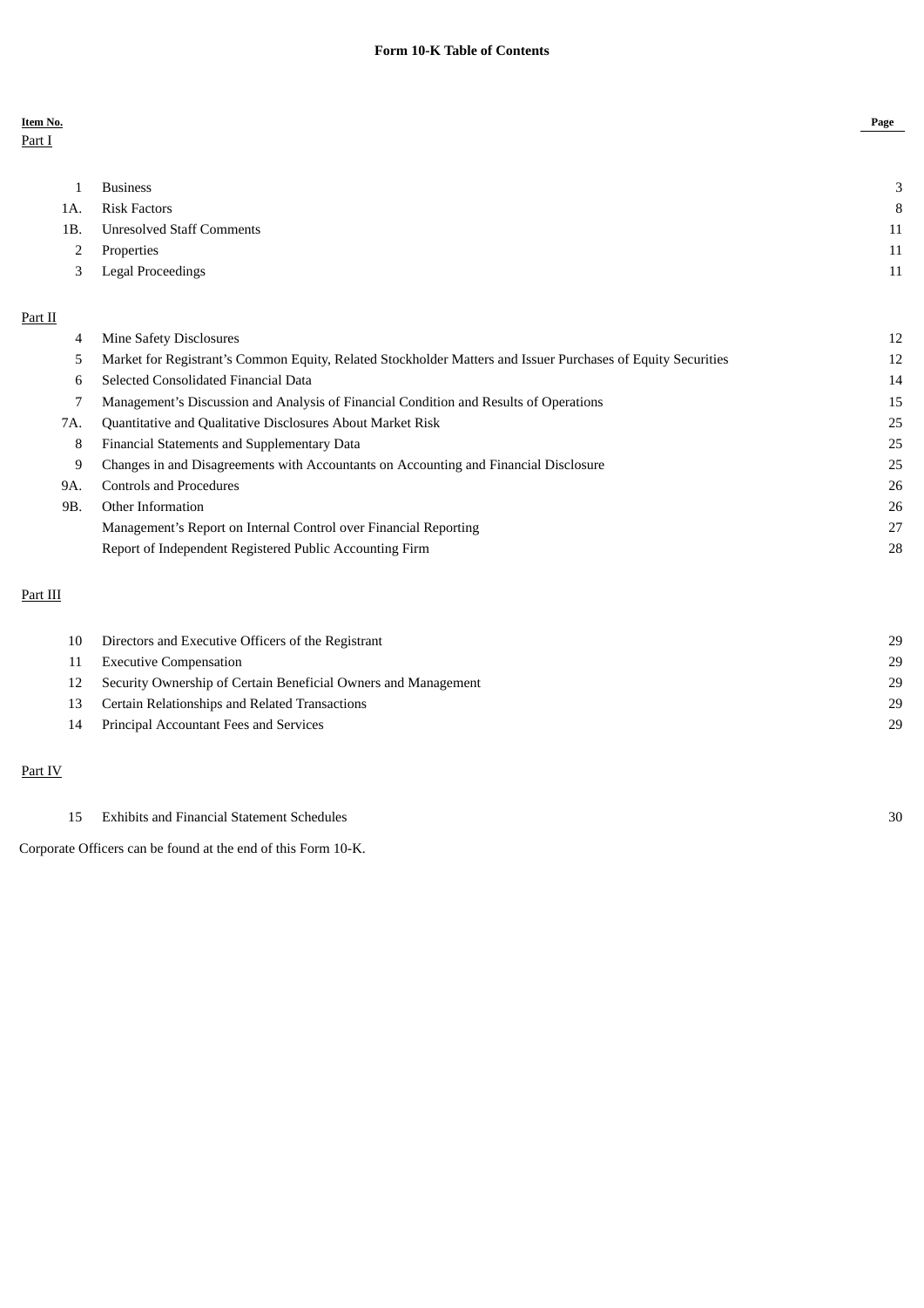# Form 10-K Table of Contents

| Item No. | | Page |
|---|---|---|
| Part I | | |
| 1 | Business | 3 |
| 1A. | Risk Factors | 8 |
| 1B. | Unresolved Staff Comments | 11 |
| 2 | Properties | 11 |
| 3 | Legal Proceedings | 11 |
| Part II | | |
| 4 | Mine Safety Disclosures | 12 |
| 5 | Market for Registrant’s Common Equity, Related Stockholder Matters and Issuer Purchases of Equity Securities | 12 |
| 6 | Selected Consolidated Financial Data | 14 |
| 7 | Management’s Discussion and Analysis of Financial Condition and Results of Operations | 15 |
| 7A. | Quantitative and Qualitative Disclosures About Market Risk | 25 |
| 8 | Financial Statements and Supplementary Data | 25 |
| 9 | Changes in and Disagreements with Accountants on Accounting and Financial Disclosure | 25 |
| 9A. | Controls and Procedures | 26 |
| 9B. | Other Information | 26 |
| | Management’s Report on Internal Control over Financial Reporting | 27 |
| | Report of Independent Registered Public Accounting Firm | 28 |
| Part III | | |
| 10 | Directors and Executive Officers of the Registrant | 29 |
| 11 | Executive Compensation | 29 |
| 12 | Security Ownership of Certain Beneficial Owners and Management | 29 |
| 13 | Certain Relationships and Related Transactions | 29 |
| 14 | Principal Accountant Fees and Services | 29 |
| Part IV | | |
| 15 | Exhibits and Financial Statement Schedules | 30 |

Corporate Officers can be found at the end of this Form 10-K.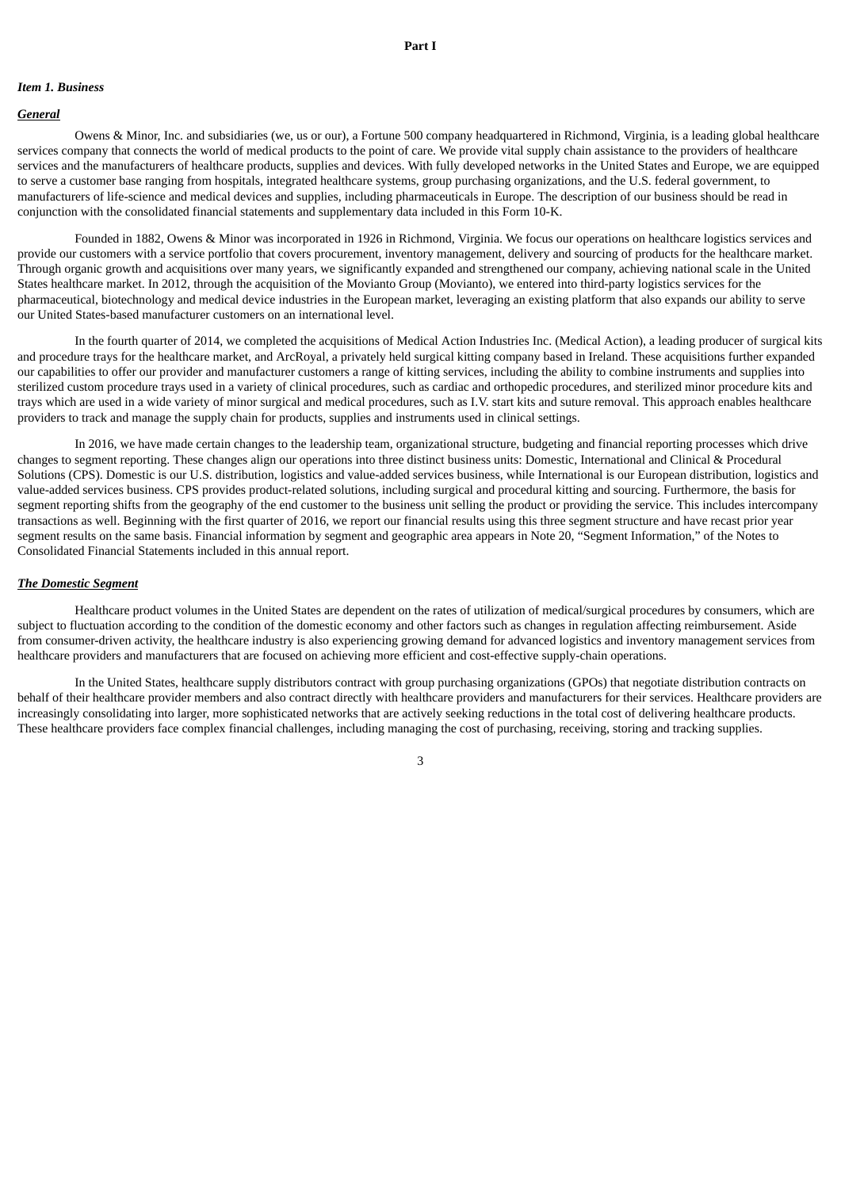# Part I

## *Item 1. Business*

### ***General***

Owens & Minor, Inc. and subsidiaries (we, us or our), a Fortune 500 company headquartered in Richmond, Virginia, is a leading global healthcare services company that connects the world of medical products to the point of care. We provide vital supply chain assistance to the providers of healthcare services and the manufacturers of healthcare products, supplies and devices. With fully developed networks in the United States and Europe, we are equipped to serve a customer base ranging from hospitals, integrated healthcare systems, group purchasing organizations, and the U.S. federal government, to manufacturers of life-science and medical devices and supplies, including pharmaceuticals in Europe. The description of our business should be read in conjunction with the consolidated financial statements and supplementary data included in this Form 10-K.

Founded in 1882, Owens & Minor was incorporated in 1926 in Richmond, Virginia. We focus our operations on healthcare logistics services and provide our customers with a service portfolio that covers procurement, inventory management, delivery and sourcing of products for the healthcare market. Through organic growth and acquisitions over many years, we significantly expanded and strengthened our company, achieving national scale in the United States healthcare market. In 2012, through the acquisition of the Movianto Group (Movianto), we entered into third-party logistics services for the pharmaceutical, biotechnology and medical device industries in the European market, leveraging an existing platform that also expands our ability to serve our United States-based manufacturer customers on an international level.

In the fourth quarter of 2014, we completed the acquisitions of Medical Action Industries Inc. (Medical Action), a leading producer of surgical kits and procedure trays for the healthcare market, and ArcRoyal, a privately held surgical kitting company based in Ireland. These acquisitions further expanded our capabilities to offer our provider and manufacturer customers a range of kitting services, including the ability to combine instruments and supplies into sterilized custom procedure trays used in a variety of clinical procedures, such as cardiac and orthopedic procedures, and sterilized minor procedure kits and trays which are used in a wide variety of minor surgical and medical procedures, such as I.V. start kits and suture removal. This approach enables healthcare providers to track and manage the supply chain for products, supplies and instruments used in clinical settings.

In 2016, we have made certain changes to the leadership team, organizational structure, budgeting and financial reporting processes which drive changes to segment reporting. These changes align our operations into three distinct business units: Domestic, International and Clinical & Procedural Solutions (CPS). Domestic is our U.S. distribution, logistics and value-added services business, while International is our European distribution, logistics and value-added services business. CPS provides product-related solutions, including surgical and procedural kitting and sourcing. Furthermore, the basis for segment reporting shifts from the geography of the end customer to the business unit selling the product or providing the service. This includes intercompany transactions as well. Beginning with the first quarter of 2016, we report our financial results using this three segment structure and have recast prior year segment results on the same basis. Financial information by segment and geographic area appears in Note 20, "Segment Information," of the Notes to Consolidated Financial Statements included in this annual report.

### ***The Domestic Segment***

Healthcare product volumes in the United States are dependent on the rates of utilization of medical/surgical procedures by consumers, which are subject to fluctuation according to the condition of the domestic economy and other factors such as changes in regulation affecting reimbursement. Aside from consumer-driven activity, the healthcare industry is also experiencing growing demand for advanced logistics and inventory management services from healthcare providers and manufacturers that are focused on achieving more efficient and cost-effective supply-chain operations.

In the United States, healthcare supply distributors contract with group purchasing organizations (GPOs) that negotiate distribution contracts on behalf of their healthcare provider members and also contract directly with healthcare providers and manufacturers for their services. Healthcare providers are increasingly consolidating into larger, more sophisticated networks that are actively seeking reductions in the total cost of delivering healthcare products. These healthcare providers face complex financial challenges, including managing the cost of purchasing, receiving, storing and tracking supplies.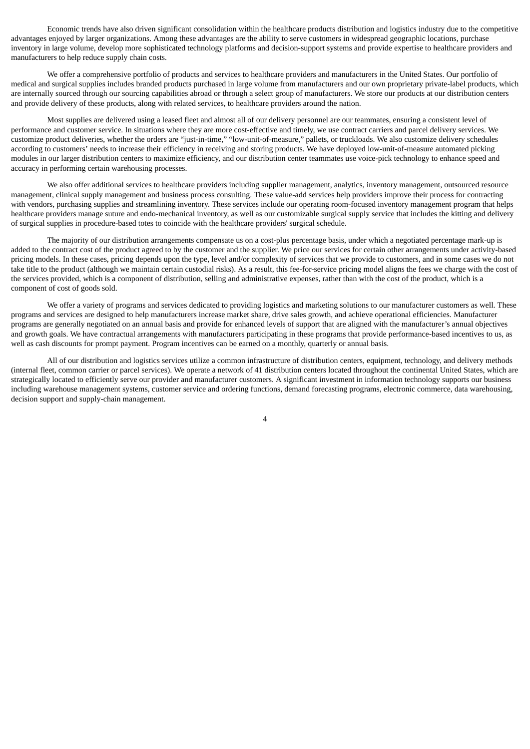Economic trends have also driven significant consolidation within the healthcare products distribution and logistics industry due to the competitive advantages enjoyed by larger organizations. Among these advantages are the ability to serve customers in widespread geographic locations, purchase inventory in large volume, develop more sophisticated technology platforms and decision-support systems and provide expertise to healthcare providers and manufacturers to help reduce supply chain costs.

We offer a comprehensive portfolio of products and services to healthcare providers and manufacturers in the United States. Our portfolio of medical and surgical supplies includes branded products purchased in large volume from manufacturers and our own proprietary private-label products, which are internally sourced through our sourcing capabilities abroad or through a select group of manufacturers. We store our products at our distribution centers and provide delivery of these products, along with related services, to healthcare providers around the nation.

Most supplies are delivered using a leased fleet and almost all of our delivery personnel are our teammates, ensuring a consistent level of performance and customer service. In situations where they are more cost-effective and timely, we use contract carriers and parcel delivery services. We customize product deliveries, whether the orders are "just-in-time," "low-unit-of-measure," pallets, or truckloads. We also customize delivery schedules according to customers' needs to increase their efficiency in receiving and storing products. We have deployed low-unit-of-measure automated picking modules in our larger distribution centers to maximize efficiency, and our distribution center teammates use voice-pick technology to enhance speed and accuracy in performing certain warehousing processes.

We also offer additional services to healthcare providers including supplier management, analytics, inventory management, outsourced resource management, clinical supply management and business process consulting. These value-add services help providers improve their process for contracting with vendors, purchasing supplies and streamlining inventory. These services include our operating room-focused inventory management program that helps healthcare providers manage suture and endo-mechanical inventory, as well as our customizable surgical supply service that includes the kitting and delivery of surgical supplies in procedure-based totes to coincide with the healthcare providers' surgical schedule.

The majority of our distribution arrangements compensate us on a cost-plus percentage basis, under which a negotiated percentage mark-up is added to the contract cost of the product agreed to by the customer and the supplier. We price our services for certain other arrangements under activity-based pricing models. In these cases, pricing depends upon the type, level and/or complexity of services that we provide to customers, and in some cases we do not take title to the product (although we maintain certain custodial risks). As a result, this fee-for-service pricing model aligns the fees we charge with the cost of the services provided, which is a component of distribution, selling and administrative expenses, rather than with the cost of the product, which is a component of cost of goods sold.

We offer a variety of programs and services dedicated to providing logistics and marketing solutions to our manufacturer customers as well. These programs and services are designed to help manufacturers increase market share, drive sales growth, and achieve operational efficiencies. Manufacturer programs are generally negotiated on an annual basis and provide for enhanced levels of support that are aligned with the manufacturer's annual objectives and growth goals. We have contractual arrangements with manufacturers participating in these programs that provide performance-based incentives to us, as well as cash discounts for prompt payment. Program incentives can be earned on a monthly, quarterly or annual basis.

All of our distribution and logistics services utilize a common infrastructure of distribution centers, equipment, technology, and delivery methods (internal fleet, common carrier or parcel services). We operate a network of 41 distribution centers located throughout the continental United States, which are strategically located to efficiently serve our provider and manufacturer customers. A significant investment in information technology supports our business including warehouse management systems, customer service and ordering functions, demand forecasting programs, electronic commerce, data warehousing, decision support and supply-chain management.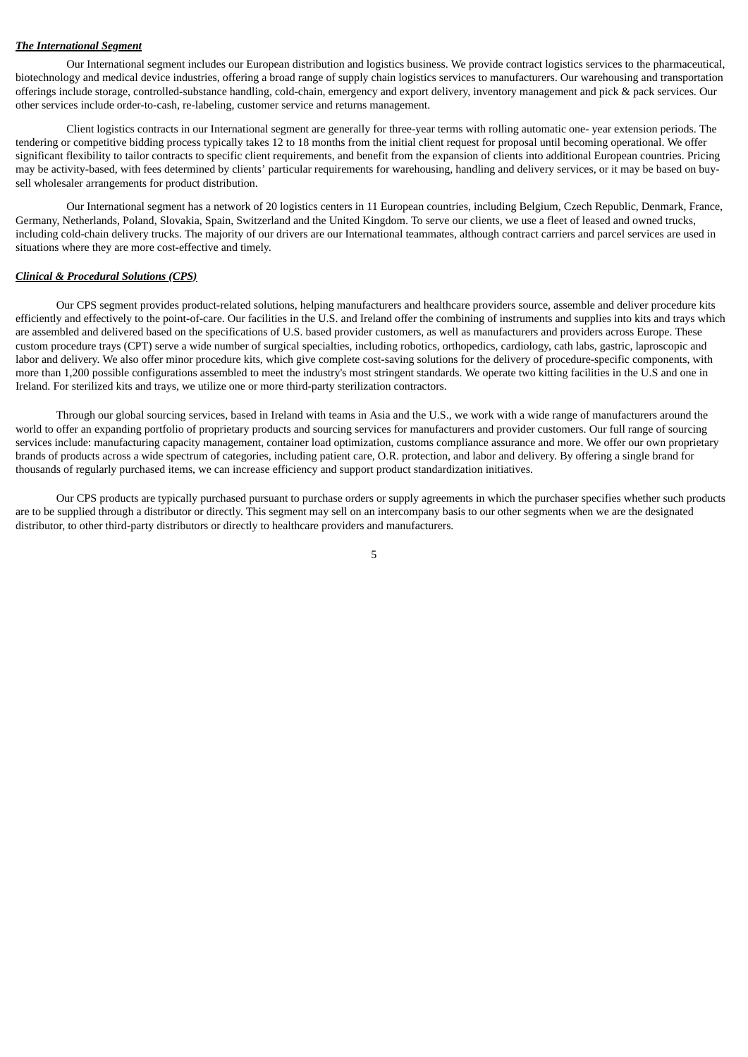***The International Segment***

Our International segment includes our European distribution and logistics business. We provide contract logistics services to the pharmaceutical, biotechnology and medical device industries, offering a broad range of supply chain logistics services to manufacturers. Our warehousing and transportation offerings include storage, controlled-substance handling, cold-chain, emergency and export delivery, inventory management and pick & pack services. Our other services include order-to-cash, re-labeling, customer service and returns management.

Client logistics contracts in our International segment are generally for three-year terms with rolling automatic one- year extension periods. The tendering or competitive bidding process typically takes 12 to 18 months from the initial client request for proposal until becoming operational. We offer significant flexibility to tailor contracts to specific client requirements, and benefit from the expansion of clients into additional European countries. Pricing may be activity-based, with fees determined by clients' particular requirements for warehousing, handling and delivery services, or it may be based on buy-sell wholesaler arrangements for product distribution.

Our International segment has a network of 20 logistics centers in 11 European countries, including Belgium, Czech Republic, Denmark, France, Germany, Netherlands, Poland, Slovakia, Spain, Switzerland and the United Kingdom. To serve our clients, we use a fleet of leased and owned trucks, including cold-chain delivery trucks. The majority of our drivers are our International teammates, although contract carriers and parcel services are used in situations where they are more cost-effective and timely.

***Clinical & Procedural Solutions (CPS)***

Our CPS segment provides product-related solutions, helping manufacturers and healthcare providers source, assemble and deliver procedure kits efficiently and effectively to the point-of-care. Our facilities in the U.S. and Ireland offer the combining of instruments and supplies into kits and trays which are assembled and delivered based on the specifications of U.S. based provider customers, as well as manufacturers and providers across Europe. These custom procedure trays (CPT) serve a wide number of surgical specialties, including robotics, orthopedics, cardiology, cath labs, gastric, laproscopic and labor and delivery. We also offer minor procedure kits, which give complete cost-saving solutions for the delivery of procedure-specific components, with more than 1,200 possible configurations assembled to meet the industry's most stringent standards. We operate two kitting facilities in the U.S and one in Ireland. For sterilized kits and trays, we utilize one or more third-party sterilization contractors.

Through our global sourcing services, based in Ireland with teams in Asia and the U.S., we work with a wide range of manufacturers around the world to offer an expanding portfolio of proprietary products and sourcing services for manufacturers and provider customers. Our full range of sourcing services include: manufacturing capacity management, container load optimization, customs compliance assurance and more. We offer our own proprietary brands of products across a wide spectrum of categories, including patient care, O.R. protection, and labor and delivery. By offering a single brand for thousands of regularly purchased items, we can increase efficiency and support product standardization initiatives.

Our CPS products are typically purchased pursuant to purchase orders or supply agreements in which the purchaser specifies whether such products are to be supplied through a distributor or directly. This segment may sell on an intercompany basis to our other segments when we are the designated distributor, to other third-party distributors or directly to healthcare providers and manufacturers.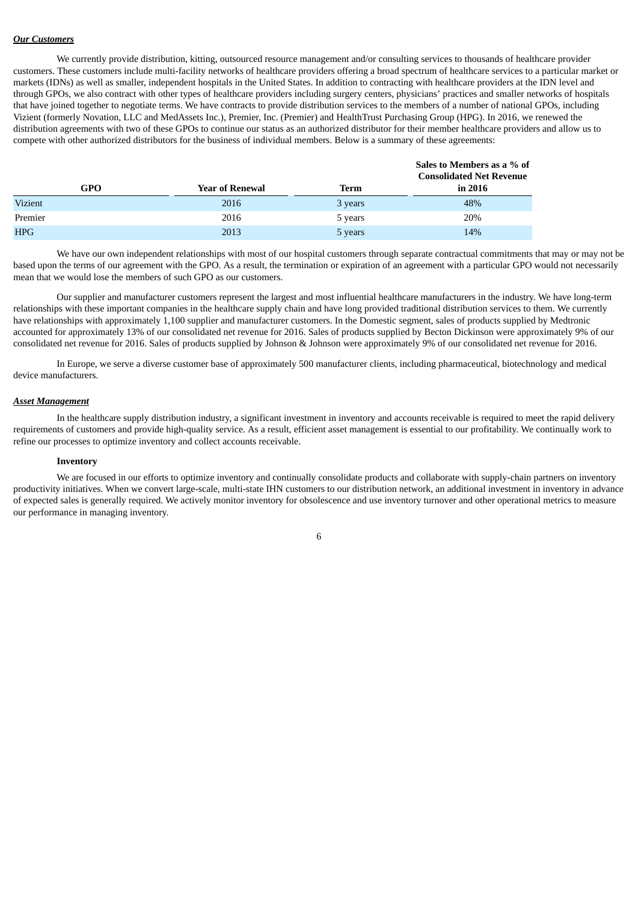***Our Customers***

We currently provide distribution, kitting, outsourced resource management and/or consulting services to thousands of healthcare provider customers. These customers include multi-facility networks of healthcare providers offering a broad spectrum of healthcare services to a particular market or markets (IDNs) as well as smaller, independent hospitals in the United States. In addition to contracting with healthcare providers at the IDN level and through GPOs, we also contract with other types of healthcare providers including surgery centers, physicians' practices and smaller networks of hospitals that have joined together to negotiate terms. We have contracts to provide distribution services to the members of a number of national GPOs, including Vizient (formerly Novation, LLC and MedAssets Inc.), Premier, Inc. (Premier) and HealthTrust Purchasing Group (HPG). In 2016, we renewed the distribution agreements with two of these GPOs to continue our status as an authorized distributor for their member healthcare providers and allow us to compete with other authorized distributors for the business of individual members. Below is a summary of these agreements:

| GPO | Year of Renewal | Term | Sales to Members as a % of Consolidated Net Revenue in 2016 |
|---|---|---|---|
| Vizient | 2016 | 3 years | 48% |
| Premier | 2016 | 5 years | 20% |
| HPG | 2013 | 5 years | 14% |

We have our own independent relationships with most of our hospital customers through separate contractual commitments that may or may not be based upon the terms of our agreement with the GPO. As a result, the termination or expiration of an agreement with a particular GPO would not necessarily mean that we would lose the members of such GPO as our customers.

Our supplier and manufacturer customers represent the largest and most influential healthcare manufacturers in the industry. We have long-term relationships with these important companies in the healthcare supply chain and have long provided traditional distribution services to them. We currently have relationships with approximately 1,100 supplier and manufacturer customers. In the Domestic segment, sales of products supplied by Medtronic accounted for approximately 13% of our consolidated net revenue for 2016. Sales of products supplied by Becton Dickinson were approximately 9% of our consolidated net revenue for 2016. Sales of products supplied by Johnson & Johnson were approximately 9% of our consolidated net revenue for 2016.

In Europe, we serve a diverse customer base of approximately 500 manufacturer clients, including pharmaceutical, biotechnology and medical device manufacturers.

***Asset Management***

In the healthcare supply distribution industry, a significant investment in inventory and accounts receivable is required to meet the rapid delivery requirements of customers and provide high-quality service. As a result, efficient asset management is essential to our profitability. We continually work to refine our processes to optimize inventory and collect accounts receivable.

**Inventory**

We are focused in our efforts to optimize inventory and continually consolidate products and collaborate with supply-chain partners on inventory productivity initiatives. When we convert large-scale, multi-state IHN customers to our distribution network, an additional investment in inventory in advance of expected sales is generally required. We actively monitor inventory for obsolescence and use inventory turnover and other operational metrics to measure our performance in managing inventory.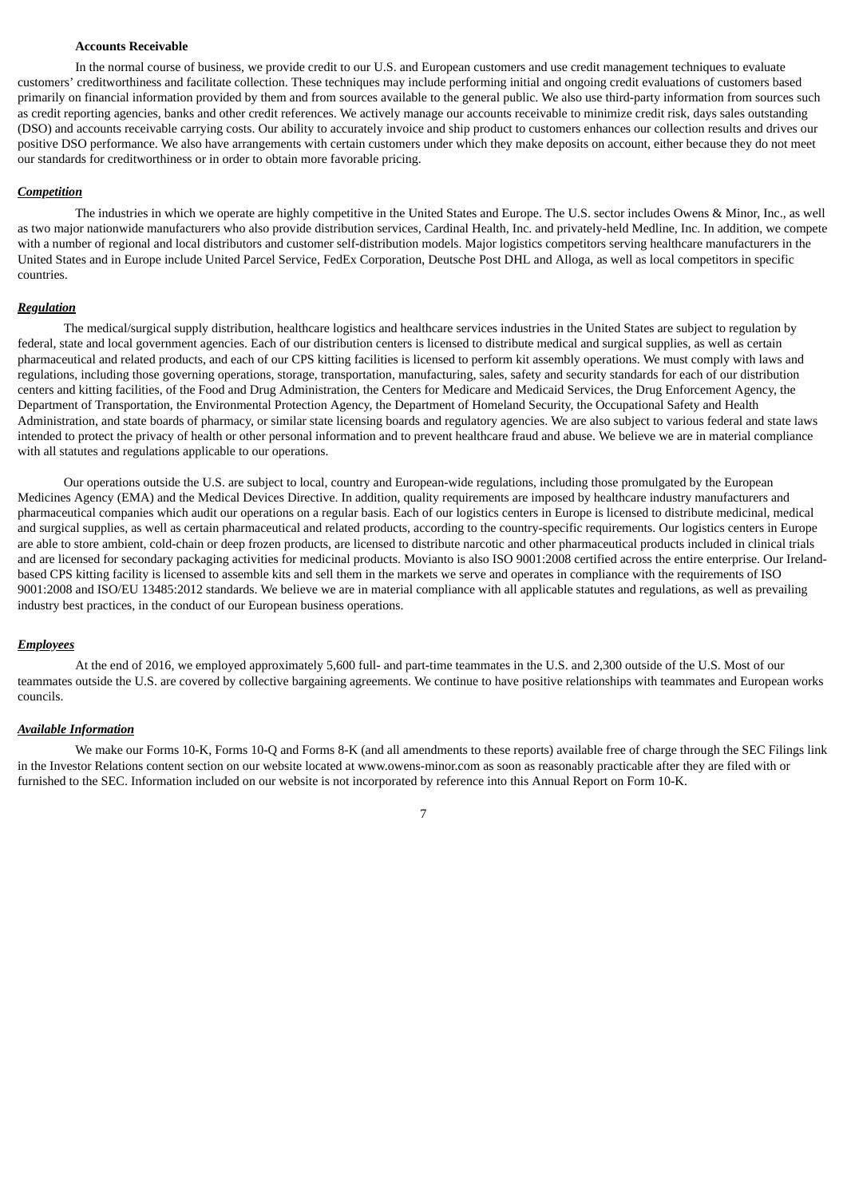**Accounts Receivable**

In the normal course of business, we provide credit to our U.S. and European customers and use credit management techniques to evaluate customers' creditworthiness and facilitate collection. These techniques may include performing initial and ongoing credit evaluations of customers based primarily on financial information provided by them and from sources available to the general public. We also use third-party information from sources such as credit reporting agencies, banks and other credit references. We actively manage our accounts receivable to minimize credit risk, days sales outstanding (DSO) and accounts receivable carrying costs. Our ability to accurately invoice and ship product to customers enhances our collection results and drives our positive DSO performance. We also have arrangements with certain customers under which they make deposits on account, either because they do not meet our standards for creditworthiness or in order to obtain more favorable pricing.

***Competition***

The industries in which we operate are highly competitive in the United States and Europe. The U.S. sector includes Owens & Minor, Inc., as well as two major nationwide manufacturers who also provide distribution services, Cardinal Health, Inc. and privately-held Medline, Inc. In addition, we compete with a number of regional and local distributors and customer self-distribution models. Major logistics competitors serving healthcare manufacturers in the United States and in Europe include United Parcel Service, FedEx Corporation, Deutsche Post DHL and Alloga, as well as local competitors in specific countries.

***Regulation***

The medical/surgical supply distribution, healthcare logistics and healthcare services industries in the United States are subject to regulation by federal, state and local government agencies. Each of our distribution centers is licensed to distribute medical and surgical supplies, as well as certain pharmaceutical and related products, and each of our CPS kitting facilities is licensed to perform kit assembly operations. We must comply with laws and regulations, including those governing operations, storage, transportation, manufacturing, sales, safety and security standards for each of our distribution centers and kitting facilities, of the Food and Drug Administration, the Centers for Medicare and Medicaid Services, the Drug Enforcement Agency, the Department of Transportation, the Environmental Protection Agency, the Department of Homeland Security, the Occupational Safety and Health Administration, and state boards of pharmacy, or similar state licensing boards and regulatory agencies. We are also subject to various federal and state laws intended to protect the privacy of health or other personal information and to prevent healthcare fraud and abuse. We believe we are in material compliance with all statutes and regulations applicable to our operations.

Our operations outside the U.S. are subject to local, country and European-wide regulations, including those promulgated by the European Medicines Agency (EMA) and the Medical Devices Directive. In addition, quality requirements are imposed by healthcare industry manufacturers and pharmaceutical companies which audit our operations on a regular basis. Each of our logistics centers in Europe is licensed to distribute medicinal, medical and surgical supplies, as well as certain pharmaceutical and related products, according to the country-specific requirements. Our logistics centers in Europe are able to store ambient, cold-chain or deep frozen products, are licensed to distribute narcotic and other pharmaceutical products included in clinical trials and are licensed for secondary packaging activities for medicinal products. Movianto is also ISO 9001:2008 certified across the entire enterprise. Our Ireland-based CPS kitting facility is licensed to assemble kits and sell them in the markets we serve and operates in compliance with the requirements of ISO 9001:2008 and ISO/EU 13485:2012 standards. We believe we are in material compliance with all applicable statutes and regulations, as well as prevailing industry best practices, in the conduct of our European business operations.

***Employees***

At the end of 2016, we employed approximately 5,600 full- and part-time teammates in the U.S. and 2,300 outside of the U.S. Most of our teammates outside the U.S. are covered by collective bargaining agreements. We continue to have positive relationships with teammates and European works councils.

***Available Information***

We make our Forms 10-K, Forms 10-Q and Forms 8-K (and all amendments to these reports) available free of charge through the SEC Filings link in the Investor Relations content section on our website located at www.owens-minor.com as soon as reasonably practicable after they are filed with or furnished to the SEC. Information included on our website is not incorporated by reference into this Annual Report on Form 10-K.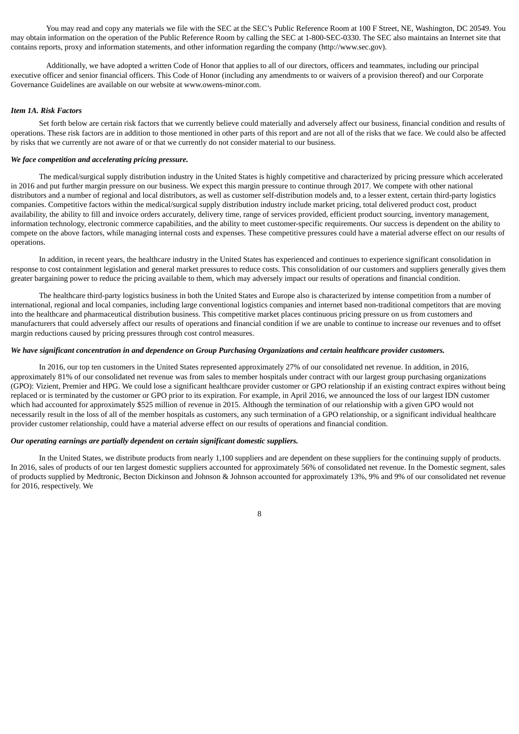You may read and copy any materials we file with the SEC at the SEC's Public Reference Room at 100 F Street, NE, Washington, DC 20549. You may obtain information on the operation of the Public Reference Room by calling the SEC at 1-800-SEC-0330. The SEC also maintains an Internet site that contains reports, proxy and information statements, and other information regarding the company (http://www.sec.gov).

Additionally, we have adopted a written Code of Honor that applies to all of our directors, officers and teammates, including our principal executive officer and senior financial officers. This Code of Honor (including any amendments to or waivers of a provision thereof) and our Corporate Governance Guidelines are available on our website at www.owens-minor.com.

### *Item 1A. Risk Factors*

Set forth below are certain risk factors that we currently believe could materially and adversely affect our business, financial condition and results of operations. These risk factors are in addition to those mentioned in other parts of this report and are not all of the risks that we face. We could also be affected by risks that we currently are not aware of or that we currently do not consider material to our business.

***We face competition and accelerating pricing pressure.***

The medical/surgical supply distribution industry in the United States is highly competitive and characterized by pricing pressure which accelerated in 2016 and put further margin pressure on our business. We expect this margin pressure to continue through 2017. We compete with other national distributors and a number of regional and local distributors, as well as customer self-distribution models and, to a lesser extent, certain third-party logistics companies. Competitive factors within the medical/surgical supply distribution industry include market pricing, total delivered product cost, product availability, the ability to fill and invoice orders accurately, delivery time, range of services provided, efficient product sourcing, inventory management, information technology, electronic commerce capabilities, and the ability to meet customer-specific requirements. Our success is dependent on the ability to compete on the above factors, while managing internal costs and expenses. These competitive pressures could have a material adverse effect on our results of operations.

In addition, in recent years, the healthcare industry in the United States has experienced and continues to experience significant consolidation in response to cost containment legislation and general market pressures to reduce costs. This consolidation of our customers and suppliers generally gives them greater bargaining power to reduce the pricing available to them, which may adversely impact our results of operations and financial condition.

The healthcare third-party logistics business in both the United States and Europe also is characterized by intense competition from a number of international, regional and local companies, including large conventional logistics companies and internet based non-traditional competitors that are moving into the healthcare and pharmaceutical distribution business. This competitive market places continuous pricing pressure on us from customers and manufacturers that could adversely affect our results of operations and financial condition if we are unable to continue to increase our revenues and to offset margin reductions caused by pricing pressures through cost control measures.

***We have significant concentration in and dependence on Group Purchasing Organizations and certain healthcare provider customers.***

In 2016, our top ten customers in the United States represented approximately 27% of our consolidated net revenue. In addition, in 2016, approximately 81% of our consolidated net revenue was from sales to member hospitals under contract with our largest group purchasing organizations (GPO): Vizient, Premier and HPG. We could lose a significant healthcare provider customer or GPO relationship if an existing contract expires without being replaced or is terminated by the customer or GPO prior to its expiration. For example, in April 2016, we announced the loss of our largest IDN customer which had accounted for approximately $525 million of revenue in 2015. Although the termination of our relationship with a given GPO would not necessarily result in the loss of all of the member hospitals as customers, any such termination of a GPO relationship, or a significant individual healthcare provider customer relationship, could have a material adverse effect on our results of operations and financial condition.

***Our operating earnings are partially dependent on certain significant domestic suppliers.***

In the United States, we distribute products from nearly 1,100 suppliers and are dependent on these suppliers for the continuing supply of products. In 2016, sales of products of our ten largest domestic suppliers accounted for approximately 56% of consolidated net revenue. In the Domestic segment, sales of products supplied by Medtronic, Becton Dickinson and Johnson & Johnson accounted for approximately 13%, 9% and 9% of our consolidated net revenue for 2016, respectively. We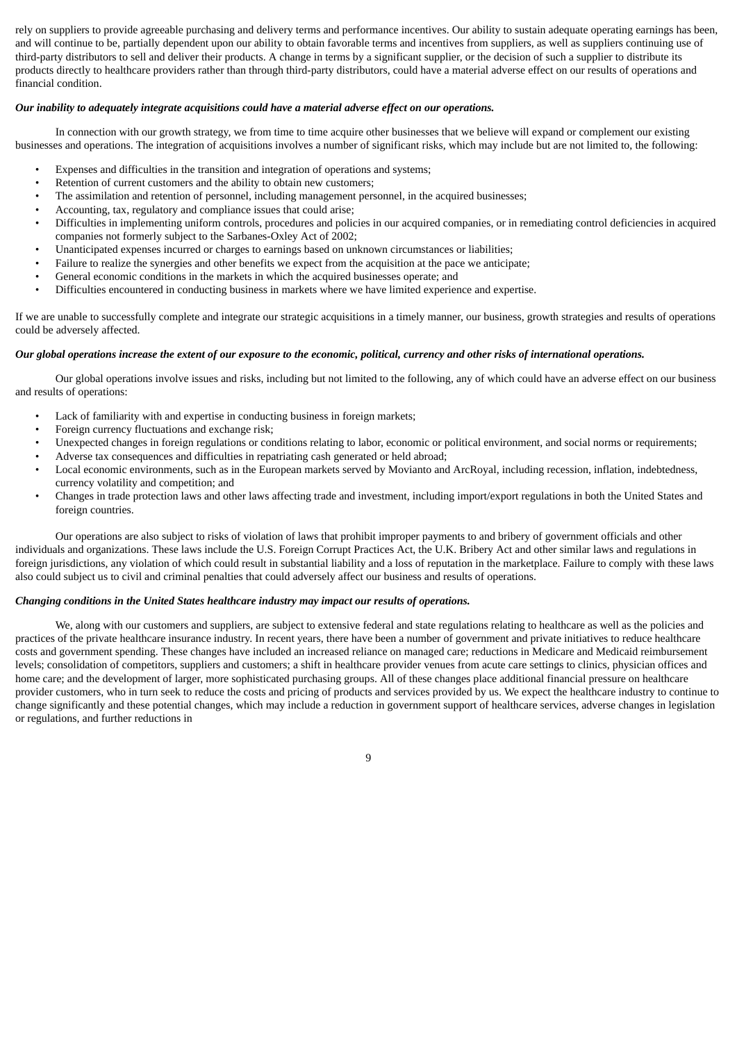rely on suppliers to provide agreeable purchasing and delivery terms and performance incentives. Our ability to sustain adequate operating earnings has been, and will continue to be, partially dependent upon our ability to obtain favorable terms and incentives from suppliers, as well as suppliers continuing use of third-party distributors to sell and deliver their products. A change in terms by a significant supplier, or the decision of such a supplier to distribute its products directly to healthcare providers rather than through third-party distributors, could have a material adverse effect on our results of operations and financial condition.

***Our inability to adequately integrate acquisitions could have a material adverse effect on our operations.***

In connection with our growth strategy, we from time to time acquire other businesses that we believe will expand or complement our existing businesses and operations. The integration of acquisitions involves a number of significant risks, which may include but are not limited to, the following:

- Expenses and difficulties in the transition and integration of operations and systems;
- Retention of current customers and the ability to obtain new customers;
- The assimilation and retention of personnel, including management personnel, in the acquired businesses;
- Accounting, tax, regulatory and compliance issues that could arise;
- Difficulties in implementing uniform controls, procedures and policies in our acquired companies, or in remediating control deficiencies in acquired companies not formerly subject to the Sarbanes-Oxley Act of 2002;
- Unanticipated expenses incurred or charges to earnings based on unknown circumstances or liabilities;
- Failure to realize the synergies and other benefits we expect from the acquisition at the pace we anticipate;
- General economic conditions in the markets in which the acquired businesses operate; and
- Difficulties encountered in conducting business in markets where we have limited experience and expertise.

If we are unable to successfully complete and integrate our strategic acquisitions in a timely manner, our business, growth strategies and results of operations could be adversely affected.

***Our global operations increase the extent of our exposure to the economic, political, currency and other risks of international operations.***

Our global operations involve issues and risks, including but not limited to the following, any of which could have an adverse effect on our business and results of operations:

- Lack of familiarity with and expertise in conducting business in foreign markets;
- Foreign currency fluctuations and exchange risk;
- Unexpected changes in foreign regulations or conditions relating to labor, economic or political environment, and social norms or requirements;
- Adverse tax consequences and difficulties in repatriating cash generated or held abroad;
- Local economic environments, such as in the European markets served by Movianto and ArcRoyal, including recession, inflation, indebtedness, currency volatility and competition; and
- Changes in trade protection laws and other laws affecting trade and investment, including import/export regulations in both the United States and foreign countries.

Our operations are also subject to risks of violation of laws that prohibit improper payments to and bribery of government officials and other individuals and organizations. These laws include the U.S. Foreign Corrupt Practices Act, the U.K. Bribery Act and other similar laws and regulations in foreign jurisdictions, any violation of which could result in substantial liability and a loss of reputation in the marketplace. Failure to comply with these laws also could subject us to civil and criminal penalties that could adversely affect our business and results of operations.

***Changing conditions in the United States healthcare industry may impact our results of operations.***

We, along with our customers and suppliers, are subject to extensive federal and state regulations relating to healthcare as well as the policies and practices of the private healthcare insurance industry. In recent years, there have been a number of government and private initiatives to reduce healthcare costs and government spending. These changes have included an increased reliance on managed care; reductions in Medicare and Medicaid reimbursement levels; consolidation of competitors, suppliers and customers; a shift in healthcare provider venues from acute care settings to clinics, physician offices and home care; and the development of larger, more sophisticated purchasing groups. All of these changes place additional financial pressure on healthcare provider customers, who in turn seek to reduce the costs and pricing of products and services provided by us. We expect the healthcare industry to continue to change significantly and these potential changes, which may include a reduction in government support of healthcare services, adverse changes in legislation or regulations, and further reductions in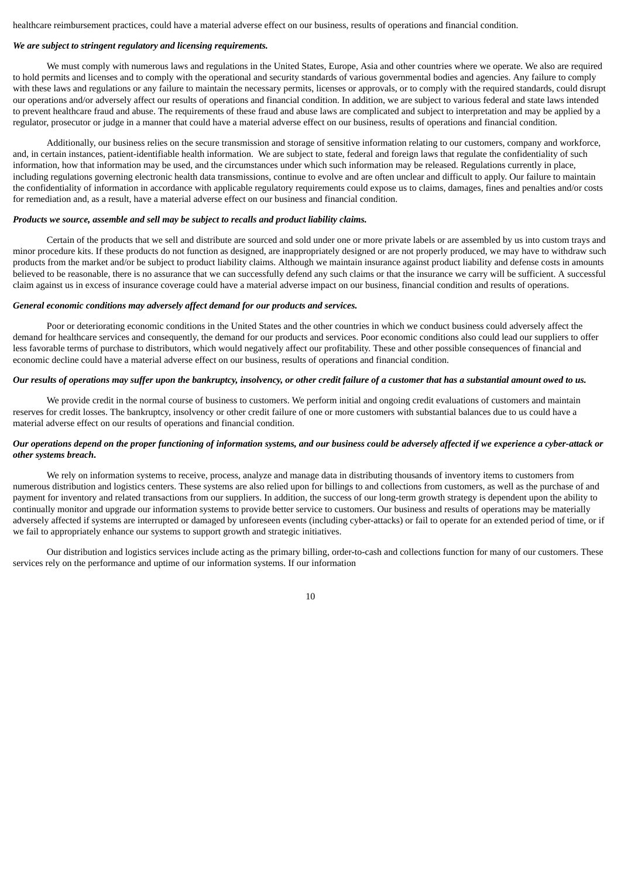healthcare reimbursement practices, could have a material adverse effect on our business, results of operations and financial condition.

***We are subject to stringent regulatory and licensing requirements.***

We must comply with numerous laws and regulations in the United States, Europe, Asia and other countries where we operate. We also are required to hold permits and licenses and to comply with the operational and security standards of various governmental bodies and agencies. Any failure to comply with these laws and regulations or any failure to maintain the necessary permits, licenses or approvals, or to comply with the required standards, could disrupt our operations and/or adversely affect our results of operations and financial condition. In addition, we are subject to various federal and state laws intended to prevent healthcare fraud and abuse. The requirements of these fraud and abuse laws are complicated and subject to interpretation and may be applied by a regulator, prosecutor or judge in a manner that could have a material adverse effect on our business, results of operations and financial condition.

Additionally, our business relies on the secure transmission and storage of sensitive information relating to our customers, company and workforce, and, in certain instances, patient-identifiable health information. We are subject to state, federal and foreign laws that regulate the confidentiality of such information, how that information may be used, and the circumstances under which such information may be released. Regulations currently in place, including regulations governing electronic health data transmissions, continue to evolve and are often unclear and difficult to apply. Our failure to maintain the confidentiality of information in accordance with applicable regulatory requirements could expose us to claims, damages, fines and penalties and/or costs for remediation and, as a result, have a material adverse effect on our business and financial condition.

***Products we source, assemble and sell may be subject to recalls and product liability claims.***

Certain of the products that we sell and distribute are sourced and sold under one or more private labels or are assembled by us into custom trays and minor procedure kits. If these products do not function as designed, are inappropriately designed or are not properly produced, we may have to withdraw such products from the market and/or be subject to product liability claims. Although we maintain insurance against product liability and defense costs in amounts believed to be reasonable, there is no assurance that we can successfully defend any such claims or that the insurance we carry will be sufficient. A successful claim against us in excess of insurance coverage could have a material adverse impact on our business, financial condition and results of operations.

***General economic conditions may adversely affect demand for our products and services.***

Poor or deteriorating economic conditions in the United States and the other countries in which we conduct business could adversely affect the demand for healthcare services and consequently, the demand for our products and services. Poor economic conditions also could lead our suppliers to offer less favorable terms of purchase to distributors, which would negatively affect our profitability. These and other possible consequences of financial and economic decline could have a material adverse effect on our business, results of operations and financial condition.

***Our results of operations may suffer upon the bankruptcy, insolvency, or other credit failure of a customer that has a substantial amount owed to us.***

We provide credit in the normal course of business to customers. We perform initial and ongoing credit evaluations of customers and maintain reserves for credit losses. The bankruptcy, insolvency or other credit failure of one or more customers with substantial balances due to us could have a material adverse effect on our results of operations and financial condition.

***Our operations depend on the proper functioning of information systems, and our business could be adversely affected if we experience a cyber-attack or other systems breach.***

We rely on information systems to receive, process, analyze and manage data in distributing thousands of inventory items to customers from numerous distribution and logistics centers. These systems are also relied upon for billings to and collections from customers, as well as the purchase of and payment for inventory and related transactions from our suppliers. In addition, the success of our long-term growth strategy is dependent upon the ability to continually monitor and upgrade our information systems to provide better service to customers. Our business and results of operations may be materially adversely affected if systems are interrupted or damaged by unforeseen events (including cyber-attacks) or fail to operate for an extended period of time, or if we fail to appropriately enhance our systems to support growth and strategic initiatives.

Our distribution and logistics services include acting as the primary billing, order-to-cash and collections function for many of our customers. These services rely on the performance and uptime of our information systems. If our information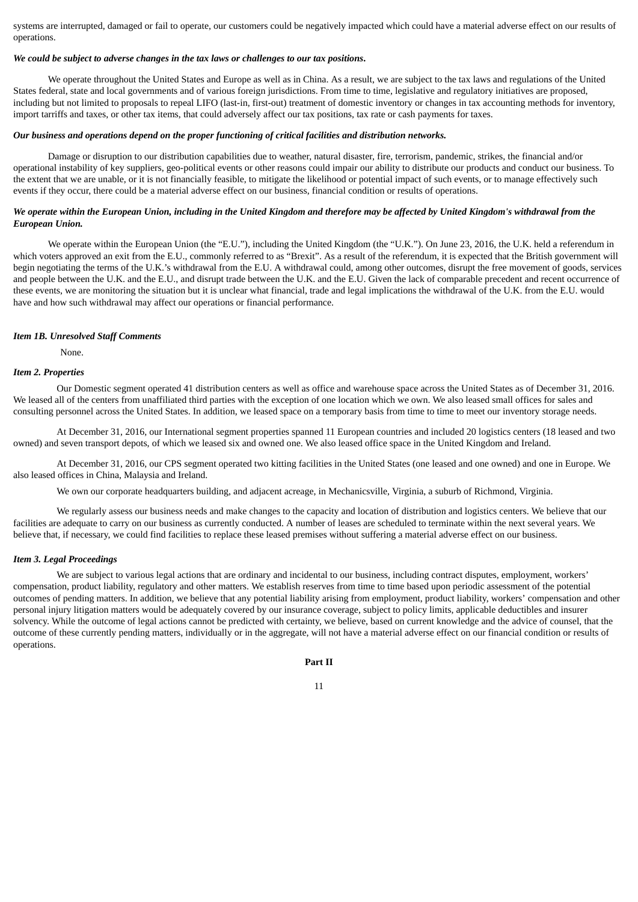systems are interrupted, damaged or fail to operate, our customers could be negatively impacted which could have a material adverse effect on our results of operations.

***We could be subject to adverse changes in the tax laws or challenges to our tax positions.***

We operate throughout the United States and Europe as well as in China. As a result, we are subject to the tax laws and regulations of the United States federal, state and local governments and of various foreign jurisdictions. From time to time, legislative and regulatory initiatives are proposed, including but not limited to proposals to repeal LIFO (last-in, first-out) treatment of domestic inventory or changes in tax accounting methods for inventory, import tarriffs and taxes, or other tax items, that could adversely affect our tax positions, tax rate or cash payments for taxes.

***Our business and operations depend on the proper functioning of critical facilities and distribution networks.***

Damage or disruption to our distribution capabilities due to weather, natural disaster, fire, terrorism, pandemic, strikes, the financial and/or operational instability of key suppliers, geo-political events or other reasons could impair our ability to distribute our products and conduct our business. To the extent that we are unable, or it is not financially feasible, to mitigate the likelihood or potential impact of such events, or to manage effectively such events if they occur, there could be a material adverse effect on our business, financial condition or results of operations.

***We operate within the European Union, including in the United Kingdom and therefore may be affected by United Kingdom's withdrawal from the European Union.***

We operate within the European Union (the "E.U."), including the United Kingdom (the "U.K."). On June 23, 2016, the U.K. held a referendum in which voters approved an exit from the E.U., commonly referred to as "Brexit". As a result of the referendum, it is expected that the British government will begin negotiating the terms of the U.K.'s withdrawal from the E.U. A withdrawal could, among other outcomes, disrupt the free movement of goods, services and people between the U.K. and the E.U., and disrupt trade between the U.K. and the E.U. Given the lack of comparable precedent and recent occurrence of these events, we are monitoring the situation but it is unclear what financial, trade and legal implications the withdrawal of the U.K. from the E.U. would have and how such withdrawal may affect our operations or financial performance.

### *Item 1B. Unresolved Staff Comments*

None.

### *Item 2. Properties*

Our Domestic segment operated 41 distribution centers as well as office and warehouse space across the United States as of December 31, 2016. We leased all of the centers from unaffiliated third parties with the exception of one location which we own. We also leased small offices for sales and consulting personnel across the United States. In addition, we leased space on a temporary basis from time to time to meet our inventory storage needs.

At December 31, 2016, our International segment properties spanned 11 European countries and included 20 logistics centers (18 leased and two owned) and seven transport depots, of which we leased six and owned one. We also leased office space in the United Kingdom and Ireland.

At December 31, 2016, our CPS segment operated two kitting facilities in the United States (one leased and one owned) and one in Europe. We also leased offices in China, Malaysia and Ireland.

We own our corporate headquarters building, and adjacent acreage, in Mechanicsville, Virginia, a suburb of Richmond, Virginia.

We regularly assess our business needs and make changes to the capacity and location of distribution and logistics centers. We believe that our facilities are adequate to carry on our business as currently conducted. A number of leases are scheduled to terminate within the next several years. We believe that, if necessary, we could find facilities to replace these leased premises without suffering a material adverse effect on our business.

### *Item 3. Legal Proceedings*

We are subject to various legal actions that are ordinary and incidental to our business, including contract disputes, employment, workers' compensation, product liability, regulatory and other matters. We establish reserves from time to time based upon periodic assessment of the potential outcomes of pending matters. In addition, we believe that any potential liability arising from employment, product liability, workers' compensation and other personal injury litigation matters would be adequately covered by our insurance coverage, subject to policy limits, applicable deductibles and insurer solvency. While the outcome of legal actions cannot be predicted with certainty, we believe, based on current knowledge and the advice of counsel, that the outcome of these currently pending matters, individually or in the aggregate, will not have a material adverse effect on our financial condition or results of operations.

## Part II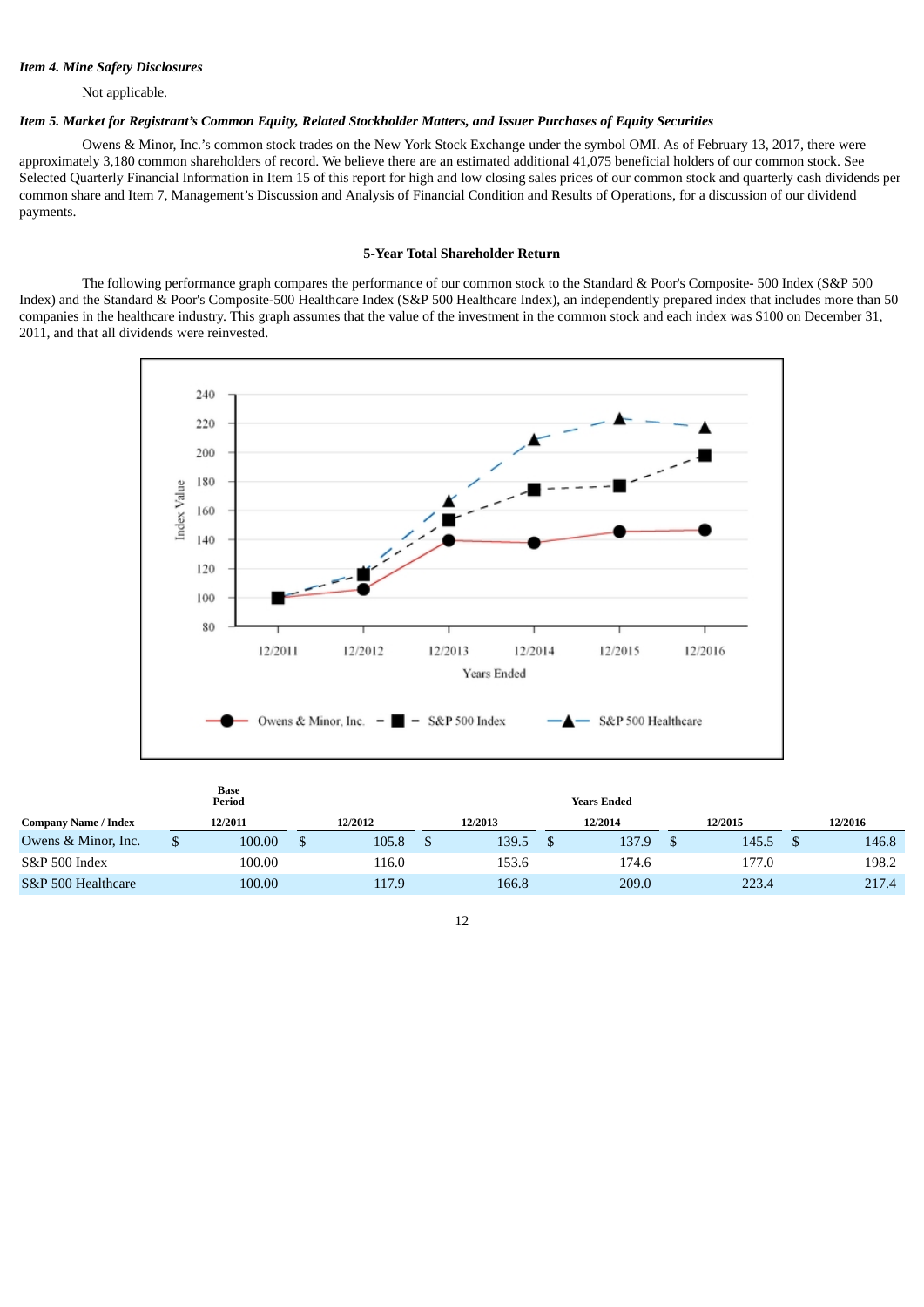***Item 4. Mine Safety Disclosures***

Not applicable.

***Item 5. Market for Registrant's Common Equity, Related Stockholder Matters, and Issuer Purchases of Equity Securities***

Owens & Minor, Inc.'s common stock trades on the New York Stock Exchange under the symbol OMI. As of February 13, 2017, there were approximately 3,180 common shareholders of record. We believe there are an estimated additional 41,075 beneficial holders of our common stock. See Selected Quarterly Financial Information in Item 15 of this report for high and low closing sales prices of our common stock and quarterly cash dividends per common share and Item 7, Management's Discussion and Analysis of Financial Condition and Results of Operations, for a discussion of our dividend payments.

**5-Year Total Shareholder Return**

The following performance graph compares the performance of our common stock to the Standard & Poor's Composite- 500 Index (S&P 500 Index) and the Standard & Poor's Composite-500 Healthcare Index (S&P 500 Healthcare Index), an independently prepared index that includes more than 50 companies in the healthcare industry. This graph assumes that the value of the investment in the common stock and each index was $100 on December 31, 2011, and that all dividends were reinvested.

| | **Base Period** | | **Years Ended** | | | |
|---|---|---|---|---|---|---|
| **Company Name / Index** | **12/2011** | **12/2012** | **12/2013** | **12/2014** | **12/2015** | **12/2016** |
| Owens & Minor, Inc. | $ 100.00 | $ 105.8 | $ 139.5 | $ 137.9 | $ 145.5 | $ 146.8 |
| S&P 500 Index | 100.00 | 116.0 | 153.6 | 174.6 | 177.0 | 198.2 |
| S&P 500 Healthcare | 100.00 | 117.9 | 166.8 | 209.0 | 223.4 | 217.4 |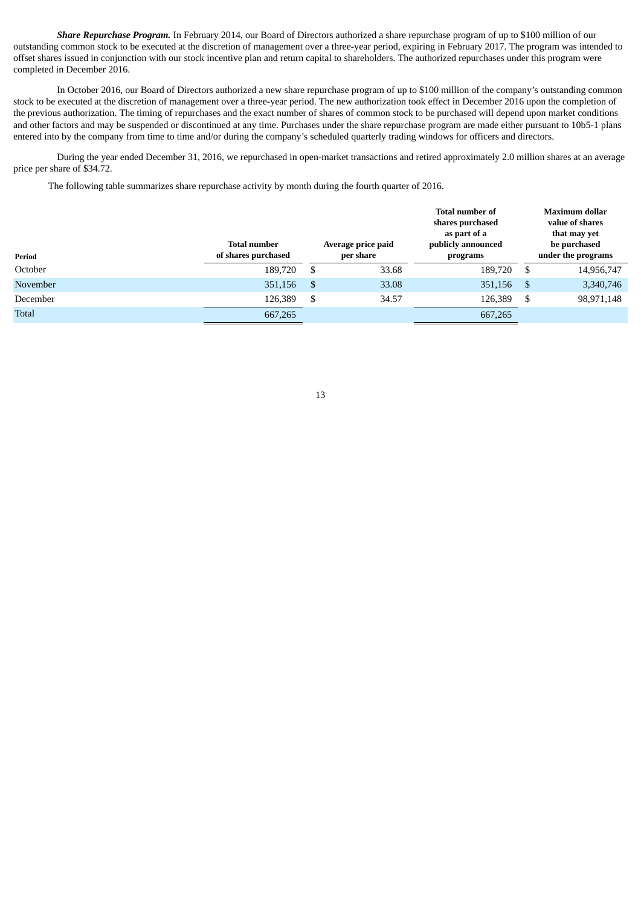***Share Repurchase Program.*** In February 2014, our Board of Directors authorized a share repurchase program of up to $100 million of our outstanding common stock to be executed at the discretion of management over a three-year period, expiring in February 2017. The program was intended to offset shares issued in conjunction with our stock incentive plan and return capital to shareholders. The authorized repurchases under this program were completed in December 2016.

In October 2016, our Board of Directors authorized a new share repurchase program of up to $100 million of the company's outstanding common stock to be executed at the discretion of management over a three-year period. The new authorization took effect in December 2016 upon the completion of the previous authorization. The timing of repurchases and the exact number of shares of common stock to be purchased will depend upon market conditions and other factors and may be suspended or discontinued at any time. Purchases under the share repurchase program are made either pursuant to 10b5-1 plans entered into by the company from time to time and/or during the company's scheduled quarterly trading windows for officers and directors.

During the year ended December 31, 2016, we repurchased in open-market transactions and retired approximately 2.0 million shares at an average price per share of $34.72.

The following table summarizes share repurchase activity by month during the fourth quarter of 2016.

| Period | Total number of shares purchased | Average price paid per share | Total number of shares purchased as part of a publicly announced programs | Maximum dollar value of shares that may yet be purchased under the programs |
|---|---|---|---|---|
| October | 189,720 | $ 33.68 | 189,720 | $ 14,956,747 |
| November | 351,156 | $ 33.08 | 351,156 | $ 3,340,746 |
| December | 126,389 | $ 34.57 | 126,389 | $ 98,971,148 |
| Total | 667,265 | | 667,265 | |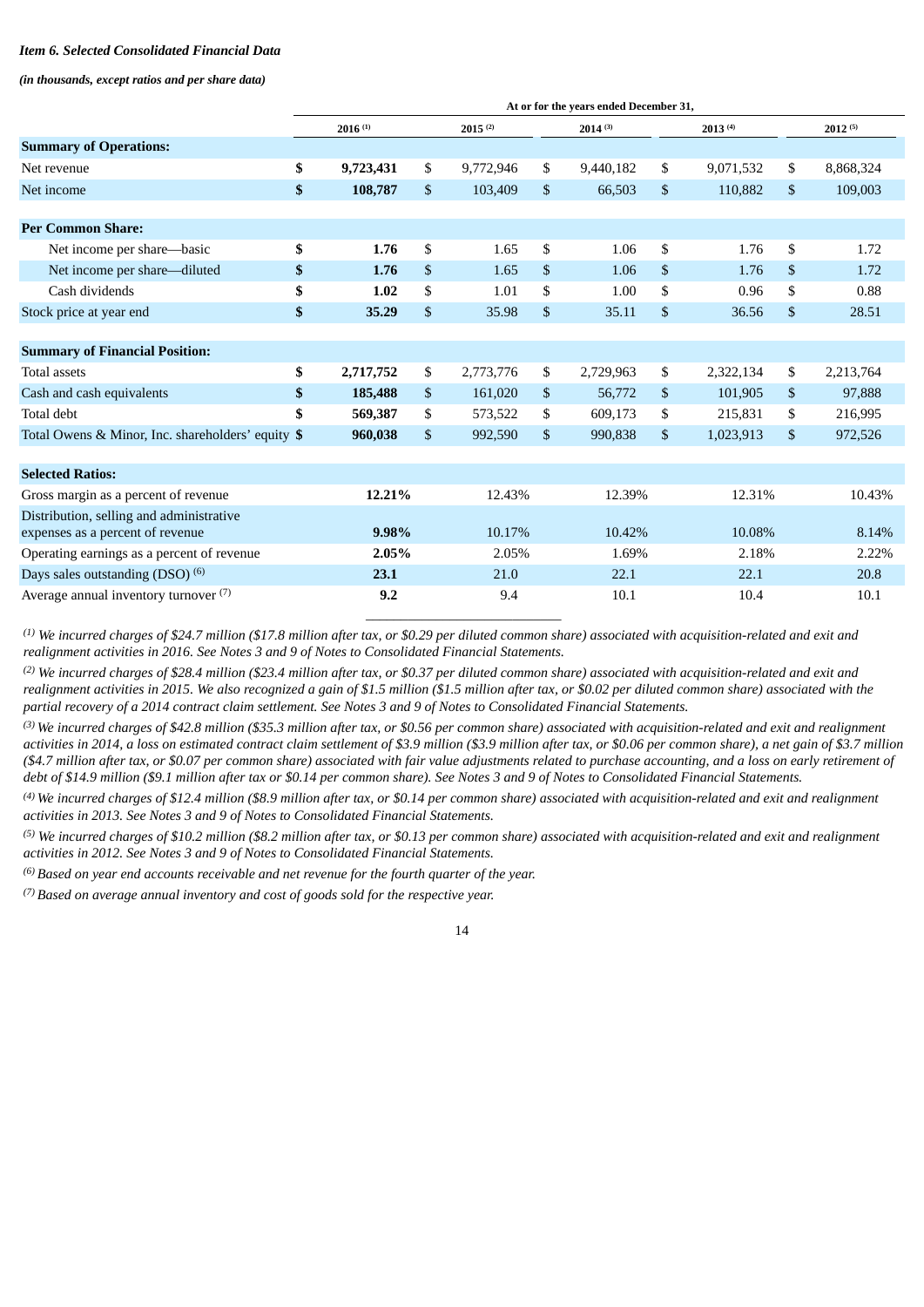*Item 6. Selected Consolidated Financial Data*

*(in thousands, except ratios and per share data)*

| | At or for the years ended December 31, | | | | |
|---|---|---|---|---|---|
| | **2016** [(1)] | **2015** [(2)] | **2014** [(3)] | **2013** [(4)] | **2012** [(5)] |
| **Summary of Operations:** | | | | | |
| Net revenue | **$ 9,723,431** | $ 9,772,946 | $ 9,440,182 | $ 9,071,532 | $ 8,868,324 |
| Net income | **$ 108,787** | $ 103,409 | $ 66,503 | $ 110,882 | $ 109,003 |
| **Per Common Share:** | | | | | |
| Net income per share—basic | **$ 1.76** | $ 1.65 | $ 1.06 | $ 1.76 | $ 1.72 |
| Net income per share—diluted | **$ 1.76** | $ 1.65 | $ 1.06 | $ 1.76 | $ 1.72 |
| Cash dividends | **$ 1.02** | $ 1.01 | $ 1.00 | $ 0.96 | $ 0.88 |
| Stock price at year end | **$ 35.29** | $ 35.98 | $ 35.11 | $ 36.56 | $ 28.51 |
| **Summary of Financial Position:** | | | | | |
| Total assets | **$ 2,717,752** | $ 2,773,776 | $ 2,729,963 | $ 2,322,134 | $ 2,213,764 |
| Cash and cash equivalents | **$ 185,488** | $ 161,020 | $ 56,772 | $ 101,905 | $ 97,888 |
| Total debt | **$ 569,387** | $ 573,522 | $ 609,173 | $ 215,831 | $ 216,995 |
| Total Owens & Minor, Inc. shareholders' equity | **$ 960,038** | $ 992,590 | $ 990,838 | $ 1,023,913 | $ 972,526 |
| **Selected Ratios:** | | | | | |
| Gross margin as a percent of revenue | **12.21%** | 12.43% | 12.39% | 12.31% | 10.43% |
| Distribution, selling and administrative expenses as a percent of revenue | **9.98%** | 10.17% | 10.42% | 10.08% | 8.14% |
| Operating earnings as a percent of revenue | **2.05%** | 2.05% | 1.69% | 2.18% | 2.22% |
| Days sales outstanding (DSO) [(6)] | **23.1** | 21.0 | 22.1 | 22.1 | 20.8 |
| Average annual inventory turnover [(7)] | **9.2** | 9.4 | 10.1 | 10.4 | 10.1 |

*[(1)] We incurred charges of $24.7 million ($17.8 million after tax, or $0.29 per diluted common share) associated with acquisition-related and exit and realignment activities in 2016. See Notes 3 and 9 of Notes to Consolidated Financial Statements.*

*[(2)] We incurred charges of $28.4 million ($23.4 million after tax, or $0.37 per diluted common share) associated with acquisition-related and exit and realignment activities in 2015. We also recognized a gain of $1.5 million ($1.5 million after tax, or $0.02 per diluted common share) associated with the partial recovery of a 2014 contract claim settlement. See Notes 3 and 9 of Notes to Consolidated Financial Statements.*

*[(3)] We incurred charges of $42.8 million ($35.3 million after tax, or $0.56 per common share) associated with acquisition-related and exit and realignment activities in 2014, a loss on estimated contract claim settlement of $3.9 million ($3.9 million after tax, or $0.06 per common share), a net gain of $3.7 million ($4.7 million after tax, or $0.07 per common share) associated with fair value adjustments related to purchase accounting, and a loss on early retirement of debt of $14.9 million ($9.1 million after tax or $0.14 per common share). See Notes 3 and 9 of Notes to Consolidated Financial Statements.*

*[(4)] We incurred charges of $12.4 million ($8.9 million after tax, or $0.14 per common share) associated with acquisition-related and exit and realignment activities in 2013. See Notes 3 and 9 of Notes to Consolidated Financial Statements.*

*[(5)] We incurred charges of $10.2 million ($8.2 million after tax, or $0.13 per common share) associated with acquisition-related and exit and realignment activities in 2012. See Notes 3 and 9 of Notes to Consolidated Financial Statements.*

*[(6)] Based on year end accounts receivable and net revenue for the fourth quarter of the year.*

*[(7)] Based on average annual inventory and cost of goods sold for the respective year.*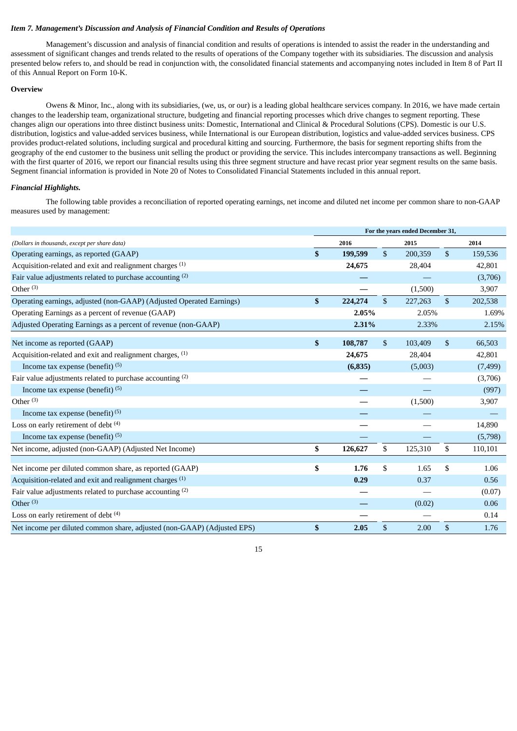*Item 7. Management's Discussion and Analysis of Financial Condition and Results of Operations*

Management's discussion and analysis of financial condition and results of operations is intended to assist the reader in the understanding and assessment of significant changes and trends related to the results of operations of the Company together with its subsidiaries. The discussion and analysis presented below refers to, and should be read in conjunction with, the consolidated financial statements and accompanying notes included in Item 8 of Part II of this Annual Report on Form 10-K.

**Overview**

Owens & Minor, Inc., along with its subsidiaries, (we, us, or our) is a leading global healthcare services company. In 2016, we have made certain changes to the leadership team, organizational structure, budgeting and financial reporting processes which drive changes to segment reporting. These changes align our operations into three distinct business units: Domestic, International and Clinical & Procedural Solutions (CPS). Domestic is our U.S. distribution, logistics and value-added services business, while International is our European distribution, logistics and value-added services business. CPS provides product-related solutions, including surgical and procedural kitting and sourcing. Furthermore, the basis for segment reporting shifts from the geography of the end customer to the business unit selling the product or providing the service. This includes intercompany transactions as well. Beginning with the first quarter of 2016, we report our financial results using this three segment structure and have recast prior year segment results on the same basis. Segment financial information is provided in Note 20 of Notes to Consolidated Financial Statements included in this annual report.

***Financial Highlights.***

The following table provides a reconciliation of reported operating earnings, net income and diluted net income per common share to non-GAAP measures used by management:

| | For the years ended December 31, | | |
|---|---|---|---|
| *(Dollars in thousands, except per share data)* | **2016** | **2015** | **2014** |
| Operating earnings, as reported (GAAP) | **$ 199,599** | $ 200,359 | $ 159,536 |
| Acquisition-related and exit and realignment charges (1) | **24,675** | 28,404 | 42,801 |
| Fair value adjustments related to purchase accounting (2) | **—** | — | (3,706) |
| Other (3) | **—** | (1,500) | 3,907 |
| Operating earnings, adjusted (non-GAAP) (Adjusted Operated Earnings) | **$ 224,274** | $ 227,263 | $ 202,538 |
| Operating Earnings as a percent of revenue (GAAP) | **2.05%** | 2.05% | 1.69% |
| Adjusted Operating Earnings as a percent of revenue (non-GAAP) | **2.31%** | 2.33% | 2.15% |
| | | | |
| Net income as reported (GAAP) | **$ 108,787** | $ 103,409 | $ 66,503 |
| Acquisition-related and exit and realignment charges, (1) | **24,675** | 28,404 | 42,801 |
| Income tax expense (benefit) (5) | **(6,835)** | (5,003) | (7,499) |
| Fair value adjustments related to purchase accounting (2) | **—** | — | (3,706) |
| Income tax expense (benefit) (5) | **—** | — | (997) |
| Other (3) | **—** | (1,500) | 3,907 |
| Income tax expense (benefit) (5) | **—** | — | — |
| Loss on early retirement of debt (4) | **—** | — | 14,890 |
| Income tax expense (benefit) (5) | **—** | — | (5,798) |
| Net income, adjusted (non-GAAP) (Adjusted Net Income) | **$ 126,627** | $ 125,310 | $ 110,101 |
| | | | |
| Net income per diluted common share, as reported (GAAP) | **$ 1.76** | $ 1.65 | $ 1.06 |
| Acquisition-related and exit and realignment charges (1) | **0.29** | 0.37 | 0.56 |
| Fair value adjustments related to purchase accounting (2) | **—** | — | (0.07) |
| Other (3) | **—** | (0.02) | 0.06 |
| Loss on early retirement of debt (4) | **—** | — | 0.14 |
| Net income per diluted common share, adjusted (non-GAAP) (Adjusted EPS) | **$ 2.05** | $ 2.00 | $ 1.76 |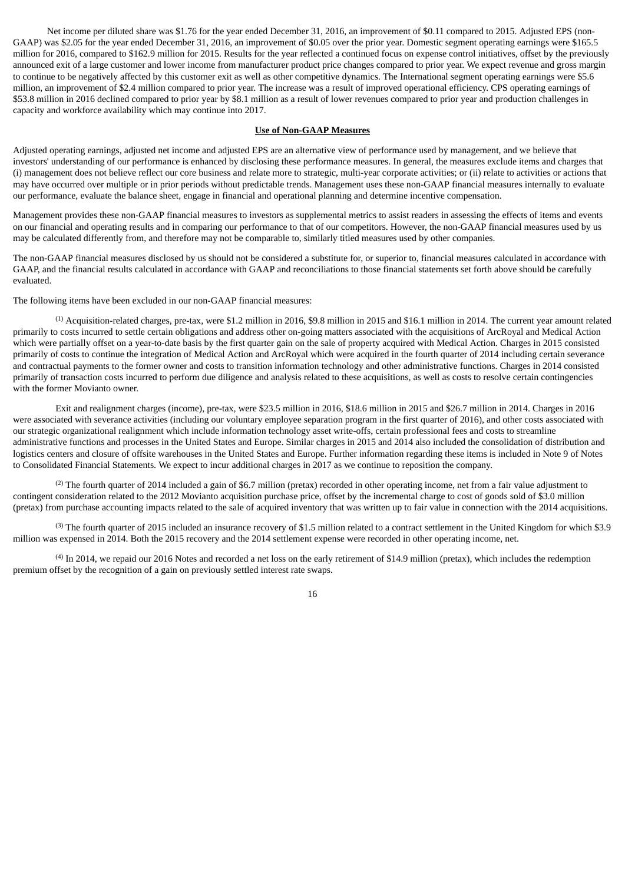Net income per diluted share was $1.76 for the year ended December 31, 2016, an improvement of $0.11 compared to 2015. Adjusted EPS (non-GAAP) was $2.05 for the year ended December 31, 2016, an improvement of $0.05 over the prior year. Domestic segment operating earnings were $165.5 million for 2016, compared to $162.9 million for 2015. Results for the year reflected a continued focus on expense control initiatives, offset by the previously announced exit of a large customer and lower income from manufacturer product price changes compared to prior year. We expect revenue and gross margin to continue to be negatively affected by this customer exit as well as other competitive dynamics. The International segment operating earnings were $5.6 million, an improvement of $2.4 million compared to prior year. The increase was a result of improved operational efficiency. CPS operating earnings of $53.8 million in 2016 declined compared to prior year by $8.1 million as a result of lower revenues compared to prior year and production challenges in capacity and workforce availability which may continue into 2017.

## Use of Non-GAAP Measures

Adjusted operating earnings, adjusted net income and adjusted EPS are an alternative view of performance used by management, and we believe that investors' understanding of our performance is enhanced by disclosing these performance measures. In general, the measures exclude items and charges that (i) management does not believe reflect our core business and relate more to strategic, multi-year corporate activities; or (ii) relate to activities or actions that may have occurred over multiple or in prior periods without predictable trends. Management uses these non-GAAP financial measures internally to evaluate our performance, evaluate the balance sheet, engage in financial and operational planning and determine incentive compensation.

Management provides these non-GAAP financial measures to investors as supplemental metrics to assist readers in assessing the effects of items and events on our financial and operating results and in comparing our performance to that of our competitors. However, the non-GAAP financial measures used by us may be calculated differently from, and therefore may not be comparable to, similarly titled measures used by other companies.

The non-GAAP financial measures disclosed by us should not be considered a substitute for, or superior to, financial measures calculated in accordance with GAAP, and the financial results calculated in accordance with GAAP and reconciliations to those financial statements set forth above should be carefully evaluated.

The following items have been excluded in our non-GAAP financial measures:

[1] Acquisition-related charges, pre-tax, were $1.2 million in 2016, $9.8 million in 2015 and $16.1 million in 2014. The current year amount related primarily to costs incurred to settle certain obligations and address other on-going matters associated with the acquisitions of ArcRoyal and Medical Action which were partially offset on a year-to-date basis by the first quarter gain on the sale of property acquired with Medical Action. Charges in 2015 consisted primarily of costs to continue the integration of Medical Action and ArcRoyal which were acquired in the fourth quarter of 2014 including certain severance and contractual payments to the former owner and costs to transition information technology and other administrative functions. Charges in 2014 consisted primarily of transaction costs incurred to perform due diligence and analysis related to these acquisitions, as well as costs to resolve certain contingencies with the former Movianto owner.

Exit and realignment charges (income), pre-tax, were $23.5 million in 2016, $18.6 million in 2015 and $26.7 million in 2014. Charges in 2016 were associated with severance activities (including our voluntary employee separation program in the first quarter of 2016), and other costs associated with our strategic organizational realignment which include information technology asset write-offs, certain professional fees and costs to streamline administrative functions and processes in the United States and Europe. Similar charges in 2015 and 2014 also included the consolidation of distribution and logistics centers and closure of offsite warehouses in the United States and Europe. Further information regarding these items is included in Note 9 of Notes to Consolidated Financial Statements. We expect to incur additional charges in 2017 as we continue to reposition the company.

[2] The fourth quarter of 2014 included a gain of $6.7 million (pretax) recorded in other operating income, net from a fair value adjustment to contingent consideration related to the 2012 Movianto acquisition purchase price, offset by the incremental charge to cost of goods sold of $3.0 million (pretax) from purchase accounting impacts related to the sale of acquired inventory that was written up to fair value in connection with the 2014 acquisitions.

[3] The fourth quarter of 2015 included an insurance recovery of $1.5 million related to a contract settlement in the United Kingdom for which $3.9 million was expensed in 2014. Both the 2015 recovery and the 2014 settlement expense were recorded in other operating income, net.

[4] In 2014, we repaid our 2016 Notes and recorded a net loss on the early retirement of $14.9 million (pretax), which includes the redemption premium offset by the recognition of a gain on previously settled interest rate swaps.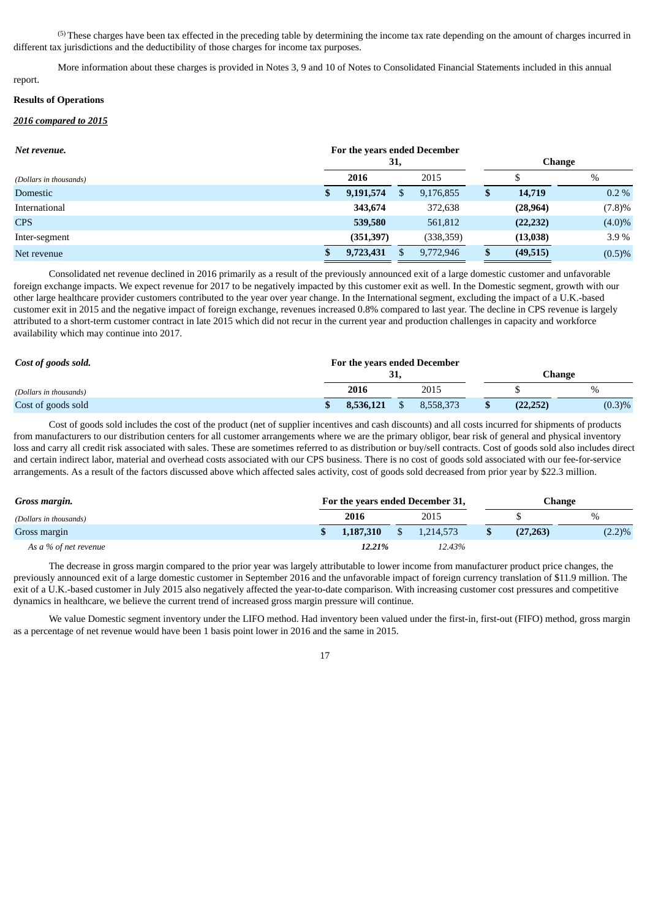[(5)] These charges have been tax effected in the preceding table by determining the income tax rate depending on the amount of charges incurred in different tax jurisdictions and the deductibility of those charges for income tax purposes.

More information about these charges is provided in Notes 3, 9 and 10 of Notes to Consolidated Financial Statements included in this annual report.

**Results of Operations**

***2016 compared to 2015***

| ***Net revenue.*** | For the years ended December 31, | | Change | |
|---|---|---|---|---|
| *(Dollars in thousands)* | **2016** | 2015 | $ | % |
| Domestic | **$ 9,191,574** | $ 9,176,855 | **$ 14,719** | 0.2 % |
| International | **343,674** | 372,638 | **(28,964)** | (7.8)% |
| CPS | **539,580** | 561,812 | **(22,232)** | (4.0)% |
| Inter-segment | **(351,397)** | (338,359) | **(13,038)** | 3.9 % |
| Net revenue | **$ 9,723,431** | $ 9,772,946 | **$ (49,515)** | (0.5)% |

Consolidated net revenue declined in 2016 primarily as a result of the previously announced exit of a large domestic customer and unfavorable foreign exchange impacts. We expect revenue for 2017 to be negatively impacted by this customer exit as well. In the Domestic segment, growth with our other large healthcare provider customers contributed to the year over year change. In the International segment, excluding the impact of a U.K.-based customer exit in 2015 and the negative impact of foreign exchange, revenues increased 0.8% compared to last year. The decline in CPS revenue is largely attributed to a short-term customer contract in late 2015 which did not recur in the current year and production challenges in capacity and workforce availability which may continue into 2017.

| ***Cost of goods sold.*** | For the years ended December 31, | | Change | |
|---|---|---|---|---|
| *(Dollars in thousands)* | **2016** | 2015 | $ | % |
| Cost of goods sold | **$ 8,536,121** | $ 8,558,373 | **$ (22,252)** | (0.3)% |

Cost of goods sold includes the cost of the product (net of supplier incentives and cash discounts) and all costs incurred for shipments of products from manufacturers to our distribution centers for all customer arrangements where we are the primary obligor, bear risk of general and physical inventory loss and carry all credit risk associated with sales. These are sometimes referred to as distribution or buy/sell contracts. Cost of goods sold also includes direct and certain indirect labor, material and overhead costs associated with our CPS business. There is no cost of goods sold associated with our fee-for-service arrangements. As a result of the factors discussed above which affected sales activity, cost of goods sold decreased from prior year by $22.3 million.

| ***Gross margin.*** | For the years ended December 31, | | Change | |
|---|---|---|---|---|
| *(Dollars in thousands)* | **2016** | 2015 | $ | % |
| Gross margin | **$ 1,187,310** | $ 1,214,573 | **$ (27,263)** | (2.2)% |
| *As a % of net revenue* | ***12.21%*** | *12.43%* | | |

The decrease in gross margin compared to the prior year was largely attributable to lower income from manufacturer product price changes, the previously announced exit of a large domestic customer in September 2016 and the unfavorable impact of foreign currency translation of $11.9 million. The exit of a U.K.-based customer in July 2015 also negatively affected the year-to-date comparison. With increasing customer cost pressures and competitive dynamics in healthcare, we believe the current trend of increased gross margin pressure will continue.

We value Domestic segment inventory under the LIFO method. Had inventory been valued under the first-in, first-out (FIFO) method, gross margin as a percentage of net revenue would have been 1 basis point lower in 2016 and the same in 2015.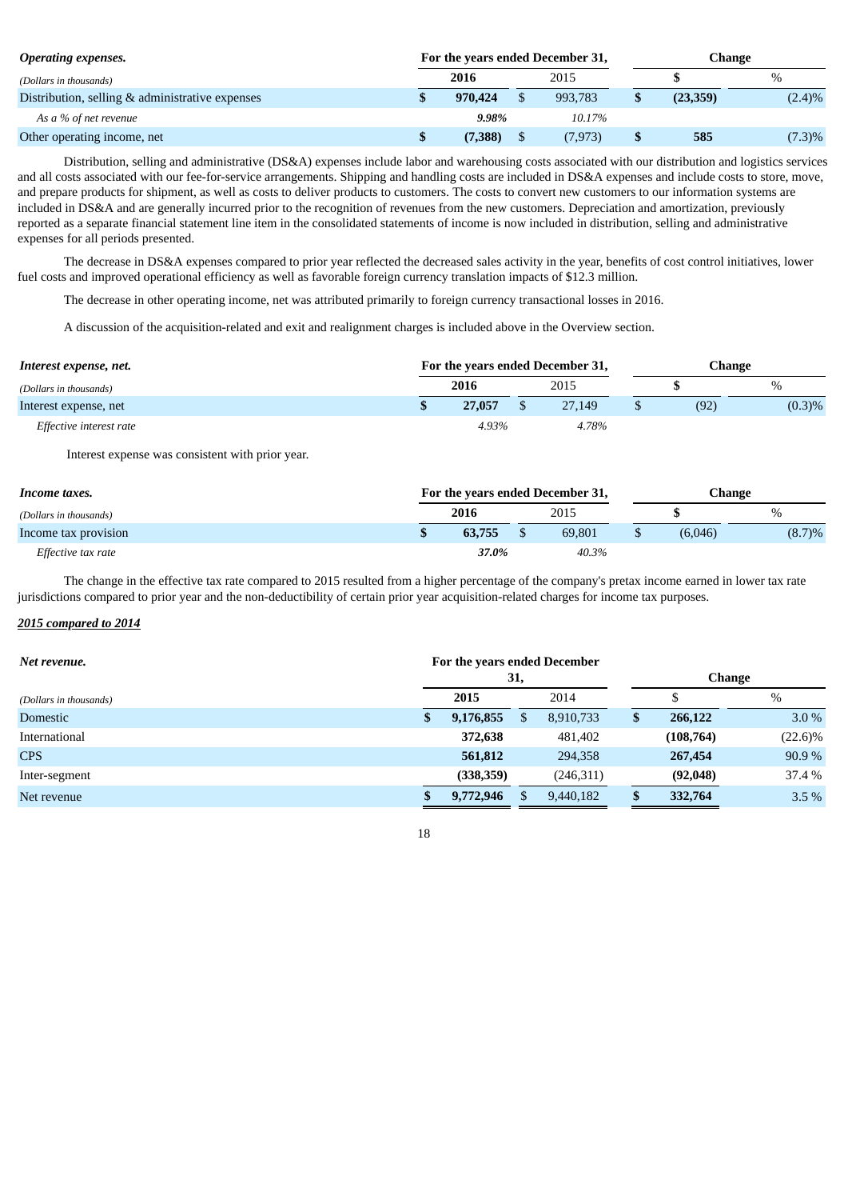| ***Operating expenses.*** | For the years ended December 31, | | Change | |
|---|---|---|---|---|
| *(Dollars in thousands)* | **2016** | 2015 | **$** | % |
| Distribution, selling & administrative expenses | **$ 970,424** | $ 993,783 | **$ (23,359)** | (2.4)% |
| *As a % of net revenue* | ***9.98%*** | *10.17%* | | |
| Other operating income, net | **$ (7,388)** | $ (7,973) | **$ 585** | (7.3)% |

Distribution, selling and administrative (DS&A) expenses include labor and warehousing costs associated with our distribution and logistics services and all costs associated with our fee-for-service arrangements. Shipping and handling costs are included in DS&A expenses and include costs to store, move, and prepare products for shipment, as well as costs to deliver products to customers. The costs to convert new customers to our information systems are included in DS&A and are generally incurred prior to the recognition of revenues from the new customers. Depreciation and amortization, previously reported as a separate financial statement line item in the consolidated statements of income is now included in distribution, selling and administrative expenses for all periods presented.

The decrease in DS&A expenses compared to prior year reflected the decreased sales activity in the year, benefits of cost control initiatives, lower fuel costs and improved operational efficiency as well as favorable foreign currency translation impacts of $12.3 million.

The decrease in other operating income, net was attributed primarily to foreign currency transactional losses in 2016.

A discussion of the acquisition-related and exit and realignment charges is included above in the Overview section.

| ***Interest expense, net.*** | For the years ended December 31, | | Change | |
|---|---|---|---|---|
| *(Dollars in thousands)* | **2016** | 2015 | **$** | % |
| Interest expense, net | **$ 27,057** | $ 27,149 | $ (92) | (0.3)% |
| *Effective interest rate* | *4.93%* | *4.78%* | | |

Interest expense was consistent with prior year.

| ***Income taxes.*** | For the years ended December 31, | | Change | |
|---|---|---|---|---|
| *(Dollars in thousands)* | **2016** | 2015 | **$** | % |
| Income tax provision | **$ 63,755** | $ 69,801 | $ (6,046) | (8.7)% |
| *Effective tax rate* | ***37.0%*** | *40.3%* | | |

The change in the effective tax rate compared to 2015 resulted from a higher percentage of the company's pretax income earned in lower tax rate jurisdictions compared to prior year and the non-deductibility of certain prior year acquisition-related charges for income tax purposes.

***2015 compared to 2014***

| ***Net revenue.*** | For the years ended December 31, | | Change | |
|---|---|---|---|---|
| *(Dollars in thousands)* | **2015** | 2014 | $ | % |
| Domestic | **$ 9,176,855** | $ 8,910,733 | **$ 266,122** | 3.0 % |
| International | **372,638** | 481,402 | **(108,764)** | (22.6)% |
| CPS | **561,812** | 294,358 | **267,454** | 90.9 % |
| Inter-segment | **(338,359)** | (246,311) | **(92,048)** | 37.4 % |
| Net revenue | **$ 9,772,946** | $ 9,440,182 | **$ 332,764** | 3.5 % |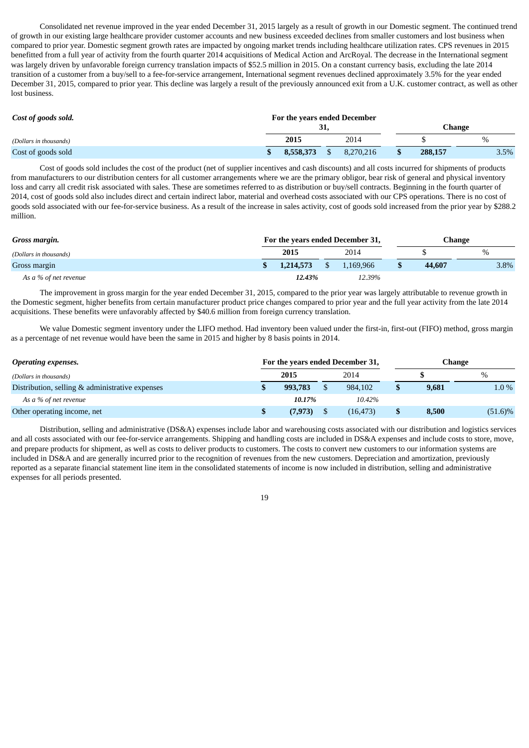Consolidated net revenue improved in the year ended December 31, 2015 largely as a result of growth in our Domestic segment. The continued trend of growth in our existing large healthcare provider customer accounts and new business exceeded declines from smaller customers and lost business when compared to prior year. Domestic segment growth rates are impacted by ongoing market trends including healthcare utilization rates. CPS revenues in 2015 benefitted from a full year of activity from the fourth quarter 2014 acquisitions of Medical Action and ArcRoyal. The decrease in the International segment was largely driven by unfavorable foreign currency translation impacts of $52.5 million in 2015. On a constant currency basis, excluding the late 2014 transition of a customer from a buy/sell to a fee-for-service arrangement, International segment revenues declined approximately 3.5% for the year ended December 31, 2015, compared to prior year. This decline was largely a result of the previously announced exit from a U.K. customer contract, as well as other lost business.

| ***Cost of goods sold.*** | For the years ended December 31, | | Change | |
|---|---|---|---|---|
| *(Dollars in thousands)* | **2015** | 2014 | $ | % |
| Cost of goods sold | **$ 8,558,373** | $ 8,270,216 | **$ 288,157** | 3.5% |

Cost of goods sold includes the cost of the product (net of supplier incentives and cash discounts) and all costs incurred for shipments of products from manufacturers to our distribution centers for all customer arrangements where we are the primary obligor, bear risk of general and physical inventory loss and carry all credit risk associated with sales. These are sometimes referred to as distribution or buy/sell contracts. Beginning in the fourth quarter of 2014, cost of goods sold also includes direct and certain indirect labor, material and overhead costs associated with our CPS operations. There is no cost of goods sold associated with our fee-for-service business. As a result of the increase in sales activity, cost of goods sold increased from the prior year by $288.2 million.

| ***Gross margin.*** | For the years ended December 31, | | Change | |
|---|---|---|---|---|
| *(Dollars in thousands)* | **2015** | 2014 | $ | % |
| Gross margin | **$ 1,214,573** | $ 1,169,966 | **$ 44,607** | 3.8% |
| *As a % of net revenue* | ***12.43%*** | *12.39%* | | |

The improvement in gross margin for the year ended December 31, 2015, compared to the prior year was largely attributable to revenue growth in the Domestic segment, higher benefits from certain manufacturer product price changes compared to prior year and the full year activity from the late 2014 acquisitions. These benefits were unfavorably affected by $40.6 million from foreign currency translation.

We value Domestic segment inventory under the LIFO method. Had inventory been valued under the first-in, first-out (FIFO) method, gross margin as a percentage of net revenue would have been the same in 2015 and higher by 8 basis points in 2014.

| ***Operating expenses.*** | For the years ended December 31, | | Change | |
|---|---|---|---|---|
| *(Dollars in thousands)* | **2015** | 2014 | **$** | % |
| Distribution, selling & administrative expenses | **$ 993,783** | $ 984,102 | **$ 9,681** | 1.0 % |
| *As a % of net revenue* | ***10.17%*** | *10.42%* | | |
| Other operating income, net | **$ (7,973)** | $ (16,473) | **$ 8,500** | (51.6)% |

Distribution, selling and administrative (DS&A) expenses include labor and warehousing costs associated with our distribution and logistics services and all costs associated with our fee-for-service arrangements. Shipping and handling costs are included in DS&A expenses and include costs to store, move, and prepare products for shipment, as well as costs to deliver products to customers. The costs to convert new customers to our information systems are included in DS&A and are generally incurred prior to the recognition of revenues from the new customers. Depreciation and amortization, previously reported as a separate financial statement line item in the consolidated statements of income is now included in distribution, selling and administrative expenses for all periods presented.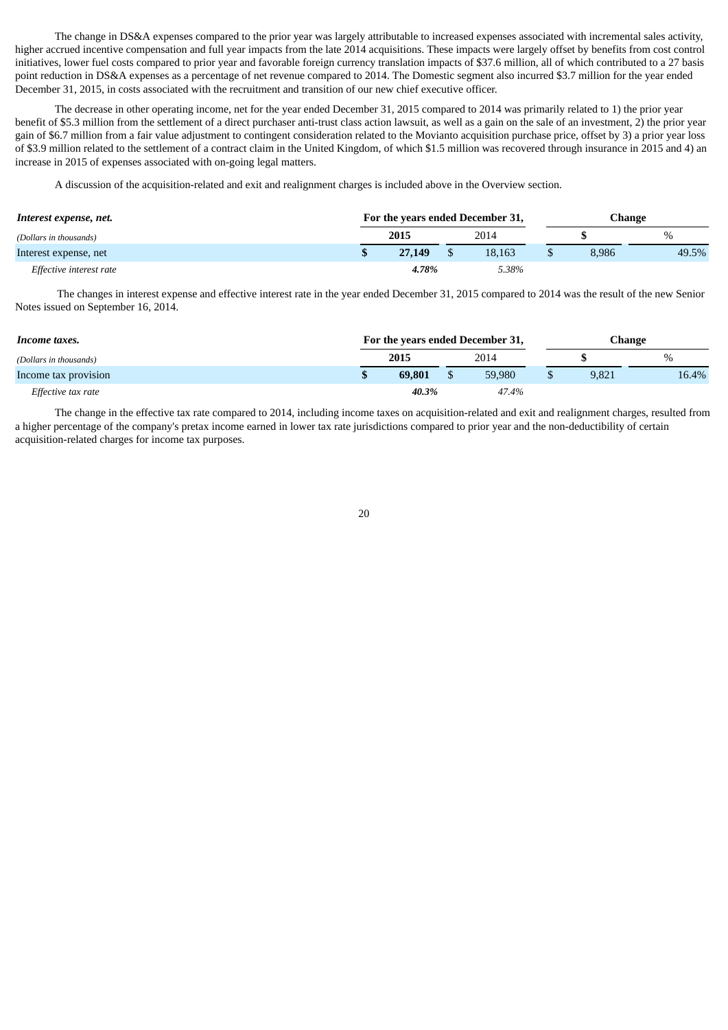The change in DS&A expenses compared to the prior year was largely attributable to increased expenses associated with incremental sales activity, higher accrued incentive compensation and full year impacts from the late 2014 acquisitions. These impacts were largely offset by benefits from cost control initiatives, lower fuel costs compared to prior year and favorable foreign currency translation impacts of $37.6 million, all of which contributed to a 27 basis point reduction in DS&A expenses as a percentage of net revenue compared to 2014. The Domestic segment also incurred $3.7 million for the year ended December 31, 2015, in costs associated with the recruitment and transition of our new chief executive officer.

The decrease in other operating income, net for the year ended December 31, 2015 compared to 2014 was primarily related to 1) the prior year benefit of $5.3 million from the settlement of a direct purchaser anti-trust class action lawsuit, as well as a gain on the sale of an investment, 2) the prior year gain of $6.7 million from a fair value adjustment to contingent consideration related to the Movianto acquisition purchase price, offset by 3) a prior year loss of $3.9 million related to the settlement of a contract claim in the United Kingdom, of which $1.5 million was recovered through insurance in 2015 and 4) an increase in 2015 of expenses associated with on-going legal matters.

A discussion of the acquisition-related and exit and realignment charges is included above in the Overview section.

| ***Interest expense, net.*** | **For the years ended December 31,** | | **Change** | |
|---|---|---|---|---|
| *(Dollars in thousands)* | **2015** | 2014 | **$** | % |
| Interest expense, net | **$ 27,149** | $ 18,163 | $ 8,986 | 49.5% |
| *Effective interest rate* | ***4.78%*** | *5.38%* | | |

The changes in interest expense and effective interest rate in the year ended December 31, 2015 compared to 2014 was the result of the new Senior Notes issued on September 16, 2014.

| ***Income taxes.*** | **For the years ended December 31,** | | **Change** | |
|---|---|---|---|---|
| *(Dollars in thousands)* | **2015** | 2014 | **$** | % |
| Income tax provision | **$ 69,801** | $ 59,980 | $ 9,821 | 16.4% |
| *Effective tax rate* | ***40.3%*** | *47.4%* | | |

The change in the effective tax rate compared to 2014, including income taxes on acquisition-related and exit and realignment charges, resulted from a higher percentage of the company's pretax income earned in lower tax rate jurisdictions compared to prior year and the non-deductibility of certain acquisition-related charges for income tax purposes.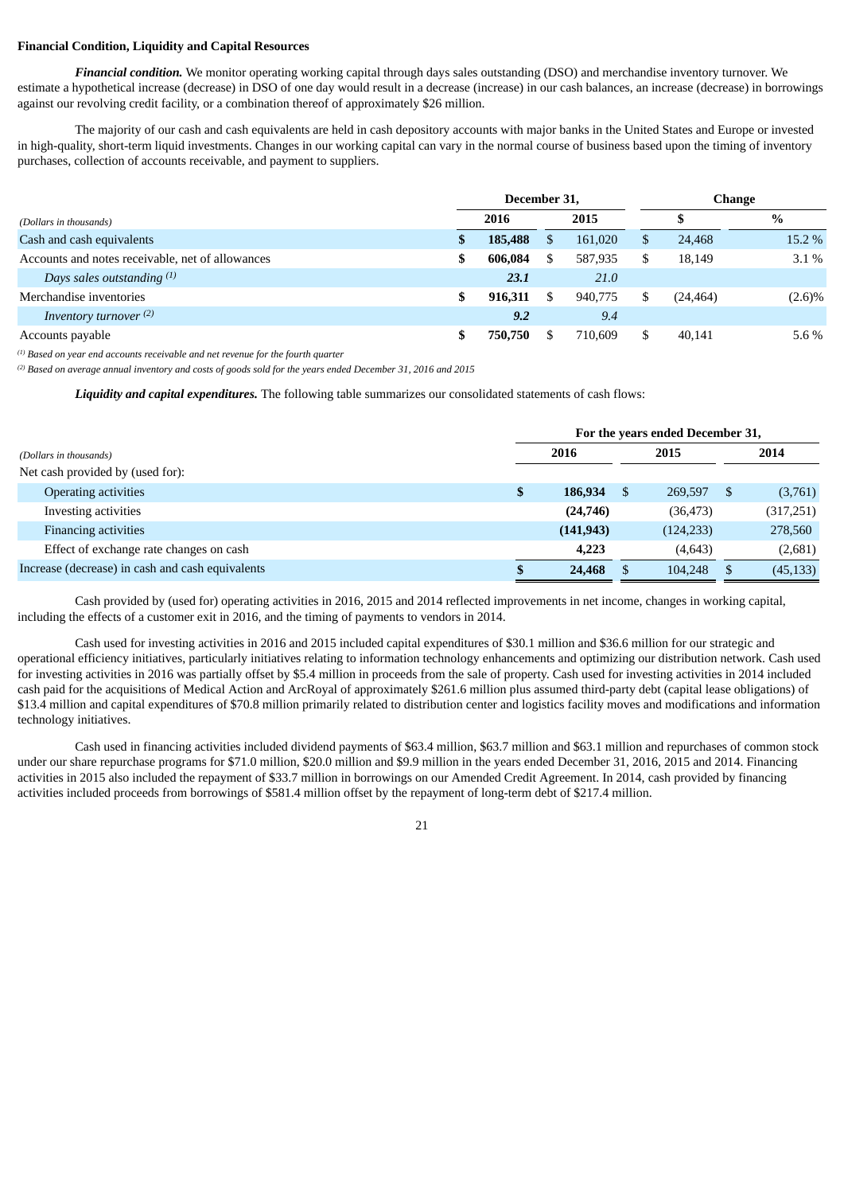### Financial Condition, Liquidity and Capital Resources

***Financial condition.*** We monitor operating working capital through days sales outstanding (DSO) and merchandise inventory turnover. We estimate a hypothetical increase (decrease) in DSO of one day would result in a decrease (increase) in our cash balances, an increase (decrease) in borrowings against our revolving credit facility, or a combination thereof of approximately $26 million.

The majority of our cash and cash equivalents are held in cash depository accounts with major banks in the United States and Europe or invested in high-quality, short-term liquid investments. Changes in our working capital can vary in the normal course of business based upon the timing of inventory purchases, collection of accounts receivable, and payment to suppliers.

| *(Dollars in thousands)* | December 31, 2016 | December 31, 2015 | Change $ | Change % |
|---|---|---|---|---|
| Cash and cash equivalents | $ **185,488** | $ 161,020 | $ 24,468 | 15.2 % |
| Accounts and notes receivable, net of allowances | $ **606,084** | $ 587,935 | $ 18,149 | 3.1 % |
| *Days sales outstanding* [(1)] | ***23.1*** | *21.0* | | |
| Merchandise inventories | $ **916,311** | $ 940,775 | $ (24,464) | (2.6)% |
| *Inventory turnover* [(2)] | ***9.2*** | *9.4* | | |
| Accounts payable | $ **750,750** | $ 710,609 | $ 40,141 | 5.6 % |

*(1) Based on year end accounts receivable and net revenue for the fourth quarter*

*(2) Based on average annual inventory and costs of goods sold for the years ended December 31, 2016 and 2015*

***Liquidity and capital expenditures.*** The following table summarizes our consolidated statements of cash flows:

| *(Dollars in thousands)* | For the years ended December 31, 2016 | 2015 | 2014 |
|---|---|---|---|
| Net cash provided by (used for): | | | |
| Operating activities | $ **186,934** | $ 269,597 | $ (3,761) |
| Investing activities | **(24,746)** | (36,473) | (317,251) |
| Financing activities | **(141,943)** | (124,233) | 278,560 |
| Effect of exchange rate changes on cash | **4,223** | (4,643) | (2,681) |
| Increase (decrease) in cash and cash equivalents | $ **24,468** | $ 104,248 | $ (45,133) |

Cash provided by (used for) operating activities in 2016, 2015 and 2014 reflected improvements in net income, changes in working capital, including the effects of a customer exit in 2016, and the timing of payments to vendors in 2014.

Cash used for investing activities in 2016 and 2015 included capital expenditures of $30.1 million and $36.6 million for our strategic and operational efficiency initiatives, particularly initiatives relating to information technology enhancements and optimizing our distribution network. Cash used for investing activities in 2016 was partially offset by $5.4 million in proceeds from the sale of property. Cash used for investing activities in 2014 included cash paid for the acquisitions of Medical Action and ArcRoyal of approximately $261.6 million plus assumed third-party debt (capital lease obligations) of $13.4 million and capital expenditures of $70.8 million primarily related to distribution center and logistics facility moves and modifications and information technology initiatives.

Cash used in financing activities included dividend payments of $63.4 million, $63.7 million and $63.1 million and repurchases of common stock under our share repurchase programs for $71.0 million, $20.0 million and $9.9 million in the years ended December 31, 2016, 2015 and 2014. Financing activities in 2015 also included the repayment of $33.7 million in borrowings on our Amended Credit Agreement. In 2014, cash provided by financing activities included proceeds from borrowings of $581.4 million offset by the repayment of long-term debt of $217.4 million.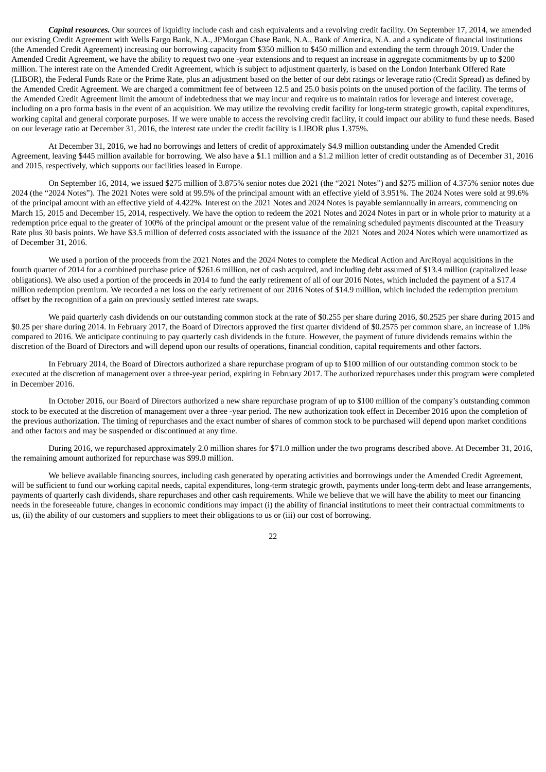***Capital resources.*** Our sources of liquidity include cash and cash equivalents and a revolving credit facility. On September 17, 2014, we amended our existing Credit Agreement with Wells Fargo Bank, N.A., JPMorgan Chase Bank, N.A., Bank of America, N.A. and a syndicate of financial institutions (the Amended Credit Agreement) increasing our borrowing capacity from $350 million to $450 million and extending the term through 2019. Under the Amended Credit Agreement, we have the ability to request two one -year extensions and to request an increase in aggregate commitments by up to $200 million. The interest rate on the Amended Credit Agreement, which is subject to adjustment quarterly, is based on the London Interbank Offered Rate (LIBOR), the Federal Funds Rate or the Prime Rate, plus an adjustment based on the better of our debt ratings or leverage ratio (Credit Spread) as defined by the Amended Credit Agreement. We are charged a commitment fee of between 12.5 and 25.0 basis points on the unused portion of the facility. The terms of the Amended Credit Agreement limit the amount of indebtedness that we may incur and require us to maintain ratios for leverage and interest coverage, including on a pro forma basis in the event of an acquisition. We may utilize the revolving credit facility for long-term strategic growth, capital expenditures, working capital and general corporate purposes. If we were unable to access the revolving credit facility, it could impact our ability to fund these needs. Based on our leverage ratio at December 31, 2016, the interest rate under the credit facility is LIBOR plus 1.375%.

At December 31, 2016, we had no borrowings and letters of credit of approximately $4.9 million outstanding under the Amended Credit Agreement, leaving $445 million available for borrowing. We also have a $1.1 million and a $1.2 million letter of credit outstanding as of December 31, 2016 and 2015, respectively, which supports our facilities leased in Europe.

On September 16, 2014, we issued $275 million of 3.875% senior notes due 2021 (the "2021 Notes") and $275 million of 4.375% senior notes due 2024 (the "2024 Notes"). The 2021 Notes were sold at 99.5% of the principal amount with an effective yield of 3.951%. The 2024 Notes were sold at 99.6% of the principal amount with an effective yield of 4.422%. Interest on the 2021 Notes and 2024 Notes is payable semiannually in arrears, commencing on March 15, 2015 and December 15, 2014, respectively. We have the option to redeem the 2021 Notes and 2024 Notes in part or in whole prior to maturity at a redemption price equal to the greater of 100% of the principal amount or the present value of the remaining scheduled payments discounted at the Treasury Rate plus 30 basis points. We have $3.5 million of deferred costs associated with the issuance of the 2021 Notes and 2024 Notes which were unamortized as of December 31, 2016.

We used a portion of the proceeds from the 2021 Notes and the 2024 Notes to complete the Medical Action and ArcRoyal acquisitions in the fourth quarter of 2014 for a combined purchase price of $261.6 million, net of cash acquired, and including debt assumed of $13.4 million (capitalized lease obligations). We also used a portion of the proceeds in 2014 to fund the early retirement of all of our 2016 Notes, which included the payment of a $17.4 million redemption premium. We recorded a net loss on the early retirement of our 2016 Notes of $14.9 million, which included the redemption premium offset by the recognition of a gain on previously settled interest rate swaps.

We paid quarterly cash dividends on our outstanding common stock at the rate of $0.255 per share during 2016, $0.2525 per share during 2015 and $0.25 per share during 2014. In February 2017, the Board of Directors approved the first quarter dividend of $0.2575 per common share, an increase of 1.0% compared to 2016. We anticipate continuing to pay quarterly cash dividends in the future. However, the payment of future dividends remains within the discretion of the Board of Directors and will depend upon our results of operations, financial condition, capital requirements and other factors.

In February 2014, the Board of Directors authorized a share repurchase program of up to $100 million of our outstanding common stock to be executed at the discretion of management over a three-year period, expiring in February 2017. The authorized repurchases under this program were completed in December 2016.

In October 2016, our Board of Directors authorized a new share repurchase program of up to $100 million of the company's outstanding common stock to be executed at the discretion of management over a three -year period. The new authorization took effect in December 2016 upon the completion of the previous authorization. The timing of repurchases and the exact number of shares of common stock to be purchased will depend upon market conditions and other factors and may be suspended or discontinued at any time.

During 2016, we repurchased approximately 2.0 million shares for $71.0 million under the two programs described above. At December 31, 2016, the remaining amount authorized for repurchase was $99.0 million.

We believe available financing sources, including cash generated by operating activities and borrowings under the Amended Credit Agreement, will be sufficient to fund our working capital needs, capital expenditures, long-term strategic growth, payments under long-term debt and lease arrangements, payments of quarterly cash dividends, share repurchases and other cash requirements. While we believe that we will have the ability to meet our financing needs in the foreseeable future, changes in economic conditions may impact (i) the ability of financial institutions to meet their contractual commitments to us, (ii) the ability of our customers and suppliers to meet their obligations to us or (iii) our cost of borrowing.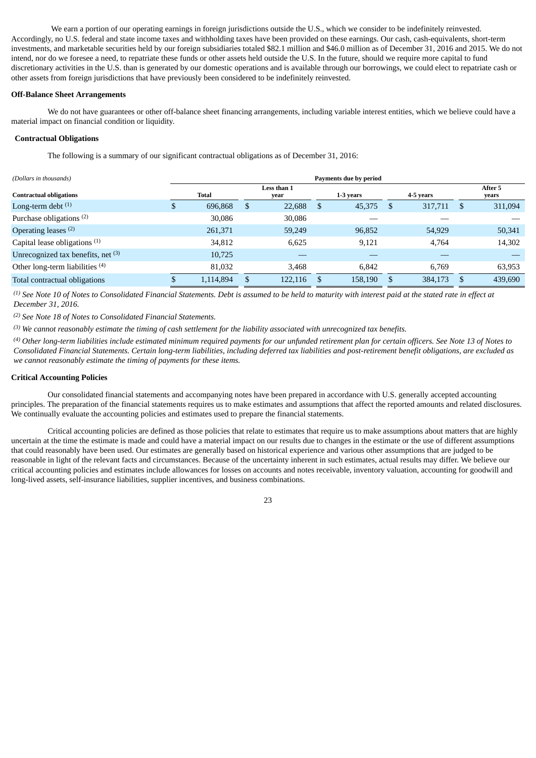We earn a portion of our operating earnings in foreign jurisdictions outside the U.S., which we consider to be indefinitely reinvested. Accordingly, no U.S. federal and state income taxes and withholding taxes have been provided on these earnings. Our cash, cash-equivalents, short-term investments, and marketable securities held by our foreign subsidiaries totaled $82.1 million and $46.0 million as of December 31, 2016 and 2015. We do not intend, nor do we foresee a need, to repatriate these funds or other assets held outside the U.S. In the future, should we require more capital to fund discretionary activities in the U.S. than is generated by our domestic operations and is available through our borrowings, we could elect to repatriate cash or other assets from foreign jurisdictions that have previously been considered to be indefinitely reinvested.

**Off-Balance Sheet Arrangements**

We do not have guarantees or other off-balance sheet financing arrangements, including variable interest entities, which we believe could have a material impact on financial condition or liquidity.

**Contractual Obligations**

The following is a summary of our significant contractual obligations as of December 31, 2016:

| *(Dollars in thousands)* | Payments due by period | | | | |
|---|---|---|---|---|---|
| **Contractual obligations** | **Total** | **Less than 1 year** | **1-3 years** | **4-5 years** | **After 5 years** |
| Long-term debt [1] | $ 696,868 | $ 22,688 | $ 45,375 | $ 317,711 | $ 311,094 |
| Purchase obligations [2] | 30,086 | 30,086 | — | — | — |
| Operating leases [2] | 261,371 | 59,249 | 96,852 | 54,929 | 50,341 |
| Capital lease obligations [1] | 34,812 | 6,625 | 9,121 | 4,764 | 14,302 |
| Unrecognized tax benefits, net [3] | 10,725 | — | — | — | — |
| Other long-term liabilities [4] | 81,032 | 3,468 | 6,842 | 6,769 | 63,953 |
| Total contractual obligations | $ 1,114,894 | $ 122,116 | $ 158,190 | $ 384,173 | $ 439,690 |

*[1] See Note 10 of Notes to Consolidated Financial Statements. Debt is assumed to be held to maturity with interest paid at the stated rate in effect at December 31, 2016.*

*[2] See Note 18 of Notes to Consolidated Financial Statements.*

*[3] We cannot reasonably estimate the timing of cash settlement for the liability associated with unrecognized tax benefits.*

*[4] Other long-term liabilities include estimated minimum required payments for our unfunded retirement plan for certain officers. See Note 13 of Notes to Consolidated Financial Statements. Certain long-term liabilities, including deferred tax liabilities and post-retirement benefit obligations, are excluded as we cannot reasonably estimate the timing of payments for these items.*

**Critical Accounting Policies**

Our consolidated financial statements and accompanying notes have been prepared in accordance with U.S. generally accepted accounting principles. The preparation of the financial statements requires us to make estimates and assumptions that affect the reported amounts and related disclosures. We continually evaluate the accounting policies and estimates used to prepare the financial statements.

Critical accounting policies are defined as those policies that relate to estimates that require us to make assumptions about matters that are highly uncertain at the time the estimate is made and could have a material impact on our results due to changes in the estimate or the use of different assumptions that could reasonably have been used. Our estimates are generally based on historical experience and various other assumptions that are judged to be reasonable in light of the relevant facts and circumstances. Because of the uncertainty inherent in such estimates, actual results may differ. We believe our critical accounting policies and estimates include allowances for losses on accounts and notes receivable, inventory valuation, accounting for goodwill and long-lived assets, self-insurance liabilities, supplier incentives, and business combinations.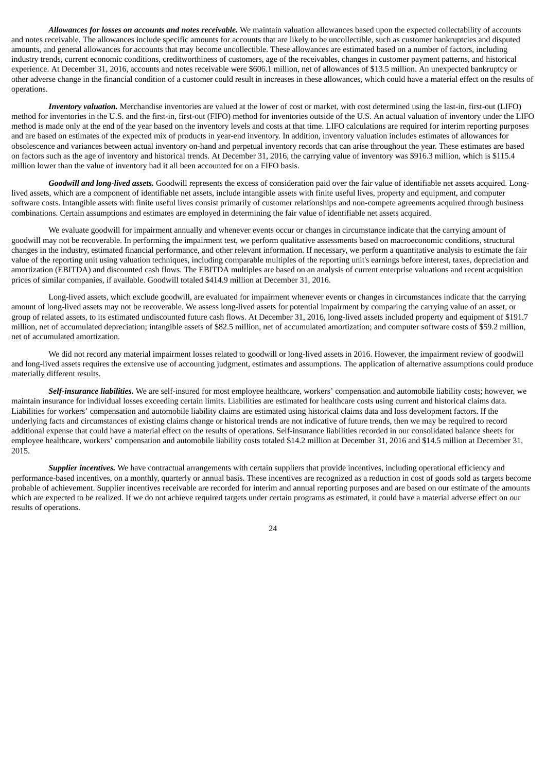***Allowances for losses on accounts and notes receivable.*** We maintain valuation allowances based upon the expected collectability of accounts and notes receivable. The allowances include specific amounts for accounts that are likely to be uncollectible, such as customer bankruptcies and disputed amounts, and general allowances for accounts that may become uncollectible. These allowances are estimated based on a number of factors, including industry trends, current economic conditions, creditworthiness of customers, age of the receivables, changes in customer payment patterns, and historical experience. At December 31, 2016, accounts and notes receivable were $606.1 million, net of allowances of $13.5 million. An unexpected bankruptcy or other adverse change in the financial condition of a customer could result in increases in these allowances, which could have a material effect on the results of operations.

***Inventory valuation.*** Merchandise inventories are valued at the lower of cost or market, with cost determined using the last-in, first-out (LIFO) method for inventories in the U.S. and the first-in, first-out (FIFO) method for inventories outside of the U.S. An actual valuation of inventory under the LIFO method is made only at the end of the year based on the inventory levels and costs at that time. LIFO calculations are required for interim reporting purposes and are based on estimates of the expected mix of products in year-end inventory. In addition, inventory valuation includes estimates of allowances for obsolescence and variances between actual inventory on-hand and perpetual inventory records that can arise throughout the year. These estimates are based on factors such as the age of inventory and historical trends. At December 31, 2016, the carrying value of inventory was $916.3 million, which is $115.4 million lower than the value of inventory had it all been accounted for on a FIFO basis.

***Goodwill and long-lived assets.*** Goodwill represents the excess of consideration paid over the fair value of identifiable net assets acquired. Long-lived assets, which are a component of identifiable net assets, include intangible assets with finite useful lives, property and equipment, and computer software costs. Intangible assets with finite useful lives consist primarily of customer relationships and non-compete agreements acquired through business combinations. Certain assumptions and estimates are employed in determining the fair value of identifiable net assets acquired.

We evaluate goodwill for impairment annually and whenever events occur or changes in circumstance indicate that the carrying amount of goodwill may not be recoverable. In performing the impairment test, we perform qualitative assessments based on macroeconomic conditions, structural changes in the industry, estimated financial performance, and other relevant information. If necessary, we perform a quantitative analysis to estimate the fair value of the reporting unit using valuation techniques, including comparable multiples of the reporting unit's earnings before interest, taxes, depreciation and amortization (EBITDA) and discounted cash flows. The EBITDA multiples are based on an analysis of current enterprise valuations and recent acquisition prices of similar companies, if available. Goodwill totaled $414.9 million at December 31, 2016.

Long-lived assets, which exclude goodwill, are evaluated for impairment whenever events or changes in circumstances indicate that the carrying amount of long-lived assets may not be recoverable. We assess long-lived assets for potential impairment by comparing the carrying value of an asset, or group of related assets, to its estimated undiscounted future cash flows. At December 31, 2016, long-lived assets included property and equipment of $191.7 million, net of accumulated depreciation; intangible assets of $82.5 million, net of accumulated amortization; and computer software costs of $59.2 million, net of accumulated amortization.

We did not record any material impairment losses related to goodwill or long-lived assets in 2016. However, the impairment review of goodwill and long-lived assets requires the extensive use of accounting judgment, estimates and assumptions. The application of alternative assumptions could produce materially different results.

***Self-insurance liabilities.*** We are self-insured for most employee healthcare, workers' compensation and automobile liability costs; however, we maintain insurance for individual losses exceeding certain limits. Liabilities are estimated for healthcare costs using current and historical claims data. Liabilities for workers' compensation and automobile liability claims are estimated using historical claims data and loss development factors. If the underlying facts and circumstances of existing claims change or historical trends are not indicative of future trends, then we may be required to record additional expense that could have a material effect on the results of operations. Self-insurance liabilities recorded in our consolidated balance sheets for employee healthcare, workers' compensation and automobile liability costs totaled $14.2 million at December 31, 2016 and $14.5 million at December 31, 2015.

***Supplier incentives.*** We have contractual arrangements with certain suppliers that provide incentives, including operational efficiency and performance-based incentives, on a monthly, quarterly or annual basis. These incentives are recognized as a reduction in cost of goods sold as targets become probable of achievement. Supplier incentives receivable are recorded for interim and annual reporting purposes and are based on our estimate of the amounts which are expected to be realized. If we do not achieve required targets under certain programs as estimated, it could have a material adverse effect on our results of operations.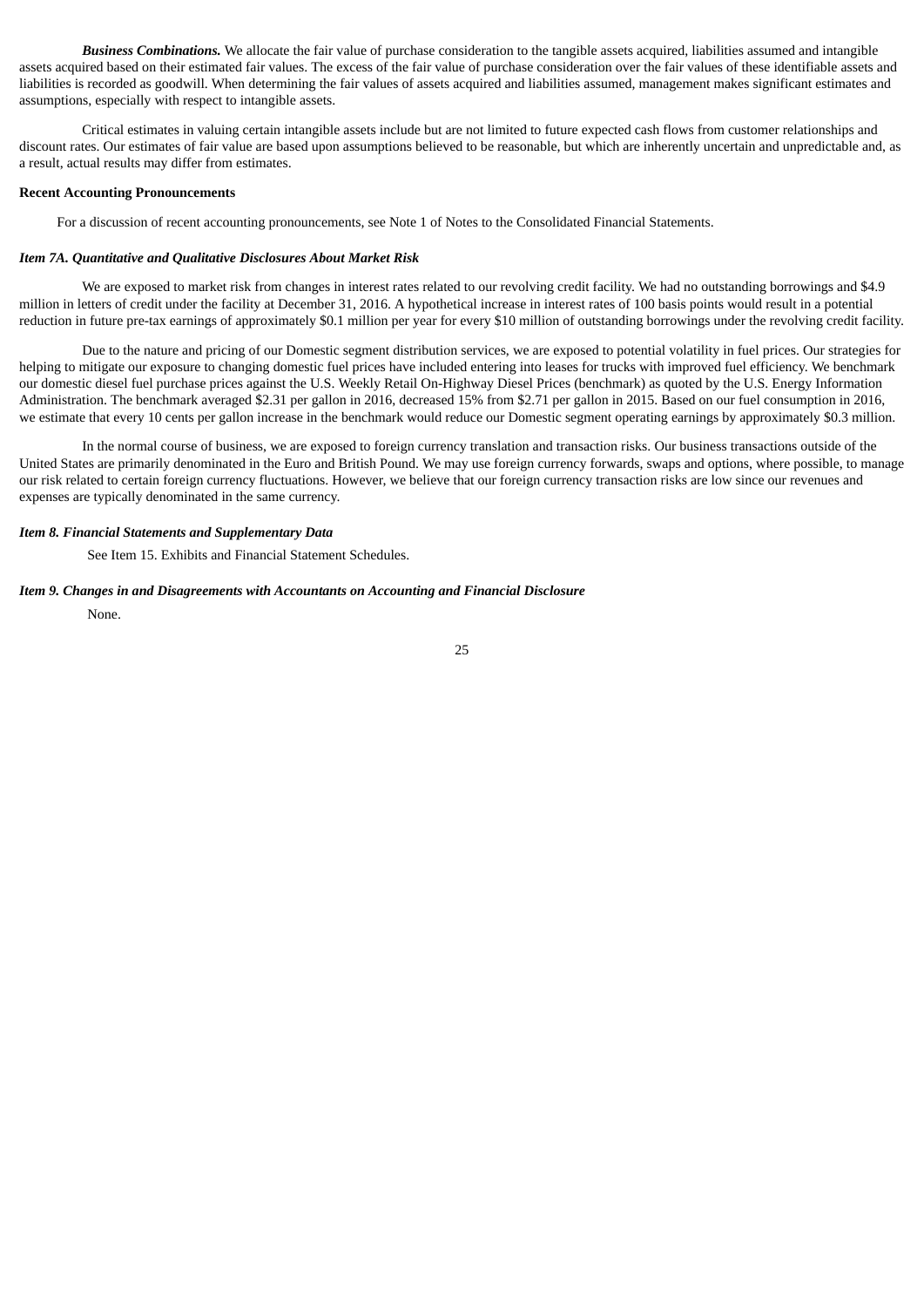***Business Combinations.*** We allocate the fair value of purchase consideration to the tangible assets acquired, liabilities assumed and intangible assets acquired based on their estimated fair values. The excess of the fair value of purchase consideration over the fair values of these identifiable assets and liabilities is recorded as goodwill. When determining the fair values of assets acquired and liabilities assumed, management makes significant estimates and assumptions, especially with respect to intangible assets.

Critical estimates in valuing certain intangible assets include but are not limited to future expected cash flows from customer relationships and discount rates. Our estimates of fair value are based upon assumptions believed to be reasonable, but which are inherently uncertain and unpredictable and, as a result, actual results may differ from estimates.

**Recent Accounting Pronouncements**

For a discussion of recent accounting pronouncements, see Note 1 of Notes to the Consolidated Financial Statements.

***Item 7A. Quantitative and Qualitative Disclosures About Market Risk***

We are exposed to market risk from changes in interest rates related to our revolving credit facility. We had no outstanding borrowings and $4.9 million in letters of credit under the facility at December 31, 2016. A hypothetical increase in interest rates of 100 basis points would result in a potential reduction in future pre-tax earnings of approximately $0.1 million per year for every $10 million of outstanding borrowings under the revolving credit facility.

Due to the nature and pricing of our Domestic segment distribution services, we are exposed to potential volatility in fuel prices. Our strategies for helping to mitigate our exposure to changing domestic fuel prices have included entering into leases for trucks with improved fuel efficiency. We benchmark our domestic diesel fuel purchase prices against the U.S. Weekly Retail On-Highway Diesel Prices (benchmark) as quoted by the U.S. Energy Information Administration. The benchmark averaged $2.31 per gallon in 2016, decreased 15% from $2.71 per gallon in 2015. Based on our fuel consumption in 2016, we estimate that every 10 cents per gallon increase in the benchmark would reduce our Domestic segment operating earnings by approximately $0.3 million.

In the normal course of business, we are exposed to foreign currency translation and transaction risks. Our business transactions outside of the United States are primarily denominated in the Euro and British Pound. We may use foreign currency forwards, swaps and options, where possible, to manage our risk related to certain foreign currency fluctuations. However, we believe that our foreign currency transaction risks are low since our revenues and expenses are typically denominated in the same currency.

***Item 8. Financial Statements and Supplementary Data***

See Item 15. Exhibits and Financial Statement Schedules.

***Item 9. Changes in and Disagreements with Accountants on Accounting and Financial Disclosure***

None.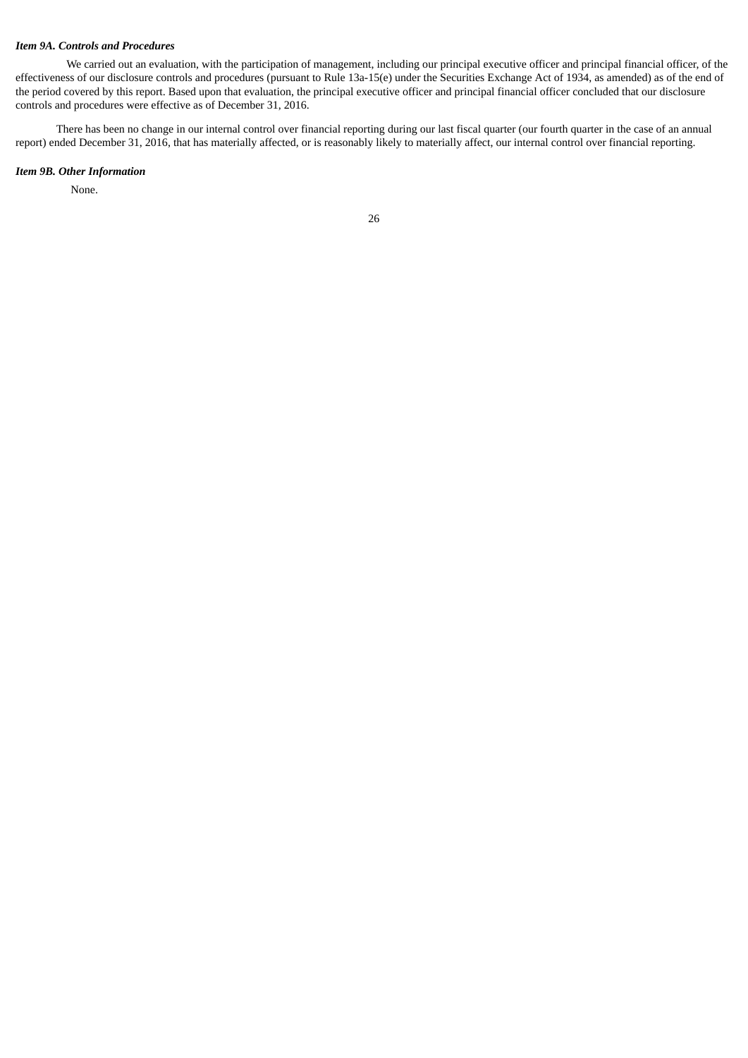***Item 9A. Controls and Procedures***

We carried out an evaluation, with the participation of management, including our principal executive officer and principal financial officer, of the effectiveness of our disclosure controls and procedures (pursuant to Rule 13a-15(e) under the Securities Exchange Act of 1934, as amended) as of the end of the period covered by this report. Based upon that evaluation, the principal executive officer and principal financial officer concluded that our disclosure controls and procedures were effective as of December 31, 2016.

There has been no change in our internal control over financial reporting during our last fiscal quarter (our fourth quarter in the case of an annual report) ended December 31, 2016, that has materially affected, or is reasonably likely to materially affect, our internal control over financial reporting.

***Item 9B. Other Information***

None.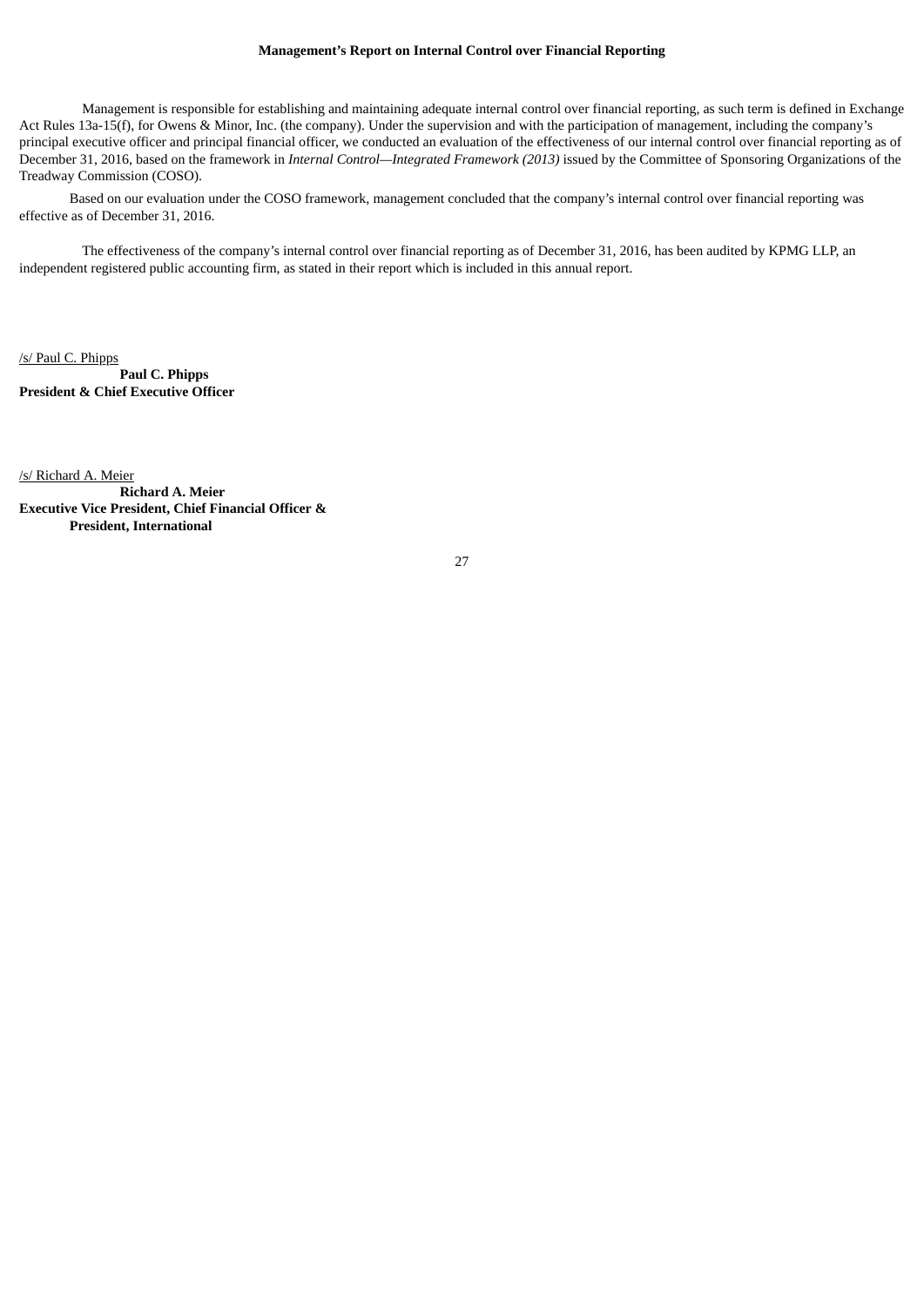**Management's Report on Internal Control over Financial Reporting**

Management is responsible for establishing and maintaining adequate internal control over financial reporting, as such term is defined in Exchange Act Rules 13a-15(f), for Owens & Minor, Inc. (the company). Under the supervision and with the participation of management, including the company's principal executive officer and principal financial officer, we conducted an evaluation of the effectiveness of our internal control over financial reporting as of December 31, 2016, based on the framework in *Internal Control—Integrated Framework (2013)* issued by the Committee of Sponsoring Organizations of the Treadway Commission (COSO).

Based on our evaluation under the COSO framework, management concluded that the company's internal control over financial reporting was effective as of December 31, 2016.

The effectiveness of the company's internal control over financial reporting as of December 31, 2016, has been audited by KPMG LLP, an independent registered public accounting firm, as stated in their report which is included in this annual report.

/s/ Paul C. Phipps
**Paul C. Phipps**
**President & Chief Executive Officer**

/s/ Richard A. Meier
**Richard A. Meier**
**Executive Vice President, Chief Financial Officer &**
**President, International**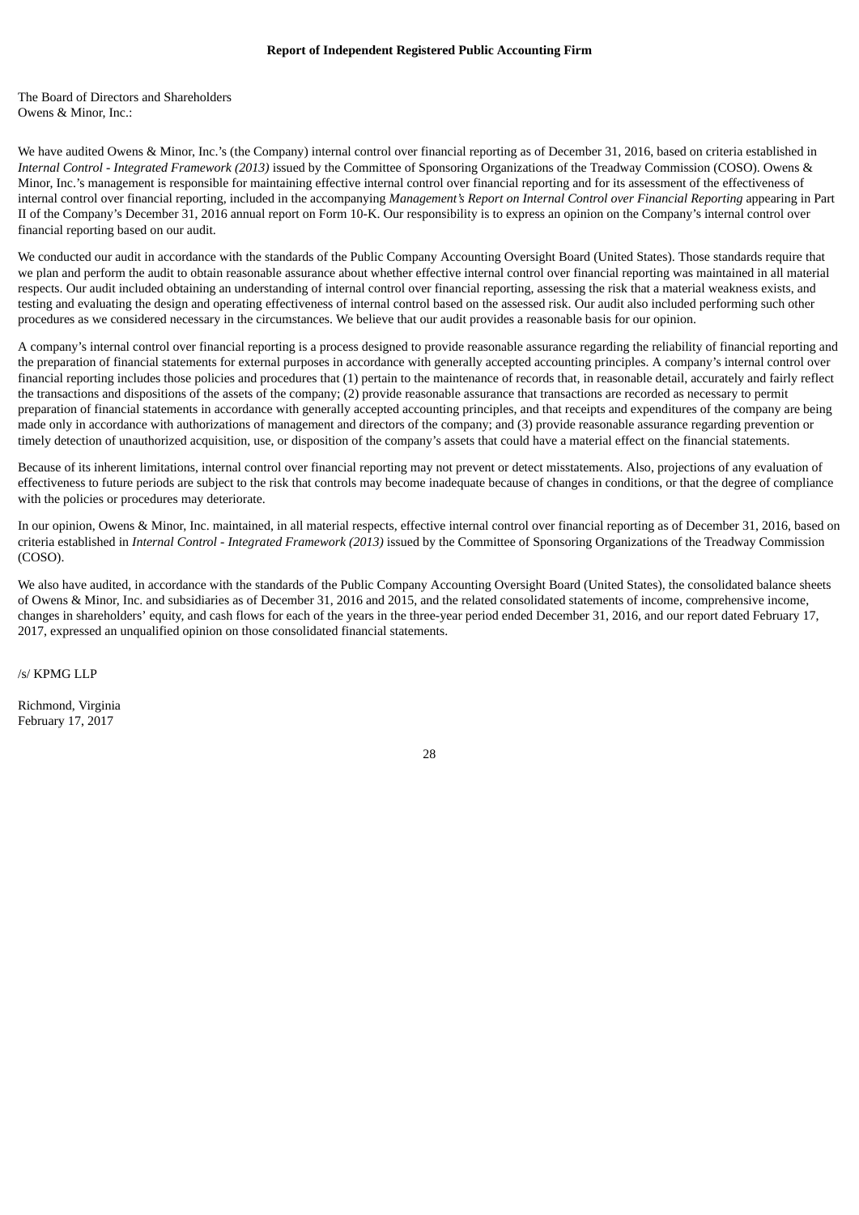**Report of Independent Registered Public Accounting Firm**

The Board of Directors and Shareholders
Owens & Minor, Inc.:

We have audited Owens & Minor, Inc.'s (the Company) internal control over financial reporting as of December 31, 2016, based on criteria established in *Internal Control - Integrated Framework (2013)* issued by the Committee of Sponsoring Organizations of the Treadway Commission (COSO). Owens & Minor, Inc.'s management is responsible for maintaining effective internal control over financial reporting and for its assessment of the effectiveness of internal control over financial reporting, included in the accompanying *Management's Report on Internal Control over Financial Reporting* appearing in Part II of the Company's December 31, 2016 annual report on Form 10-K. Our responsibility is to express an opinion on the Company's internal control over financial reporting based on our audit.

We conducted our audit in accordance with the standards of the Public Company Accounting Oversight Board (United States). Those standards require that we plan and perform the audit to obtain reasonable assurance about whether effective internal control over financial reporting was maintained in all material respects. Our audit included obtaining an understanding of internal control over financial reporting, assessing the risk that a material weakness exists, and testing and evaluating the design and operating effectiveness of internal control based on the assessed risk. Our audit also included performing such other procedures as we considered necessary in the circumstances. We believe that our audit provides a reasonable basis for our opinion.

A company's internal control over financial reporting is a process designed to provide reasonable assurance regarding the reliability of financial reporting and the preparation of financial statements for external purposes in accordance with generally accepted accounting principles. A company's internal control over financial reporting includes those policies and procedures that (1) pertain to the maintenance of records that, in reasonable detail, accurately and fairly reflect the transactions and dispositions of the assets of the company; (2) provide reasonable assurance that transactions are recorded as necessary to permit preparation of financial statements in accordance with generally accepted accounting principles, and that receipts and expenditures of the company are being made only in accordance with authorizations of management and directors of the company; and (3) provide reasonable assurance regarding prevention or timely detection of unauthorized acquisition, use, or disposition of the company's assets that could have a material effect on the financial statements.

Because of its inherent limitations, internal control over financial reporting may not prevent or detect misstatements. Also, projections of any evaluation of effectiveness to future periods are subject to the risk that controls may become inadequate because of changes in conditions, or that the degree of compliance with the policies or procedures may deteriorate.

In our opinion, Owens & Minor, Inc. maintained, in all material respects, effective internal control over financial reporting as of December 31, 2016, based on criteria established in *Internal Control - Integrated Framework (2013)* issued by the Committee of Sponsoring Organizations of the Treadway Commission (COSO).

We also have audited, in accordance with the standards of the Public Company Accounting Oversight Board (United States), the consolidated balance sheets of Owens & Minor, Inc. and subsidiaries as of December 31, 2016 and 2015, and the related consolidated statements of income, comprehensive income, changes in shareholders' equity, and cash flows for each of the years in the three-year period ended December 31, 2016, and our report dated February 17, 2017, expressed an unqualified opinion on those consolidated financial statements.

/s/ KPMG LLP

Richmond, Virginia
February 17, 2017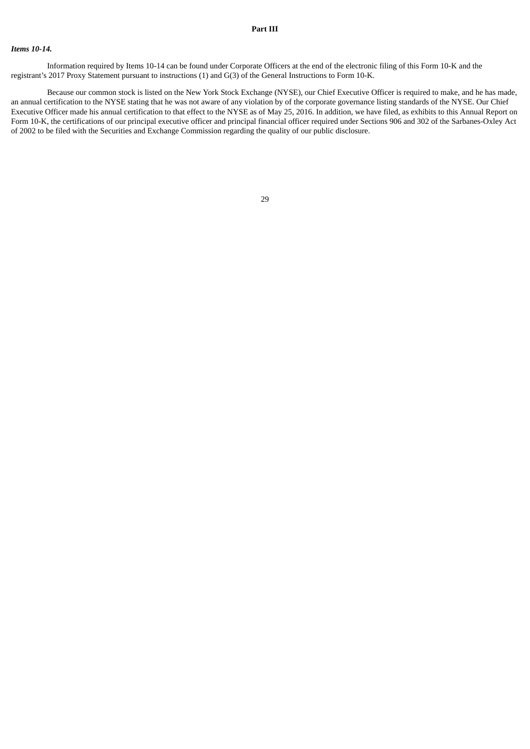# Part III

***Items 10-14.***

Information required by Items 10-14 can be found under Corporate Officers at the end of the electronic filing of this Form 10-K and the registrant’s 2017 Proxy Statement pursuant to instructions (1) and G(3) of the General Instructions to Form 10-K.

Because our common stock is listed on the New York Stock Exchange (NYSE), our Chief Executive Officer is required to make, and he has made, an annual certification to the NYSE stating that he was not aware of any violation by of the corporate governance listing standards of the NYSE. Our Chief Executive Officer made his annual certification to that effect to the NYSE as of May 25, 2016. In addition, we have filed, as exhibits to this Annual Report on Form 10-K, the certifications of our principal executive officer and principal financial officer required under Sections 906 and 302 of the Sarbanes-Oxley Act of 2002 to be filed with the Securities and Exchange Commission regarding the quality of our public disclosure.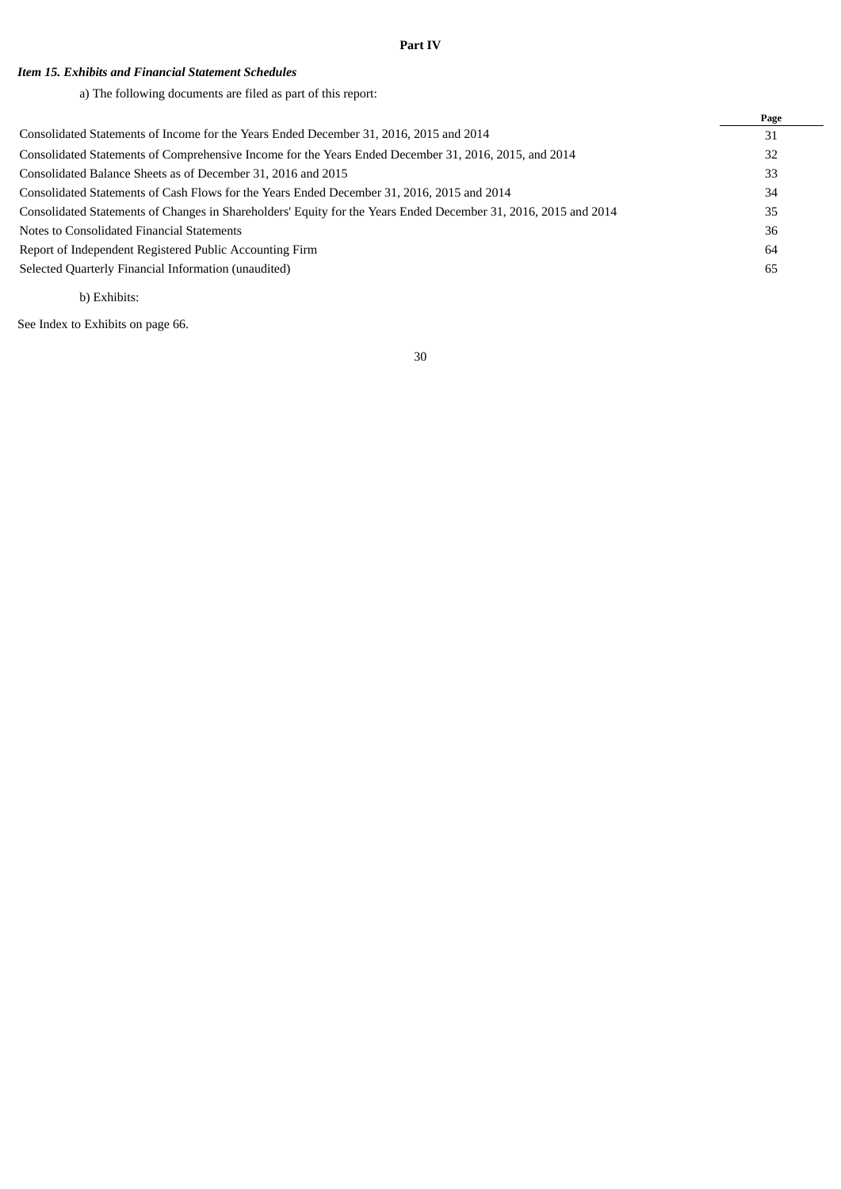# Part IV

## *Item 15. Exhibits and Financial Statement Schedules*

a) The following documents are filed as part of this report:

| | Page |
|---|---|
| Consolidated Statements of Income for the Years Ended December 31, 2016, 2015 and 2014 | 31 |
| Consolidated Statements of Comprehensive Income for the Years Ended December 31, 2016, 2015, and 2014 | 32 |
| Consolidated Balance Sheets as of December 31, 2016 and 2015 | 33 |
| Consolidated Statements of Cash Flows for the Years Ended December 31, 2016, 2015 and 2014 | 34 |
| Consolidated Statements of Changes in Shareholders' Equity for the Years Ended December 31, 2016, 2015 and 2014 | 35 |
| Notes to Consolidated Financial Statements | 36 |
| Report of Independent Registered Public Accounting Firm | 64 |
| Selected Quarterly Financial Information (unaudited) | 65 |

b) Exhibits:

See Index to Exhibits on page 66.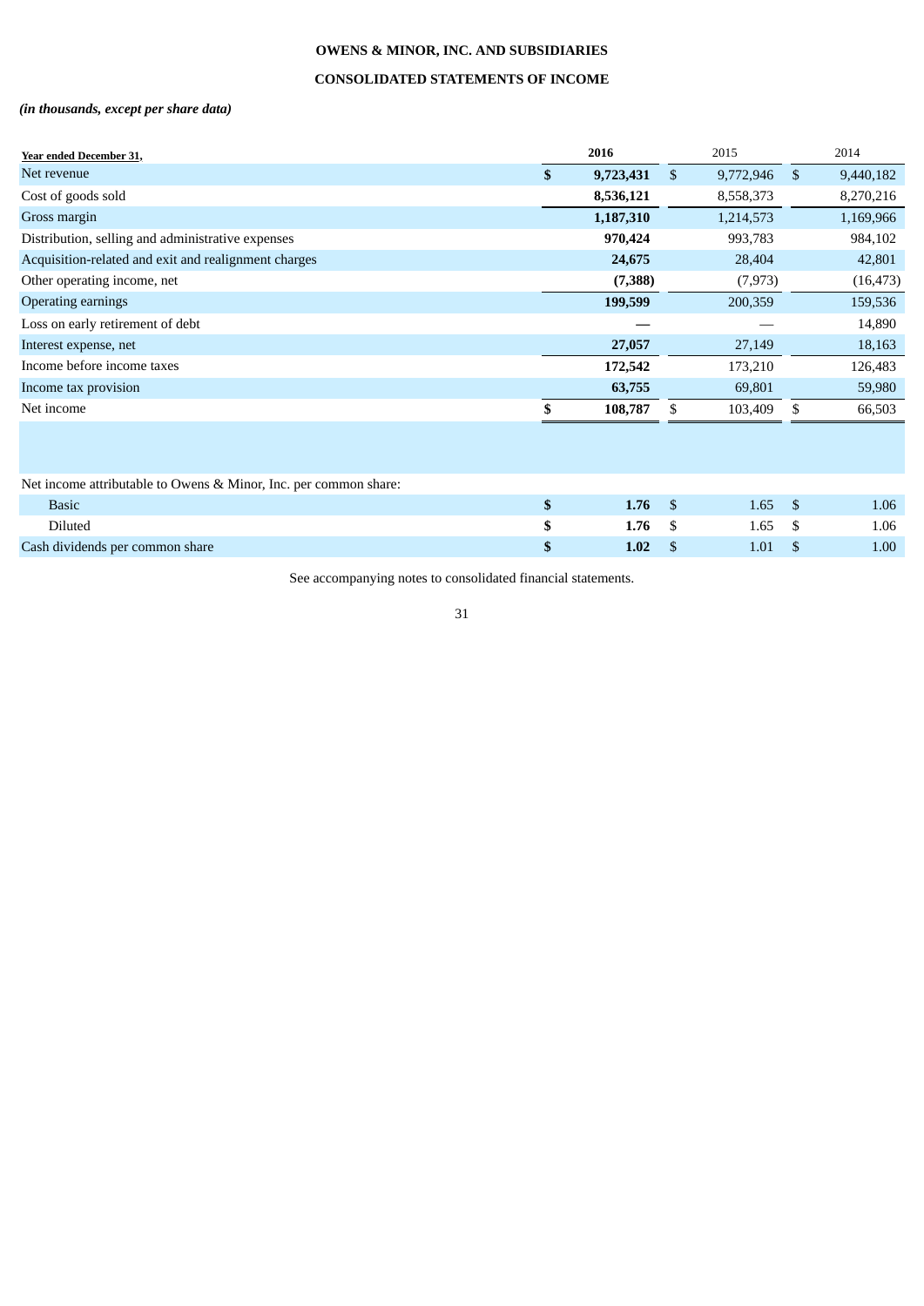**OWENS & MINOR, INC. AND SUBSIDIARIES**

**CONSOLIDATED STATEMENTS OF INCOME**

***(in thousands, except per share data)***

| Year ended December 31, | 2016 | 2015 | 2014 |
|---|---|---|---|
| Net revenue | **$ 9,723,431** | $ 9,772,946 | $ 9,440,182 |
| Cost of goods sold | **8,536,121** | 8,558,373 | 8,270,216 |
| Gross margin | **1,187,310** | 1,214,573 | 1,169,966 |
| Distribution, selling and administrative expenses | **970,424** | 993,783 | 984,102 |
| Acquisition-related and exit and realignment charges | **24,675** | 28,404 | 42,801 |
| Other operating income, net | **(7,388)** | (7,973) | (16,473) |
| Operating earnings | **199,599** | 200,359 | 159,536 |
| Loss on early retirement of debt | **—** | — | 14,890 |
| Interest expense, net | **27,057** | 27,149 | 18,163 |
| Income before income taxes | **172,542** | 173,210 | 126,483 |
| Income tax provision | **63,755** | 69,801 | 59,980 |
| Net income | **$ 108,787** | $ 103,409 | $ 66,503 |
| | | | |
| Net income attributable to Owens & Minor, Inc. per common share: | | | |
| Basic | **$ 1.76** | $ 1.65 | $ 1.06 |
| Diluted | **$ 1.76** | $ 1.65 | $ 1.06 |
| Cash dividends per common share | **$ 1.02** | $ 1.01 | $ 1.00 |

See accompanying notes to consolidated financial statements.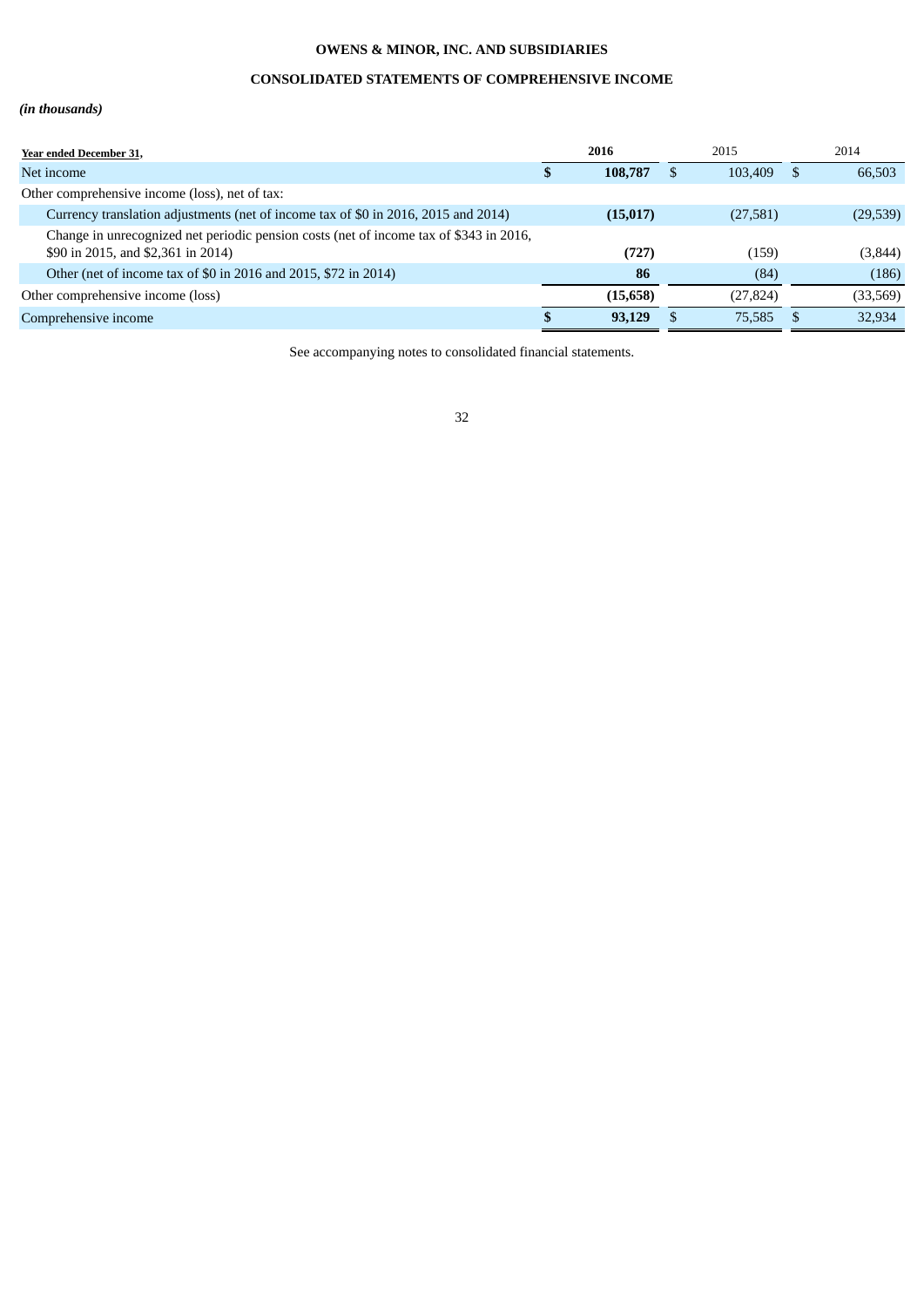**OWENS & MINOR, INC. AND SUBSIDIARIES**

**CONSOLIDATED STATEMENTS OF COMPREHENSIVE INCOME**

***(in thousands)***

| Year ended December 31, | 2016 | 2015 | 2014 |
|---|---|---|---|
| Net income | **$ 108,787** | $ 103,409 | $ 66,503 |
| Other comprehensive income (loss), net of tax: | | | |
| Currency translation adjustments (net of income tax of $0 in 2016, 2015 and 2014) | **(15,017)** | (27,581) | (29,539) |
| Change in unrecognized net periodic pension costs (net of income tax of $343 in 2016, $90 in 2015, and $2,361 in 2014) | **(727)** | (159) | (3,844) |
| Other (net of income tax of $0 in 2016 and 2015, $72 in 2014) | **86** | (84) | (186) |
| Other comprehensive income (loss) | **(15,658)** | (27,824) | (33,569) |
| Comprehensive income | **$ 93,129** | $ 75,585 | $ 32,934 |

See accompanying notes to consolidated financial statements.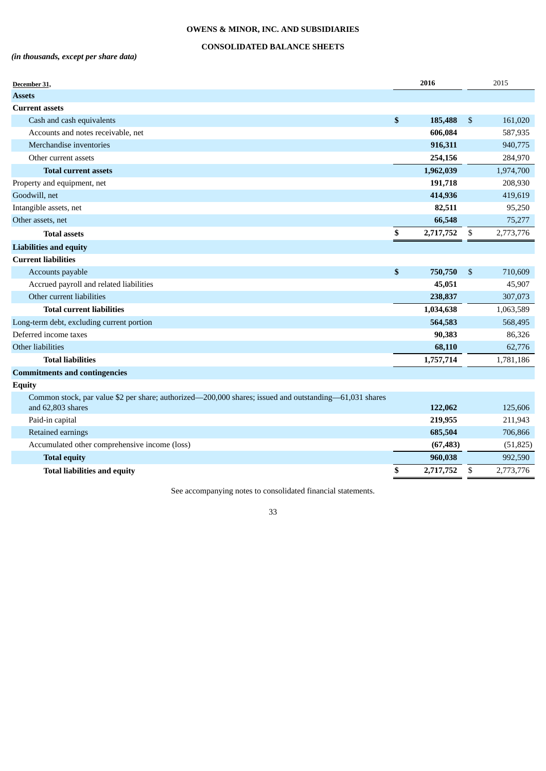**OWENS & MINOR, INC. AND SUBSIDIARIES**

**CONSOLIDATED BALANCE SHEETS**

***(in thousands, except per share data)***

| December 31, | 2016 | 2015 |
|---|---|---|
| **Assets** | | |
| **Current assets** | | |
| Cash and cash equivalents | **$ 185,488** | $ 161,020 |
| Accounts and notes receivable, net | **606,084** | 587,935 |
| Merchandise inventories | **916,311** | 940,775 |
| Other current assets | **254,156** | 284,970 |
| **Total current assets** | **1,962,039** | 1,974,700 |
| Property and equipment, net | **191,718** | 208,930 |
| Goodwill, net | **414,936** | 419,619 |
| Intangible assets, net | **82,511** | 95,250 |
| Other assets, net | **66,548** | 75,277 |
| **Total assets** | **$ 2,717,752** | $ 2,773,776 |
| **Liabilities and equity** | | |
| **Current liabilities** | | |
| Accounts payable | **$ 750,750** | $ 710,609 |
| Accrued payroll and related liabilities | **45,051** | 45,907 |
| Other current liabilities | **238,837** | 307,073 |
| **Total current liabilities** | **1,034,638** | 1,063,589 |
| Long-term debt, excluding current portion | **564,583** | 568,495 |
| Deferred income taxes | **90,383** | 86,326 |
| Other liabilities | **68,110** | 62,776 |
| **Total liabilities** | **1,757,714** | 1,781,186 |
| **Commitments and contingencies** | | |
| **Equity** | | |
| Common stock, par value $2 per share; authorized—200,000 shares; issued and outstanding—61,031 shares and 62,803 shares | **122,062** | 125,606 |
| Paid-in capital | **219,955** | 211,943 |
| Retained earnings | **685,504** | 706,866 |
| Accumulated other comprehensive income (loss) | **(67,483)** | (51,825) |
| **Total equity** | **960,038** | 992,590 |
| **Total liabilities and equity** | **$ 2,717,752** | $ 2,773,776 |

See accompanying notes to consolidated financial statements.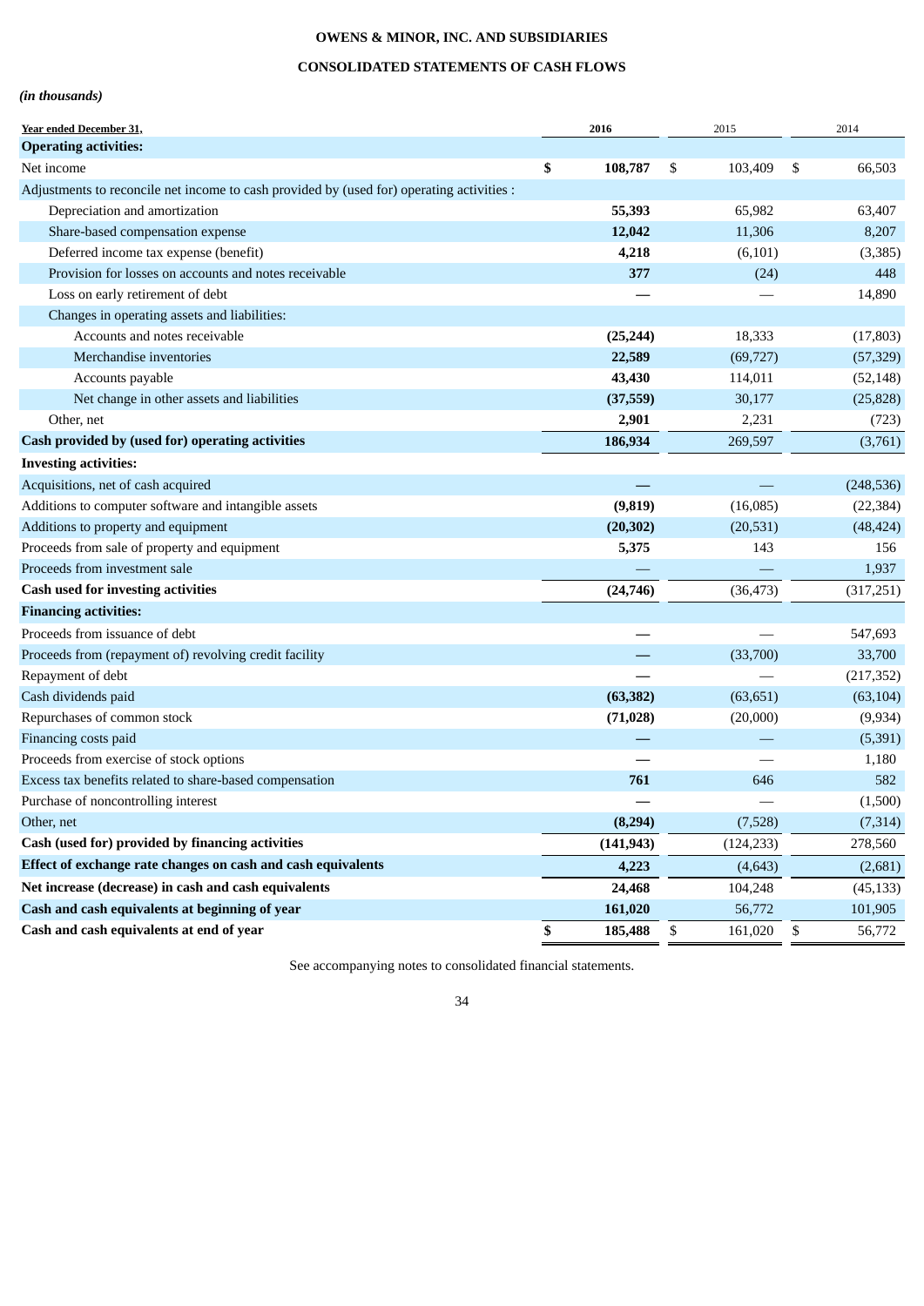**OWENS & MINOR, INC. AND SUBSIDIARIES**

**CONSOLIDATED STATEMENTS OF CASH FLOWS**

***(in thousands)***

| Year ended December 31, | 2016 | 2015 | 2014 |
|---|---|---|---|
| **Operating activities:** | | | |
| Net income | **$ 108,787** | $ 103,409 | $ 66,503 |
| Adjustments to reconcile net income to cash provided by (used for) operating activities : | | | |
| Depreciation and amortization | **55,393** | 65,982 | 63,407 |
| Share-based compensation expense | **12,042** | 11,306 | 8,207 |
| Deferred income tax expense (benefit) | **4,218** | (6,101) | (3,385) |
| Provision for losses on accounts and notes receivable | **377** | (24) | 448 |
| Loss on early retirement of debt | **—** | — | 14,890 |
| Changes in operating assets and liabilities: | | | |
| Accounts and notes receivable | **(25,244)** | 18,333 | (17,803) |
| Merchandise inventories | **22,589** | (69,727) | (57,329) |
| Accounts payable | **43,430** | 114,011 | (52,148) |
| Net change in other assets and liabilities | **(37,559)** | 30,177 | (25,828) |
| Other, net | **2,901** | 2,231 | (723) |
| **Cash provided by (used for) operating activities** | **186,934** | 269,597 | (3,761) |
| **Investing activities:** | | | |
| Acquisitions, net of cash acquired | **—** | — | (248,536) |
| Additions to computer software and intangible assets | **(9,819)** | (16,085) | (22,384) |
| Additions to property and equipment | **(20,302)** | (20,531) | (48,424) |
| Proceeds from sale of property and equipment | **5,375** | 143 | 156 |
| Proceeds from investment sale | — | — | 1,937 |
| **Cash used for investing activities** | **(24,746)** | (36,473) | (317,251) |
| **Financing activities:** | | | |
| Proceeds from issuance of debt | **—** | — | 547,693 |
| Proceeds from (repayment of) revolving credit facility | **—** | (33,700) | 33,700 |
| Repayment of debt | **—** | — | (217,352) |
| Cash dividends paid | **(63,382)** | (63,651) | (63,104) |
| Repurchases of common stock | **(71,028)** | (20,000) | (9,934) |
| Financing costs paid | **—** | — | (5,391) |
| Proceeds from exercise of stock options | **—** | — | 1,180 |
| Excess tax benefits related to share-based compensation | **761** | 646 | 582 |
| Purchase of noncontrolling interest | **—** | — | (1,500) |
| Other, net | **(8,294)** | (7,528) | (7,314) |
| **Cash (used for) provided by financing activities** | **(141,943)** | (124,233) | 278,560 |
| **Effect of exchange rate changes on cash and cash equivalents** | **4,223** | (4,643) | (2,681) |
| **Net increase (decrease) in cash and cash equivalents** | **24,468** | 104,248 | (45,133) |
| **Cash and cash equivalents at beginning of year** | **161,020** | 56,772 | 101,905 |
| **Cash and cash equivalents at end of year** | **$ 185,488** | $ 161,020 | $ 56,772 |

See accompanying notes to consolidated financial statements.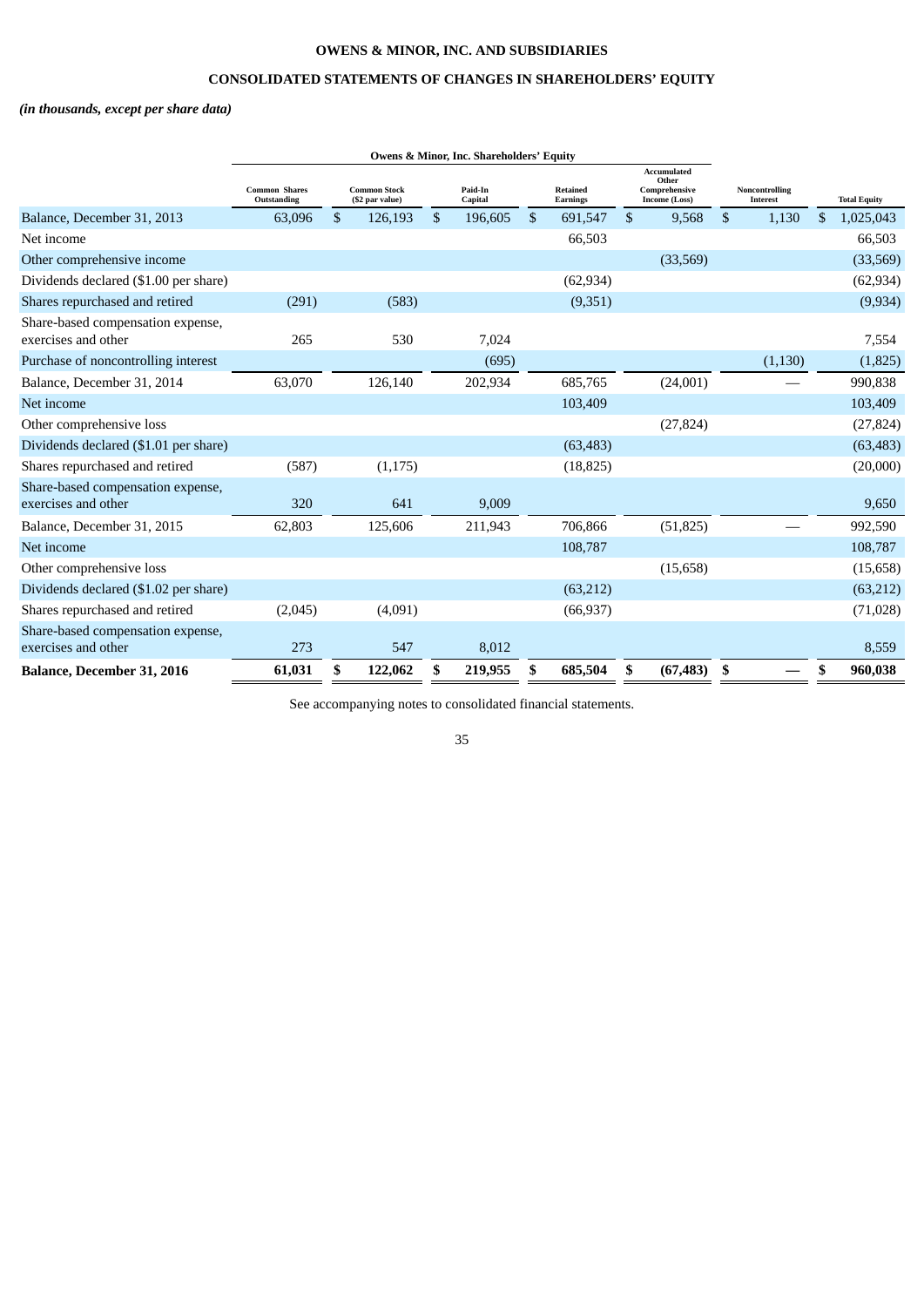**OWENS & MINOR, INC. AND SUBSIDIARIES**

**CONSOLIDATED STATEMENTS OF CHANGES IN SHAREHOLDERS' EQUITY**

***(in thousands, except per share data)***

| | Owens & Minor, Inc. Shareholders' Equity | | | | | | |
|---|---|---|---|---|---|---|---|
| | Common Shares Outstanding | Common Stock ($2 par value) | Paid-In Capital | Retained Earnings | Accumulated Other Comprehensive Income (Loss) | Noncontrolling Interest | Total Equity |
| Balance, December 31, 2013 | 63,096 | $ 126,193 | $ 196,605 | $ 691,547 | $ 9,568 | $ 1,130 | $ 1,025,043 |
| Net income | | | | 66,503 | | | 66,503 |
| Other comprehensive income | | | | | (33,569) | | (33,569) |
| Dividends declared ($1.00 per share) | | | | (62,934) | | | (62,934) |
| Shares repurchased and retired | (291) | (583) | | (9,351) | | | (9,934) |
| Share-based compensation expense, exercises and other | 265 | 530 | 7,024 | | | | 7,554 |
| Purchase of noncontrolling interest | | | (695) | | | (1,130) | (1,825) |
| Balance, December 31, 2014 | 63,070 | 126,140 | 202,934 | 685,765 | (24,001) | — | 990,838 |
| Net income | | | | 103,409 | | | 103,409 |
| Other comprehensive loss | | | | | (27,824) | | (27,824) |
| Dividends declared ($1.01 per share) | | | | (63,483) | | | (63,483) |
| Shares repurchased and retired | (587) | (1,175) | | (18,825) | | | (20,000) |
| Share-based compensation expense, exercises and other | 320 | 641 | 9,009 | | | | 9,650 |
| Balance, December 31, 2015 | 62,803 | 125,606 | 211,943 | 706,866 | (51,825) | — | 992,590 |
| Net income | | | | 108,787 | | | 108,787 |
| Other comprehensive loss | | | | | (15,658) | | (15,658) |
| Dividends declared ($1.02 per share) | | | | (63,212) | | | (63,212) |
| Shares repurchased and retired | (2,045) | (4,091) | | (66,937) | | | (71,028) |
| Share-based compensation expense, exercises and other | 273 | 547 | 8,012 | | | | 8,559 |
| **Balance, December 31, 2016** | **61,031** | **$ 122,062** | **$ 219,955** | **$ 685,504** | **$ (67,483)** | **$ —** | **$ 960,038** |

See accompanying notes to consolidated financial statements.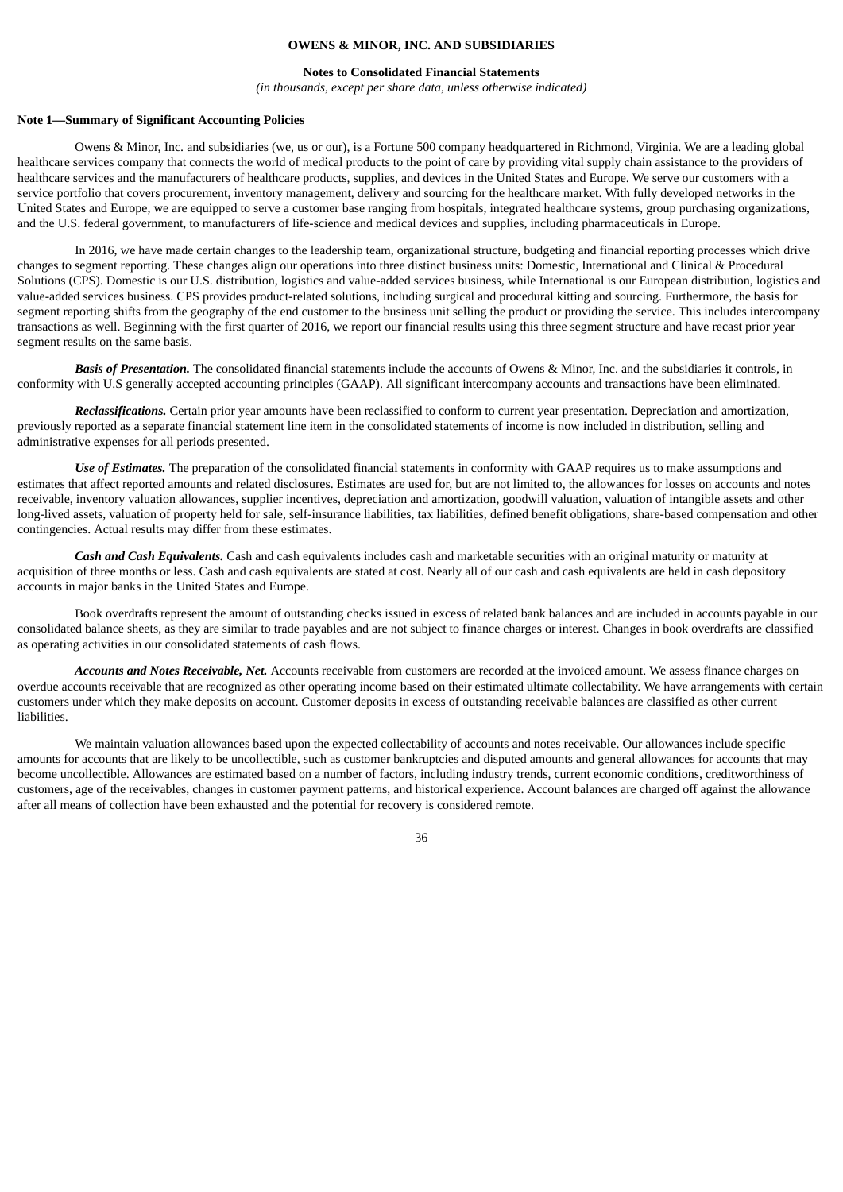**OWENS & MINOR, INC. AND SUBSIDIARIES**

**Notes to Consolidated Financial Statements**

*(in thousands, except per share data, unless otherwise indicated)*

**Note 1—Summary of Significant Accounting Policies**

Owens & Minor, Inc. and subsidiaries (we, us or our), is a Fortune 500 company headquartered in Richmond, Virginia. We are a leading global healthcare services company that connects the world of medical products to the point of care by providing vital supply chain assistance to the providers of healthcare services and the manufacturers of healthcare products, supplies, and devices in the United States and Europe. We serve our customers with a service portfolio that covers procurement, inventory management, delivery and sourcing for the healthcare market. With fully developed networks in the United States and Europe, we are equipped to serve a customer base ranging from hospitals, integrated healthcare systems, group purchasing organizations, and the U.S. federal government, to manufacturers of life-science and medical devices and supplies, including pharmaceuticals in Europe.

In 2016, we have made certain changes to the leadership team, organizational structure, budgeting and financial reporting processes which drive changes to segment reporting. These changes align our operations into three distinct business units: Domestic, International and Clinical & Procedural Solutions (CPS). Domestic is our U.S. distribution, logistics and value-added services business, while International is our European distribution, logistics and value-added services business. CPS provides product-related solutions, including surgical and procedural kitting and sourcing. Furthermore, the basis for segment reporting shifts from the geography of the end customer to the business unit selling the product or providing the service. This includes intercompany transactions as well. Beginning with the first quarter of 2016, we report our financial results using this three segment structure and have recast prior year segment results on the same basis.

***Basis of Presentation.*** The consolidated financial statements include the accounts of Owens & Minor, Inc. and the subsidiaries it controls, in conformity with U.S generally accepted accounting principles (GAAP). All significant intercompany accounts and transactions have been eliminated.

***Reclassifications.*** Certain prior year amounts have been reclassified to conform to current year presentation. Depreciation and amortization, previously reported as a separate financial statement line item in the consolidated statements of income is now included in distribution, selling and administrative expenses for all periods presented.

***Use of Estimates.*** The preparation of the consolidated financial statements in conformity with GAAP requires us to make assumptions and estimates that affect reported amounts and related disclosures. Estimates are used for, but are not limited to, the allowances for losses on accounts and notes receivable, inventory valuation allowances, supplier incentives, depreciation and amortization, goodwill valuation, valuation of intangible assets and other long-lived assets, valuation of property held for sale, self-insurance liabilities, tax liabilities, defined benefit obligations, share-based compensation and other contingencies. Actual results may differ from these estimates.

***Cash and Cash Equivalents.*** Cash and cash equivalents includes cash and marketable securities with an original maturity or maturity at acquisition of three months or less. Cash and cash equivalents are stated at cost. Nearly all of our cash and cash equivalents are held in cash depository accounts in major banks in the United States and Europe.

Book overdrafts represent the amount of outstanding checks issued in excess of related bank balances and are included in accounts payable in our consolidated balance sheets, as they are similar to trade payables and are not subject to finance charges or interest. Changes in book overdrafts are classified as operating activities in our consolidated statements of cash flows.

***Accounts and Notes Receivable, Net.*** Accounts receivable from customers are recorded at the invoiced amount. We assess finance charges on overdue accounts receivable that are recognized as other operating income based on their estimated ultimate collectability. We have arrangements with certain customers under which they make deposits on account. Customer deposits in excess of outstanding receivable balances are classified as other current liabilities.

We maintain valuation allowances based upon the expected collectability of accounts and notes receivable. Our allowances include specific amounts for accounts that are likely to be uncollectible, such as customer bankruptcies and disputed amounts and general allowances for accounts that may become uncollectible. Allowances are estimated based on a number of factors, including industry trends, current economic conditions, creditworthiness of customers, age of the receivables, changes in customer payment patterns, and historical experience. Account balances are charged off against the allowance after all means of collection have been exhausted and the potential for recovery is considered remote.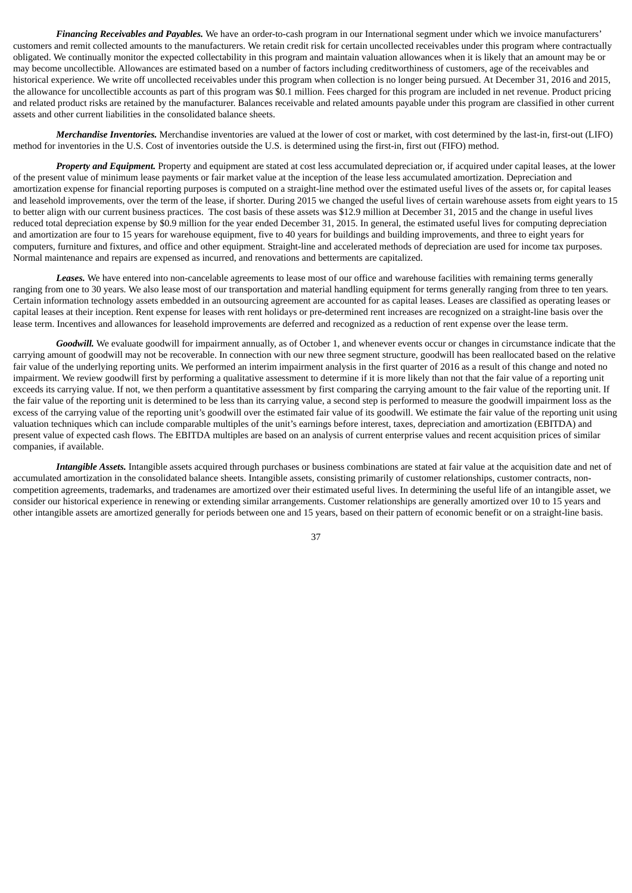***Financing Receivables and Payables.*** We have an order-to-cash program in our International segment under which we invoice manufacturers' customers and remit collected amounts to the manufacturers. We retain credit risk for certain uncollected receivables under this program where contractually obligated. We continually monitor the expected collectability in this program and maintain valuation allowances when it is likely that an amount may be or may become uncollectible. Allowances are estimated based on a number of factors including creditworthiness of customers, age of the receivables and historical experience. We write off uncollected receivables under this program when collection is no longer being pursued. At December 31, 2016 and 2015, the allowance for uncollectible accounts as part of this program was $0.1 million. Fees charged for this program are included in net revenue. Product pricing and related product risks are retained by the manufacturer. Balances receivable and related amounts payable under this program are classified in other current assets and other current liabilities in the consolidated balance sheets.

***Merchandise Inventories.*** Merchandise inventories are valued at the lower of cost or market, with cost determined by the last-in, first-out (LIFO) method for inventories in the U.S. Cost of inventories outside the U.S. is determined using the first-in, first out (FIFO) method.

***Property and Equipment.*** Property and equipment are stated at cost less accumulated depreciation or, if acquired under capital leases, at the lower of the present value of minimum lease payments or fair market value at the inception of the lease less accumulated amortization. Depreciation and amortization expense for financial reporting purposes is computed on a straight-line method over the estimated useful lives of the assets or, for capital leases and leasehold improvements, over the term of the lease, if shorter. During 2015 we changed the useful lives of certain warehouse assets from eight years to 15 to better align with our current business practices. The cost basis of these assets was $12.9 million at December 31, 2015 and the change in useful lives reduced total depreciation expense by $0.9 million for the year ended December 31, 2015. In general, the estimated useful lives for computing depreciation and amortization are four to 15 years for warehouse equipment, five to 40 years for buildings and building improvements, and three to eight years for computers, furniture and fixtures, and office and other equipment. Straight-line and accelerated methods of depreciation are used for income tax purposes. Normal maintenance and repairs are expensed as incurred, and renovations and betterments are capitalized.

***Leases.*** We have entered into non-cancelable agreements to lease most of our office and warehouse facilities with remaining terms generally ranging from one to 30 years. We also lease most of our transportation and material handling equipment for terms generally ranging from three to ten years. Certain information technology assets embedded in an outsourcing agreement are accounted for as capital leases. Leases are classified as operating leases or capital leases at their inception. Rent expense for leases with rent holidays or pre-determined rent increases are recognized on a straight-line basis over the lease term. Incentives and allowances for leasehold improvements are deferred and recognized as a reduction of rent expense over the lease term.

***Goodwill.*** We evaluate goodwill for impairment annually, as of October 1, and whenever events occur or changes in circumstance indicate that the carrying amount of goodwill may not be recoverable. In connection with our new three segment structure, goodwill has been reallocated based on the relative fair value of the underlying reporting units. We performed an interim impairment analysis in the first quarter of 2016 as a result of this change and noted no impairment. We review goodwill first by performing a qualitative assessment to determine if it is more likely than not that the fair value of a reporting unit exceeds its carrying value. If not, we then perform a quantitative assessment by first comparing the carrying amount to the fair value of the reporting unit. If the fair value of the reporting unit is determined to be less than its carrying value, a second step is performed to measure the goodwill impairment loss as the excess of the carrying value of the reporting unit's goodwill over the estimated fair value of its goodwill. We estimate the fair value of the reporting unit using valuation techniques which can include comparable multiples of the unit's earnings before interest, taxes, depreciation and amortization (EBITDA) and present value of expected cash flows. The EBITDA multiples are based on an analysis of current enterprise values and recent acquisition prices of similar companies, if available.

***Intangible Assets.*** Intangible assets acquired through purchases or business combinations are stated at fair value at the acquisition date and net of accumulated amortization in the consolidated balance sheets. Intangible assets, consisting primarily of customer relationships, customer contracts, non-competition agreements, trademarks, and tradenames are amortized over their estimated useful lives. In determining the useful life of an intangible asset, we consider our historical experience in renewing or extending similar arrangements. Customer relationships are generally amortized over 10 to 15 years and other intangible assets are amortized generally for periods between one and 15 years, based on their pattern of economic benefit or on a straight-line basis.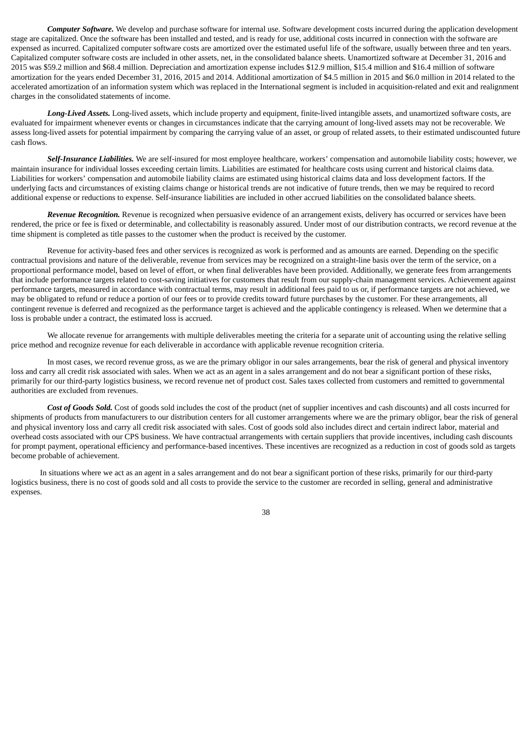***Computer Software.*** We develop and purchase software for internal use. Software development costs incurred during the application development stage are capitalized. Once the software has been installed and tested, and is ready for use, additional costs incurred in connection with the software are expensed as incurred. Capitalized computer software costs are amortized over the estimated useful life of the software, usually between three and ten years. Capitalized computer software costs are included in other assets, net, in the consolidated balance sheets. Unamortized software at December 31, 2016 and 2015 was $59.2 million and $68.4 million. Depreciation and amortization expense includes $12.9 million, $15.4 million and $16.4 million of software amortization for the years ended December 31, 2016, 2015 and 2014. Additional amortization of $4.5 million in 2015 and $6.0 million in 2014 related to the accelerated amortization of an information system which was replaced in the International segment is included in acquisition-related and exit and realignment charges in the consolidated statements of income.

***Long-Lived Assets.*** Long-lived assets, which include property and equipment, finite-lived intangible assets, and unamortized software costs, are evaluated for impairment whenever events or changes in circumstances indicate that the carrying amount of long-lived assets may not be recoverable. We assess long-lived assets for potential impairment by comparing the carrying value of an asset, or group of related assets, to their estimated undiscounted future cash flows.

***Self-Insurance Liabilities.*** We are self-insured for most employee healthcare, workers' compensation and automobile liability costs; however, we maintain insurance for individual losses exceeding certain limits. Liabilities are estimated for healthcare costs using current and historical claims data. Liabilities for workers' compensation and automobile liability claims are estimated using historical claims data and loss development factors. If the underlying facts and circumstances of existing claims change or historical trends are not indicative of future trends, then we may be required to record additional expense or reductions to expense. Self-insurance liabilities are included in other accrued liabilities on the consolidated balance sheets.

***Revenue Recognition.*** Revenue is recognized when persuasive evidence of an arrangement exists, delivery has occurred or services have been rendered, the price or fee is fixed or determinable, and collectability is reasonably assured. Under most of our distribution contracts, we record revenue at the time shipment is completed as title passes to the customer when the product is received by the customer.

Revenue for activity-based fees and other services is recognized as work is performed and as amounts are earned. Depending on the specific contractual provisions and nature of the deliverable, revenue from services may be recognized on a straight-line basis over the term of the service, on a proportional performance model, based on level of effort, or when final deliverables have been provided. Additionally, we generate fees from arrangements that include performance targets related to cost-saving initiatives for customers that result from our supply-chain management services. Achievement against performance targets, measured in accordance with contractual terms, may result in additional fees paid to us or, if performance targets are not achieved, we may be obligated to refund or reduce a portion of our fees or to provide credits toward future purchases by the customer. For these arrangements, all contingent revenue is deferred and recognized as the performance target is achieved and the applicable contingency is released. When we determine that a loss is probable under a contract, the estimated loss is accrued.

We allocate revenue for arrangements with multiple deliverables meeting the criteria for a separate unit of accounting using the relative selling price method and recognize revenue for each deliverable in accordance with applicable revenue recognition criteria.

In most cases, we record revenue gross, as we are the primary obligor in our sales arrangements, bear the risk of general and physical inventory loss and carry all credit risk associated with sales. When we act as an agent in a sales arrangement and do not bear a significant portion of these risks, primarily for our third-party logistics business, we record revenue net of product cost. Sales taxes collected from customers and remitted to governmental authorities are excluded from revenues.

***Cost of Goods Sold.*** Cost of goods sold includes the cost of the product (net of supplier incentives and cash discounts) and all costs incurred for shipments of products from manufacturers to our distribution centers for all customer arrangements where we are the primary obligor, bear the risk of general and physical inventory loss and carry all credit risk associated with sales. Cost of goods sold also includes direct and certain indirect labor, material and overhead costs associated with our CPS business. We have contractual arrangements with certain suppliers that provide incentives, including cash discounts for prompt payment, operational efficiency and performance-based incentives. These incentives are recognized as a reduction in cost of goods sold as targets become probable of achievement.

In situations where we act as an agent in a sales arrangement and do not bear a significant portion of these risks, primarily for our third-party logistics business, there is no cost of goods sold and all costs to provide the service to the customer are recorded in selling, general and administrative expenses.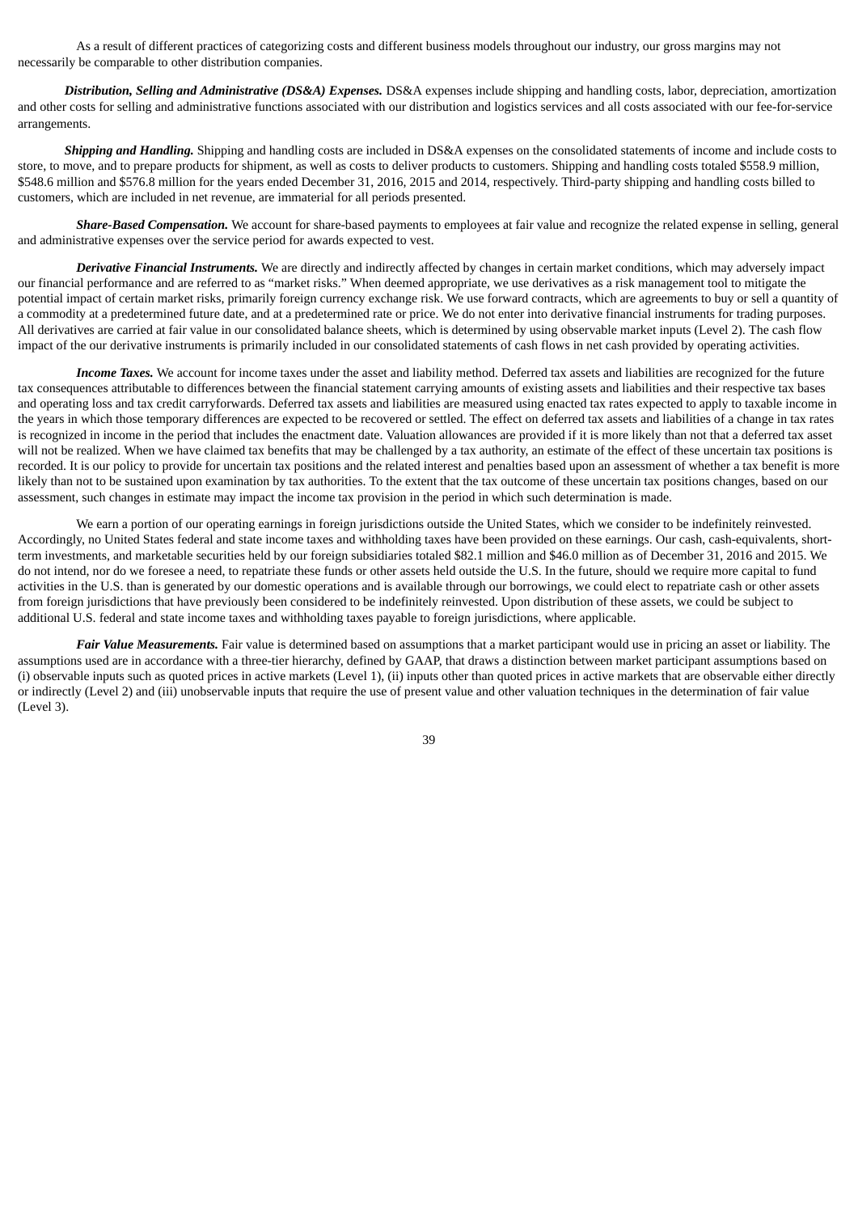As a result of different practices of categorizing costs and different business models throughout our industry, our gross margins may not necessarily be comparable to other distribution companies.

***Distribution, Selling and Administrative (DS&A) Expenses.*** DS&A expenses include shipping and handling costs, labor, depreciation, amortization and other costs for selling and administrative functions associated with our distribution and logistics services and all costs associated with our fee-for-service arrangements.

***Shipping and Handling.*** Shipping and handling costs are included in DS&A expenses on the consolidated statements of income and include costs to store, to move, and to prepare products for shipment, as well as costs to deliver products to customers. Shipping and handling costs totaled $558.9 million, $548.6 million and $576.8 million for the years ended December 31, 2016, 2015 and 2014, respectively. Third-party shipping and handling costs billed to customers, which are included in net revenue, are immaterial for all periods presented.

***Share-Based Compensation.*** We account for share-based payments to employees at fair value and recognize the related expense in selling, general and administrative expenses over the service period for awards expected to vest.

***Derivative Financial Instruments.*** We are directly and indirectly affected by changes in certain market conditions, which may adversely impact our financial performance and are referred to as "market risks." When deemed appropriate, we use derivatives as a risk management tool to mitigate the potential impact of certain market risks, primarily foreign currency exchange risk. We use forward contracts, which are agreements to buy or sell a quantity of a commodity at a predetermined future date, and at a predetermined rate or price. We do not enter into derivative financial instruments for trading purposes. All derivatives are carried at fair value in our consolidated balance sheets, which is determined by using observable market inputs (Level 2). The cash flow impact of the our derivative instruments is primarily included in our consolidated statements of cash flows in net cash provided by operating activities.

***Income Taxes.*** We account for income taxes under the asset and liability method. Deferred tax assets and liabilities are recognized for the future tax consequences attributable to differences between the financial statement carrying amounts of existing assets and liabilities and their respective tax bases and operating loss and tax credit carryforwards. Deferred tax assets and liabilities are measured using enacted tax rates expected to apply to taxable income in the years in which those temporary differences are expected to be recovered or settled. The effect on deferred tax assets and liabilities of a change in tax rates is recognized in income in the period that includes the enactment date. Valuation allowances are provided if it is more likely than not that a deferred tax asset will not be realized. When we have claimed tax benefits that may be challenged by a tax authority, an estimate of the effect of these uncertain tax positions is recorded. It is our policy to provide for uncertain tax positions and the related interest and penalties based upon an assessment of whether a tax benefit is more likely than not to be sustained upon examination by tax authorities. To the extent that the tax outcome of these uncertain tax positions changes, based on our assessment, such changes in estimate may impact the income tax provision in the period in which such determination is made.

We earn a portion of our operating earnings in foreign jurisdictions outside the United States, which we consider to be indefinitely reinvested. Accordingly, no United States federal and state income taxes and withholding taxes have been provided on these earnings. Our cash, cash-equivalents, short-term investments, and marketable securities held by our foreign subsidiaries totaled $82.1 million and $46.0 million as of December 31, 2016 and 2015. We do not intend, nor do we foresee a need, to repatriate these funds or other assets held outside the U.S. In the future, should we require more capital to fund activities in the U.S. than is generated by our domestic operations and is available through our borrowings, we could elect to repatriate cash or other assets from foreign jurisdictions that have previously been considered to be indefinitely reinvested. Upon distribution of these assets, we could be subject to additional U.S. federal and state income taxes and withholding taxes payable to foreign jurisdictions, where applicable.

***Fair Value Measurements.*** Fair value is determined based on assumptions that a market participant would use in pricing an asset or liability. The assumptions used are in accordance with a three-tier hierarchy, defined by GAAP, that draws a distinction between market participant assumptions based on (i) observable inputs such as quoted prices in active markets (Level 1), (ii) inputs other than quoted prices in active markets that are observable either directly or indirectly (Level 2) and (iii) unobservable inputs that require the use of present value and other valuation techniques in the determination of fair value (Level 3).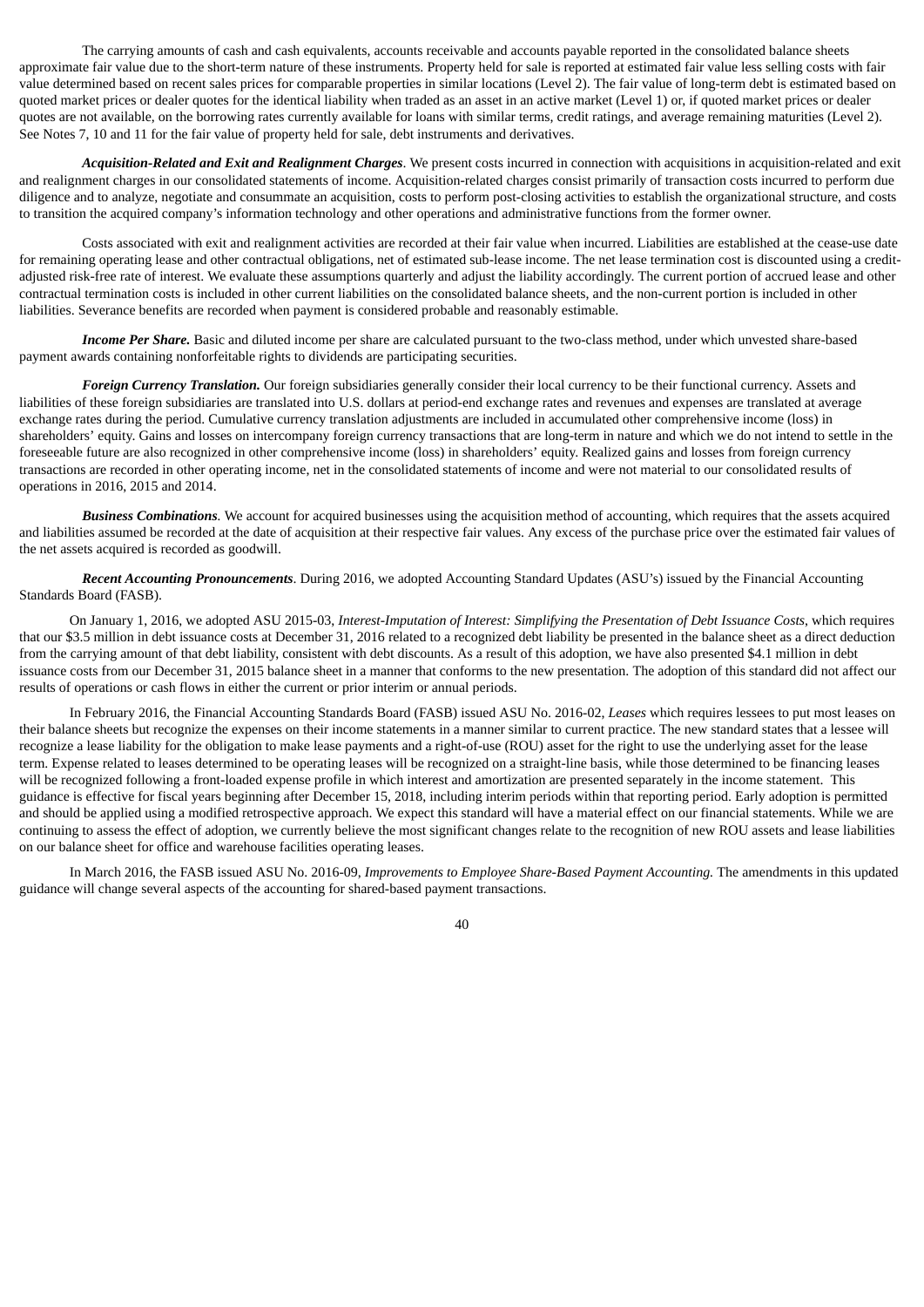The carrying amounts of cash and cash equivalents, accounts receivable and accounts payable reported in the consolidated balance sheets approximate fair value due to the short-term nature of these instruments. Property held for sale is reported at estimated fair value less selling costs with fair value determined based on recent sales prices for comparable properties in similar locations (Level 2). The fair value of long-term debt is estimated based on quoted market prices or dealer quotes for the identical liability when traded as an asset in an active market (Level 1) or, if quoted market prices or dealer quotes are not available, on the borrowing rates currently available for loans with similar terms, credit ratings, and average remaining maturities (Level 2). See Notes 7, 10 and 11 for the fair value of property held for sale, debt instruments and derivatives.

***Acquisition-Related and Exit and Realignment Charges***. We present costs incurred in connection with acquisitions in acquisition-related and exit and realignment charges in our consolidated statements of income. Acquisition-related charges consist primarily of transaction costs incurred to perform due diligence and to analyze, negotiate and consummate an acquisition, costs to perform post-closing activities to establish the organizational structure, and costs to transition the acquired company's information technology and other operations and administrative functions from the former owner.

Costs associated with exit and realignment activities are recorded at their fair value when incurred. Liabilities are established at the cease-use date for remaining operating lease and other contractual obligations, net of estimated sub-lease income. The net lease termination cost is discounted using a credit-adjusted risk-free rate of interest. We evaluate these assumptions quarterly and adjust the liability accordingly. The current portion of accrued lease and other contractual termination costs is included in other current liabilities on the consolidated balance sheets, and the non-current portion is included in other liabilities. Severance benefits are recorded when payment is considered probable and reasonably estimable.

***Income Per Share.*** Basic and diluted income per share are calculated pursuant to the two-class method, under which unvested share-based payment awards containing nonforfeitable rights to dividends are participating securities.

***Foreign Currency Translation.*** Our foreign subsidiaries generally consider their local currency to be their functional currency. Assets and liabilities of these foreign subsidiaries are translated into U.S. dollars at period-end exchange rates and revenues and expenses are translated at average exchange rates during the period. Cumulative currency translation adjustments are included in accumulated other comprehensive income (loss) in shareholders' equity. Gains and losses on intercompany foreign currency transactions that are long-term in nature and which we do not intend to settle in the foreseeable future are also recognized in other comprehensive income (loss) in shareholders' equity. Realized gains and losses from foreign currency transactions are recorded in other operating income, net in the consolidated statements of income and were not material to our consolidated results of operations in 2016, 2015 and 2014.

***Business Combinations.*** We account for acquired businesses using the acquisition method of accounting, which requires that the assets acquired and liabilities assumed be recorded at the date of acquisition at their respective fair values. Any excess of the purchase price over the estimated fair values of the net assets acquired is recorded as goodwill.

***Recent Accounting Pronouncements***. During 2016, we adopted Accounting Standard Updates (ASU's) issued by the Financial Accounting Standards Board (FASB).

On January 1, 2016, we adopted ASU 2015-03, *Interest-Imputation of Interest: Simplifying the Presentation of Debt Issuance Costs*, which requires that our $3.5 million in debt issuance costs at December 31, 2016 related to a recognized debt liability be presented in the balance sheet as a direct deduction from the carrying amount of that debt liability, consistent with debt discounts. As a result of this adoption, we have also presented $4.1 million in debt issuance costs from our December 31, 2015 balance sheet in a manner that conforms to the new presentation. The adoption of this standard did not affect our results of operations or cash flows in either the current or prior interim or annual periods.

In February 2016, the Financial Accounting Standards Board (FASB) issued ASU No. 2016-02, *Leases* which requires lessees to put most leases on their balance sheets but recognize the expenses on their income statements in a manner similar to current practice. The new standard states that a lessee will recognize a lease liability for the obligation to make lease payments and a right-of-use (ROU) asset for the right to use the underlying asset for the lease term. Expense related to leases determined to be operating leases will be recognized on a straight-line basis, while those determined to be financing leases will be recognized following a front-loaded expense profile in which interest and amortization are presented separately in the income statement. This guidance is effective for fiscal years beginning after December 15, 2018, including interim periods within that reporting period. Early adoption is permitted and should be applied using a modified retrospective approach. We expect this standard will have a material effect on our financial statements. While we are continuing to assess the effect of adoption, we currently believe the most significant changes relate to the recognition of new ROU assets and lease liabilities on our balance sheet for office and warehouse facilities operating leases.

In March 2016, the FASB issued ASU No. 2016-09, *Improvements to Employee Share-Based Payment Accounting.* The amendments in this updated guidance will change several aspects of the accounting for shared-based payment transactions.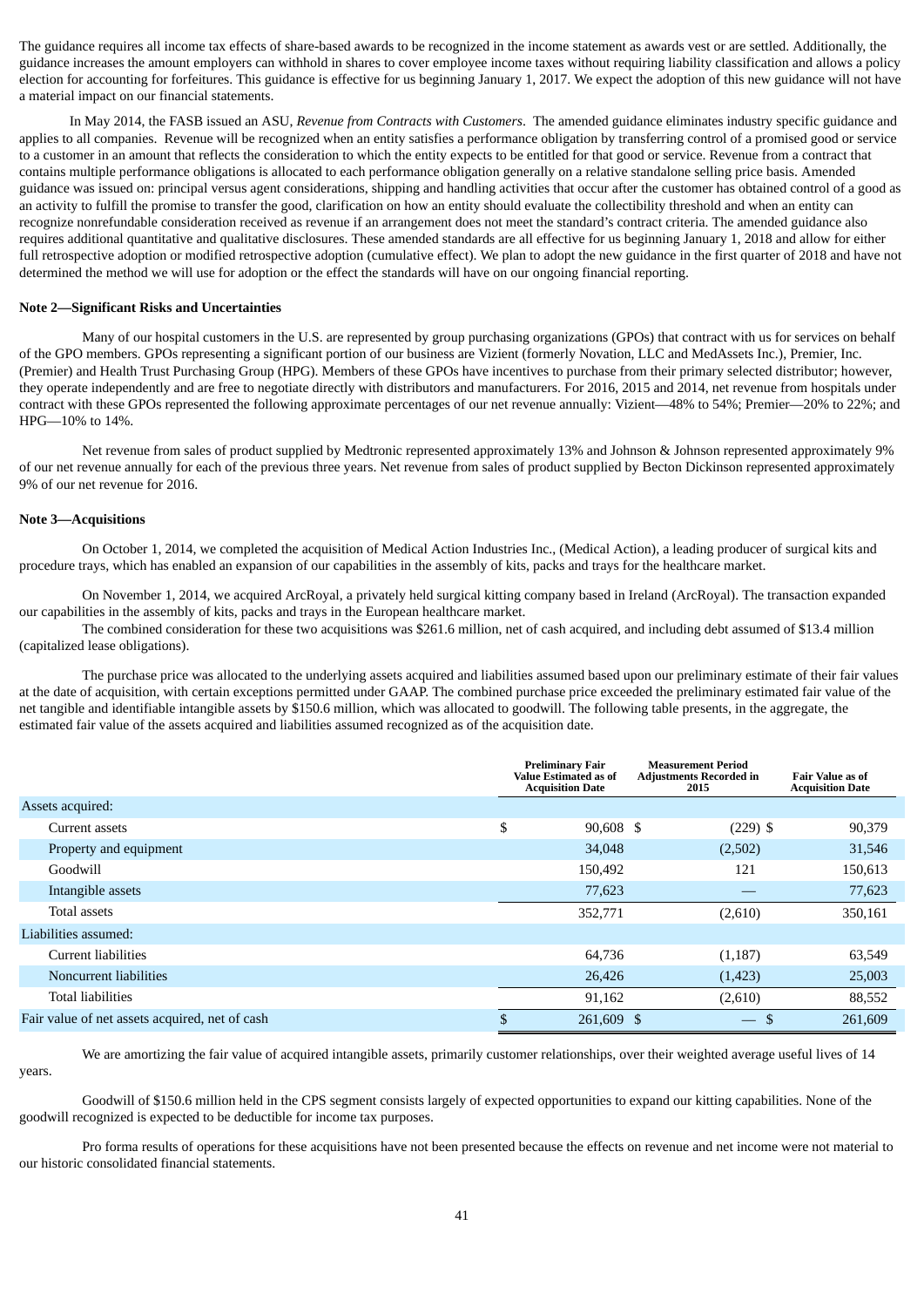The guidance requires all income tax effects of share-based awards to be recognized in the income statement as awards vest or are settled. Additionally, the guidance increases the amount employers can withhold in shares to cover employee income taxes without requiring liability classification and allows a policy election for accounting for forfeitures. This guidance is effective for us beginning January 1, 2017. We expect the adoption of this new guidance will not have a material impact on our financial statements.

In May 2014, the FASB issued an ASU, *Revenue from Contracts with Customers*. The amended guidance eliminates industry specific guidance and applies to all companies. Revenue will be recognized when an entity satisfies a performance obligation by transferring control of a promised good or service to a customer in an amount that reflects the consideration to which the entity expects to be entitled for that good or service. Revenue from a contract that contains multiple performance obligations is allocated to each performance obligation generally on a relative standalone selling price basis. Amended guidance was issued on: principal versus agent considerations, shipping and handling activities that occur after the customer has obtained control of a good as an activity to fulfill the promise to transfer the good, clarification on how an entity should evaluate the collectibility threshold and when an entity can recognize nonrefundable consideration received as revenue if an arrangement does not meet the standard's contract criteria. The amended guidance also requires additional quantitative and qualitative disclosures. These amended standards are all effective for us beginning January 1, 2018 and allow for either full retrospective adoption or modified retrospective adoption (cumulative effect). We plan to adopt the new guidance in the first quarter of 2018 and have not determined the method we will use for adoption or the effect the standards will have on our ongoing financial reporting.

**Note 2—Significant Risks and Uncertainties**

Many of our hospital customers in the U.S. are represented by group purchasing organizations (GPOs) that contract with us for services on behalf of the GPO members. GPOs representing a significant portion of our business are Vizient (formerly Novation, LLC and MedAssets Inc.), Premier, Inc. (Premier) and Health Trust Purchasing Group (HPG). Members of these GPOs have incentives to purchase from their primary selected distributor; however, they operate independently and are free to negotiate directly with distributors and manufacturers. For 2016, 2015 and 2014, net revenue from hospitals under contract with these GPOs represented the following approximate percentages of our net revenue annually: Vizient—48% to 54%; Premier—20% to 22%; and HPG—10% to 14%.

Net revenue from sales of product supplied by Medtronic represented approximately 13% and Johnson & Johnson represented approximately 9% of our net revenue annually for each of the previous three years. Net revenue from sales of product supplied by Becton Dickinson represented approximately 9% of our net revenue for 2016.

**Note 3—Acquisitions**

On October 1, 2014, we completed the acquisition of Medical Action Industries Inc., (Medical Action), a leading producer of surgical kits and procedure trays, which has enabled an expansion of our capabilities in the assembly of kits, packs and trays for the healthcare market.

On November 1, 2014, we acquired ArcRoyal, a privately held surgical kitting company based in Ireland (ArcRoyal). The transaction expanded our capabilities in the assembly of kits, packs and trays in the European healthcare market.

The combined consideration for these two acquisitions was $261.6 million, net of cash acquired, and including debt assumed of $13.4 million (capitalized lease obligations).

The purchase price was allocated to the underlying assets acquired and liabilities assumed based upon our preliminary estimate of their fair values at the date of acquisition, with certain exceptions permitted under GAAP. The combined purchase price exceeded the preliminary estimated fair value of the net tangible and identifiable intangible assets by $150.6 million, which was allocated to goodwill. The following table presents, in the aggregate, the estimated fair value of the assets acquired and liabilities assumed recognized as of the acquisition date.

| | Preliminary Fair Value Estimated as of Acquisition Date | Measurement Period Adjustments Recorded in 2015 | Fair Value as of Acquisition Date |
|---|---|---|---|
| Assets acquired: | | | |
| Current assets | $ 90,608 | $ (229) | $ 90,379 |
| Property and equipment | 34,048 | (2,502) | 31,546 |
| Goodwill | 150,492 | 121 | 150,613 |
| Intangible assets | 77,623 | — | 77,623 |
| Total assets | 352,771 | (2,610) | 350,161 |
| Liabilities assumed: | | | |
| Current liabilities | 64,736 | (1,187) | 63,549 |
| Noncurrent liabilities | 26,426 | (1,423) | 25,003 |
| Total liabilities | 91,162 | (2,610) | 88,552 |
| Fair value of net assets acquired, net of cash | $ 261,609 | $ — | $ 261,609 |

We are amortizing the fair value of acquired intangible assets, primarily customer relationships, over their weighted average useful lives of 14 years.

Goodwill of $150.6 million held in the CPS segment consists largely of expected opportunities to expand our kitting capabilities. None of the goodwill recognized is expected to be deductible for income tax purposes.

Pro forma results of operations for these acquisitions have not been presented because the effects on revenue and net income were not material to our historic consolidated financial statements.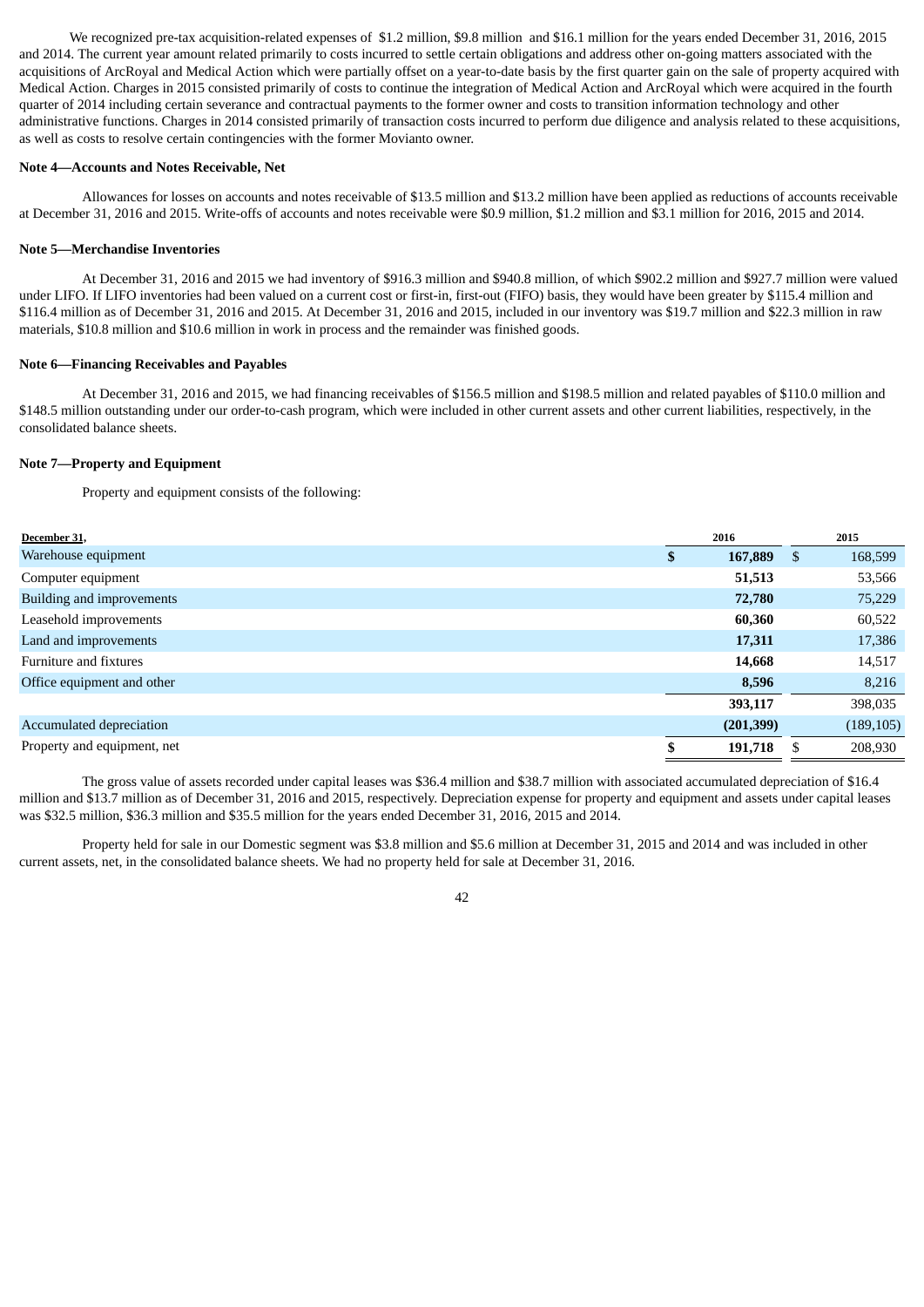We recognized pre-tax acquisition-related expenses of $1.2 million, $9.8 million and $16.1 million for the years ended December 31, 2016, 2015 and 2014. The current year amount related primarily to costs incurred to settle certain obligations and address other on-going matters associated with the acquisitions of ArcRoyal and Medical Action which were partially offset on a year-to-date basis by the first quarter gain on the sale of property acquired with Medical Action. Charges in 2015 consisted primarily of costs to continue the integration of Medical Action and ArcRoyal which were acquired in the fourth quarter of 2014 including certain severance and contractual payments to the former owner and costs to transition information technology and other administrative functions. Charges in 2014 consisted primarily of transaction costs incurred to perform due diligence and analysis related to these acquisitions, as well as costs to resolve certain contingencies with the former Movianto owner.

**Note 4—Accounts and Notes Receivable, Net**

Allowances for losses on accounts and notes receivable of $13.5 million and $13.2 million have been applied as reductions of accounts receivable at December 31, 2016 and 2015. Write-offs of accounts and notes receivable were $0.9 million, $1.2 million and $3.1 million for 2016, 2015 and 2014.

**Note 5—Merchandise Inventories**

At December 31, 2016 and 2015 we had inventory of $916.3 million and $940.8 million, of which $902.2 million and $927.7 million were valued under LIFO. If LIFO inventories had been valued on a current cost or first-in, first-out (FIFO) basis, they would have been greater by $115.4 million and $116.4 million as of December 31, 2016 and 2015. At December 31, 2016 and 2015, included in our inventory was $19.7 million and $22.3 million in raw materials, $10.8 million and $10.6 million in work in process and the remainder was finished goods.

**Note 6—Financing Receivables and Payables**

At December 31, 2016 and 2015, we had financing receivables of $156.5 million and $198.5 million and related payables of $110.0 million and $148.5 million outstanding under our order-to-cash program, which were included in other current assets and other current liabilities, respectively, in the consolidated balance sheets.

**Note 7—Property and Equipment**

Property and equipment consists of the following:

| December 31, | 2016 | 2015 |
|---|---|---|
| Warehouse equipment | **$ 167,889** | $ 168,599 |
| Computer equipment | **51,513** | 53,566 |
| Building and improvements | **72,780** | 75,229 |
| Leasehold improvements | **60,360** | 60,522 |
| Land and improvements | **17,311** | 17,386 |
| Furniture and fixtures | **14,668** | 14,517 |
| Office equipment and other | **8,596** | 8,216 |
| | **393,117** | 398,035 |
| Accumulated depreciation | **(201,399)** | (189,105) |
| Property and equipment, net | **$ 191,718** | $ 208,930 |

The gross value of assets recorded under capital leases was $36.4 million and $38.7 million with associated accumulated depreciation of $16.4 million and $13.7 million as of December 31, 2016 and 2015, respectively. Depreciation expense for property and equipment and assets under capital leases was $32.5 million, $36.3 million and $35.5 million for the years ended December 31, 2016, 2015 and 2014.

Property held for sale in our Domestic segment was $3.8 million and $5.6 million at December 31, 2015 and 2014 and was included in other current assets, net, in the consolidated balance sheets. We had no property held for sale at December 31, 2016.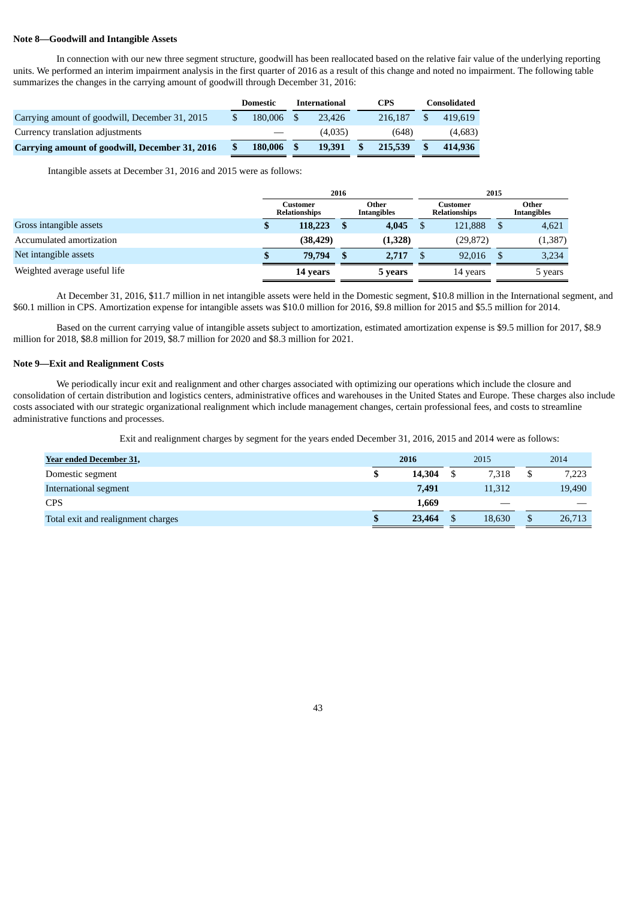**Note 8—Goodwill and Intangible Assets**

In connection with our new three segment structure, goodwill has been reallocated based on the relative fair value of the underlying reporting units. We performed an interim impairment analysis in the first quarter of 2016 as a result of this change and noted no impairment. The following table summarizes the changes in the carrying amount of goodwill through December 31, 2016:

| | Domestic | International | CPS | Consolidated |
|---|---|---|---|---|
| Carrying amount of goodwill, December 31, 2015 | $ 180,006 | $ 23,426 | 216,187 | $ 419,619 |
| Currency translation adjustments | — | (4,035) | (648) | (4,683) |
| **Carrying amount of goodwill, December 31, 2016** | **$ 180,006** | **$ 19,391** | **$ 215,539** | **$ 414,936** |

Intangible assets at December 31, 2016 and 2015 were as follows:

| | 2016 | | 2015 | |
|---|---|---|---|---|
| | Customer Relationships | Other Intangibles | Customer Relationships | Other Intangibles |
| Gross intangible assets | **$ 118,223** | **$ 4,045** | $ 121,888 | $ 4,621 |
| Accumulated amortization | **(38,429)** | **(1,328)** | (29,872) | (1,387) |
| Net intangible assets | **$ 79,794** | **$ 2,717** | $ 92,016 | $ 3,234 |
| Weighted average useful life | **14 years** | **5 years** | 14 years | 5 years |

At December 31, 2016, $11.7 million in net intangible assets were held in the Domestic segment, $10.8 million in the International segment, and $60.1 million in CPS. Amortization expense for intangible assets was $10.0 million for 2016, $9.8 million for 2015 and $5.5 million for 2014.

Based on the current carrying value of intangible assets subject to amortization, estimated amortization expense is $9.5 million for 2017, $8.9 million for 2018, $8.8 million for 2019, $8.7 million for 2020 and $8.3 million for 2021.

**Note 9—Exit and Realignment Costs**

We periodically incur exit and realignment and other charges associated with optimizing our operations which include the closure and consolidation of certain distribution and logistics centers, administrative offices and warehouses in the United States and Europe. These charges also include costs associated with our strategic organizational realignment which include management changes, certain professional fees, and costs to streamline administrative functions and processes.

Exit and realignment charges by segment for the years ended December 31, 2016, 2015 and 2014 were as follows:

| Year ended December 31, | 2016 | 2015 | 2014 |
|---|---|---|---|
| Domestic segment | **$ 14,304** | $ 7,318 | $ 7,223 |
| International segment | **7,491** | 11,312 | 19,490 |
| CPS | **1,669** | — | — |
| Total exit and realignment charges | **$ 23,464** | $ 18,630 | $ 26,713 |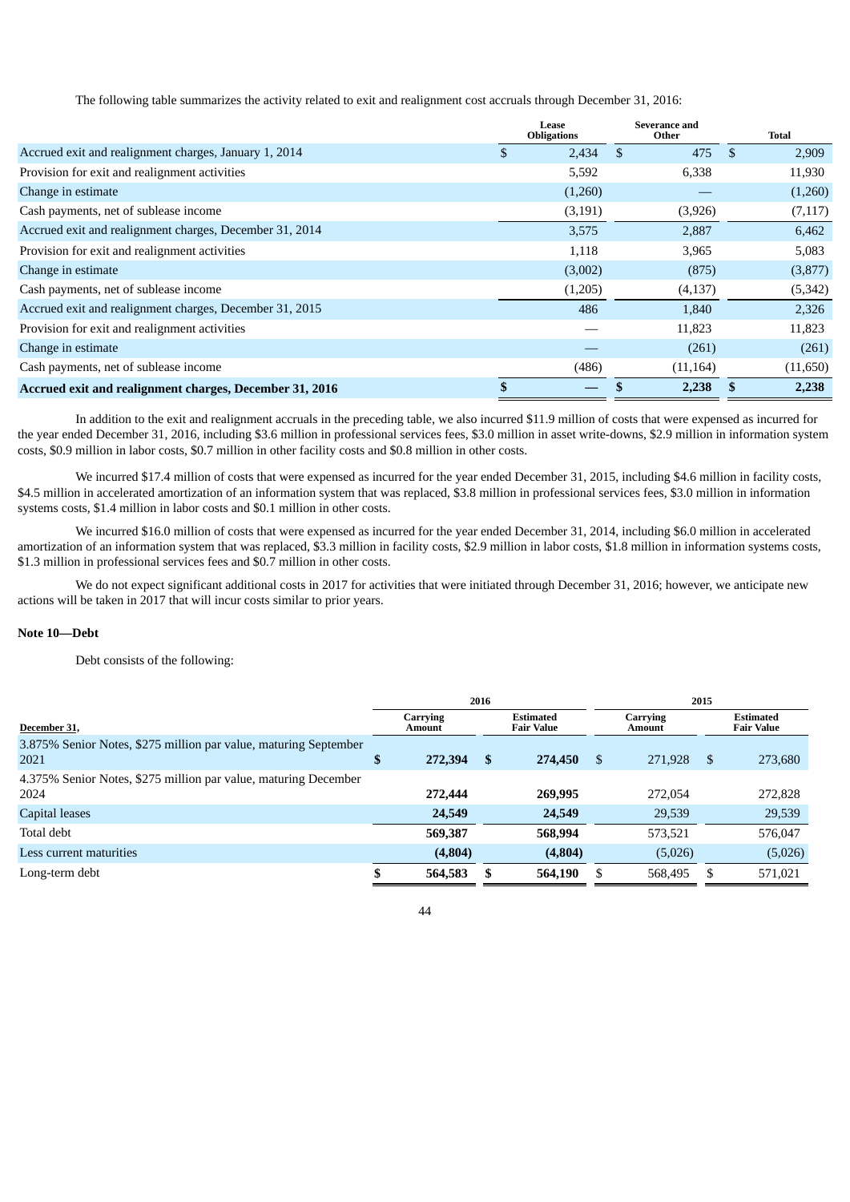The following table summarizes the activity related to exit and realignment cost accruals through December 31, 2016:

| | Lease Obligations | Severance and Other | Total |
|---|---|---|---|
| Accrued exit and realignment charges, January 1, 2014 | $ 2,434 | $ 475 | $ 2,909 |
| Provision for exit and realignment activities | 5,592 | 6,338 | 11,930 |
| Change in estimate | (1,260) | — | (1,260) |
| Cash payments, net of sublease income | (3,191) | (3,926) | (7,117) |
| Accrued exit and realignment charges, December 31, 2014 | 3,575 | 2,887 | 6,462 |
| Provision for exit and realignment activities | 1,118 | 3,965 | 5,083 |
| Change in estimate | (3,002) | (875) | (3,877) |
| Cash payments, net of sublease income | (1,205) | (4,137) | (5,342) |
| Accrued exit and realignment charges, December 31, 2015 | 486 | 1,840 | 2,326 |
| Provision for exit and realignment activities | — | 11,823 | 11,823 |
| Change in estimate | — | (261) | (261) |
| Cash payments, net of sublease income | (486) | (11,164) | (11,650) |
| **Accrued exit and realignment charges, December 31, 2016** | **$ —** | **$ 2,238** | **$ 2,238** |

In addition to the exit and realignment accruals in the preceding table, we also incurred $11.9 million of costs that were expensed as incurred for the year ended December 31, 2016, including $3.6 million in professional services fees, $3.0 million in asset write-downs, $2.9 million in information system costs, $0.9 million in labor costs, $0.7 million in other facility costs and $0.8 million in other costs.

We incurred $17.4 million of costs that were expensed as incurred for the year ended December 31, 2015, including $4.6 million in facility costs, $4.5 million in accelerated amortization of an information system that was replaced, $3.8 million in professional services fees, $3.0 million in information systems costs, $1.4 million in labor costs and $0.1 million in other costs.

We incurred $16.0 million of costs that were expensed as incurred for the year ended December 31, 2014, including $6.0 million in accelerated amortization of an information system that was replaced, $3.3 million in facility costs, $2.9 million in labor costs, $1.8 million in information systems costs, $1.3 million in professional services fees and $0.7 million in other costs.

We do not expect significant additional costs in 2017 for activities that were initiated through December 31, 2016; however, we anticipate new actions will be taken in 2017 that will incur costs similar to prior years.

**Note 10—Debt**

Debt consists of the following:

| | 2016 | | 2015 | |
|---|---|---|---|---|
| December 31, | Carrying Amount | Estimated Fair Value | Carrying Amount | Estimated Fair Value |
| 3.875% Senior Notes, $275 million par value, maturing September 2021 | **$ 272,394** | **$ 274,450** | $ 271,928 | $ 273,680 |
| 4.375% Senior Notes, $275 million par value, maturing December 2024 | **272,444** | **269,995** | 272,054 | 272,828 |
| Capital leases | **24,549** | **24,549** | 29,539 | 29,539 |
| Total debt | **569,387** | **568,994** | 573,521 | 576,047 |
| Less current maturities | **(4,804)** | **(4,804)** | (5,026) | (5,026) |
| Long-term debt | **$ 564,583** | **$ 564,190** | $ 568,495 | $ 571,021 |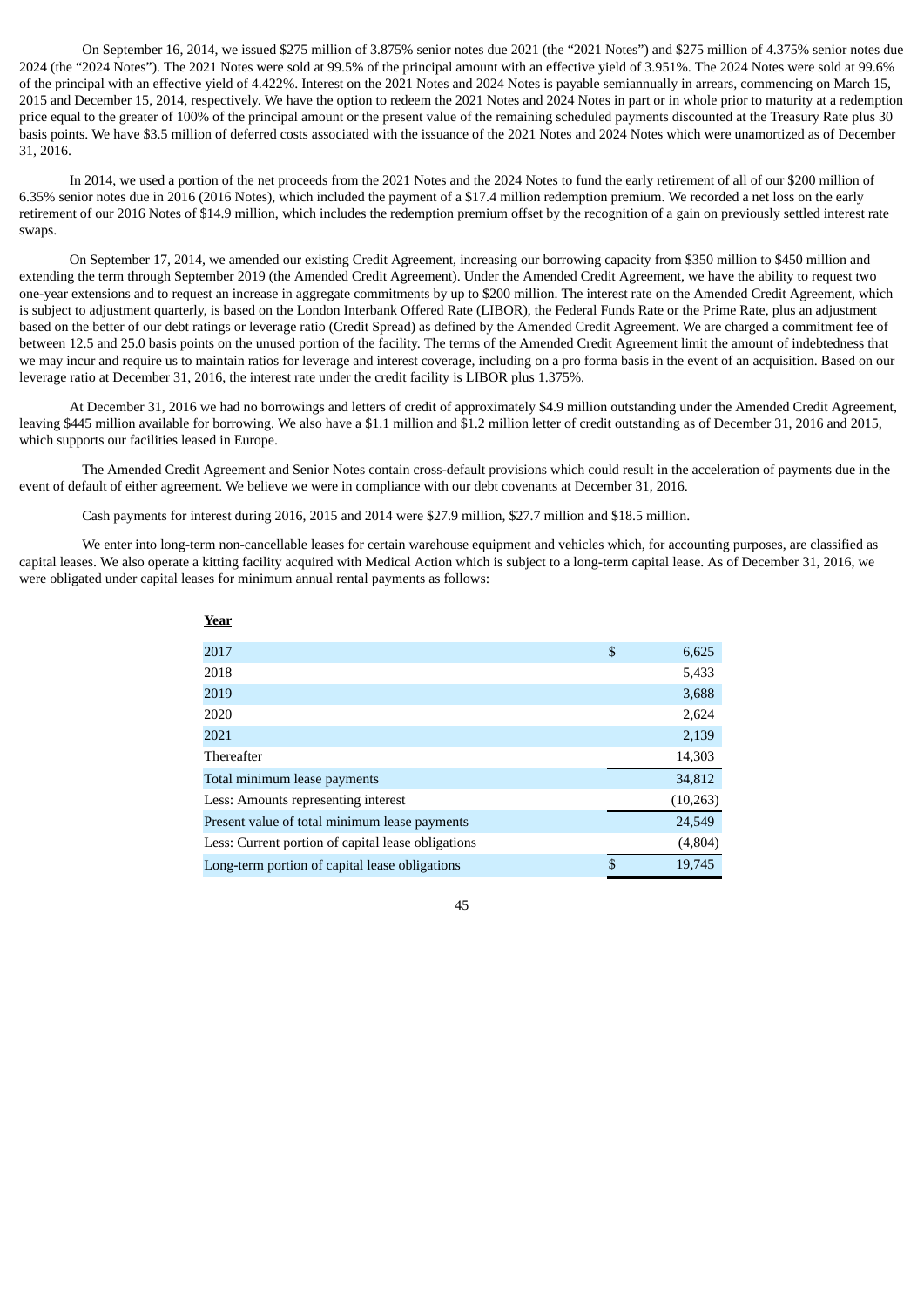On September 16, 2014, we issued $275 million of 3.875% senior notes due 2021 (the "2021 Notes") and $275 million of 4.375% senior notes due 2024 (the "2024 Notes"). The 2021 Notes were sold at 99.5% of the principal amount with an effective yield of 3.951%. The 2024 Notes were sold at 99.6% of the principal with an effective yield of 4.422%. Interest on the 2021 Notes and 2024 Notes is payable semiannually in arrears, commencing on March 15, 2015 and December 15, 2014, respectively. We have the option to redeem the 2021 Notes and 2024 Notes in part or in whole prior to maturity at a redemption price equal to the greater of 100% of the principal amount or the present value of the remaining scheduled payments discounted at the Treasury Rate plus 30 basis points. We have $3.5 million of deferred costs associated with the issuance of the 2021 Notes and 2024 Notes which were unamortized as of December 31, 2016.

In 2014, we used a portion of the net proceeds from the 2021 Notes and the 2024 Notes to fund the early retirement of all of our $200 million of 6.35% senior notes due in 2016 (2016 Notes), which included the payment of a $17.4 million redemption premium. We recorded a net loss on the early retirement of our 2016 Notes of $14.9 million, which includes the redemption premium offset by the recognition of a gain on previously settled interest rate swaps.

On September 17, 2014, we amended our existing Credit Agreement, increasing our borrowing capacity from $350 million to $450 million and extending the term through September 2019 (the Amended Credit Agreement). Under the Amended Credit Agreement, we have the ability to request two one-year extensions and to request an increase in aggregate commitments by up to $200 million. The interest rate on the Amended Credit Agreement, which is subject to adjustment quarterly, is based on the London Interbank Offered Rate (LIBOR), the Federal Funds Rate or the Prime Rate, plus an adjustment based on the better of our debt ratings or leverage ratio (Credit Spread) as defined by the Amended Credit Agreement. We are charged a commitment fee of between 12.5 and 25.0 basis points on the unused portion of the facility. The terms of the Amended Credit Agreement limit the amount of indebtedness that we may incur and require us to maintain ratios for leverage and interest coverage, including on a pro forma basis in the event of an acquisition. Based on our leverage ratio at December 31, 2016, the interest rate under the credit facility is LIBOR plus 1.375%.

At December 31, 2016 we had no borrowings and letters of credit of approximately $4.9 million outstanding under the Amended Credit Agreement, leaving $445 million available for borrowing. We also have a $1.1 million and $1.2 million letter of credit outstanding as of December 31, 2016 and 2015, which supports our facilities leased in Europe.

The Amended Credit Agreement and Senior Notes contain cross-default provisions which could result in the acceleration of payments due in the event of default of either agreement. We believe we were in compliance with our debt covenants at December 31, 2016.

Cash payments for interest during 2016, 2015 and 2014 were $27.9 million, $27.7 million and $18.5 million.

We enter into long-term non-cancellable leases for certain warehouse equipment and vehicles which, for accounting purposes, are classified as capital leases. We also operate a kitting facility acquired with Medical Action which is subject to a long-term capital lease. As of December 31, 2016, we were obligated under capital leases for minimum annual rental payments as follows:

| **Year** | |
|---|---|
| 2017 | $ 6,625 |
| 2018 | 5,433 |
| 2019 | 3,688 |
| 2020 | 2,624 |
| 2021 | 2,139 |
| Thereafter | 14,303 |
| Total minimum lease payments | 34,812 |
| Less: Amounts representing interest | (10,263) |
| Present value of total minimum lease payments | 24,549 |
| Less: Current portion of capital lease obligations | (4,804) |
| Long-term portion of capital lease obligations | $ 19,745 |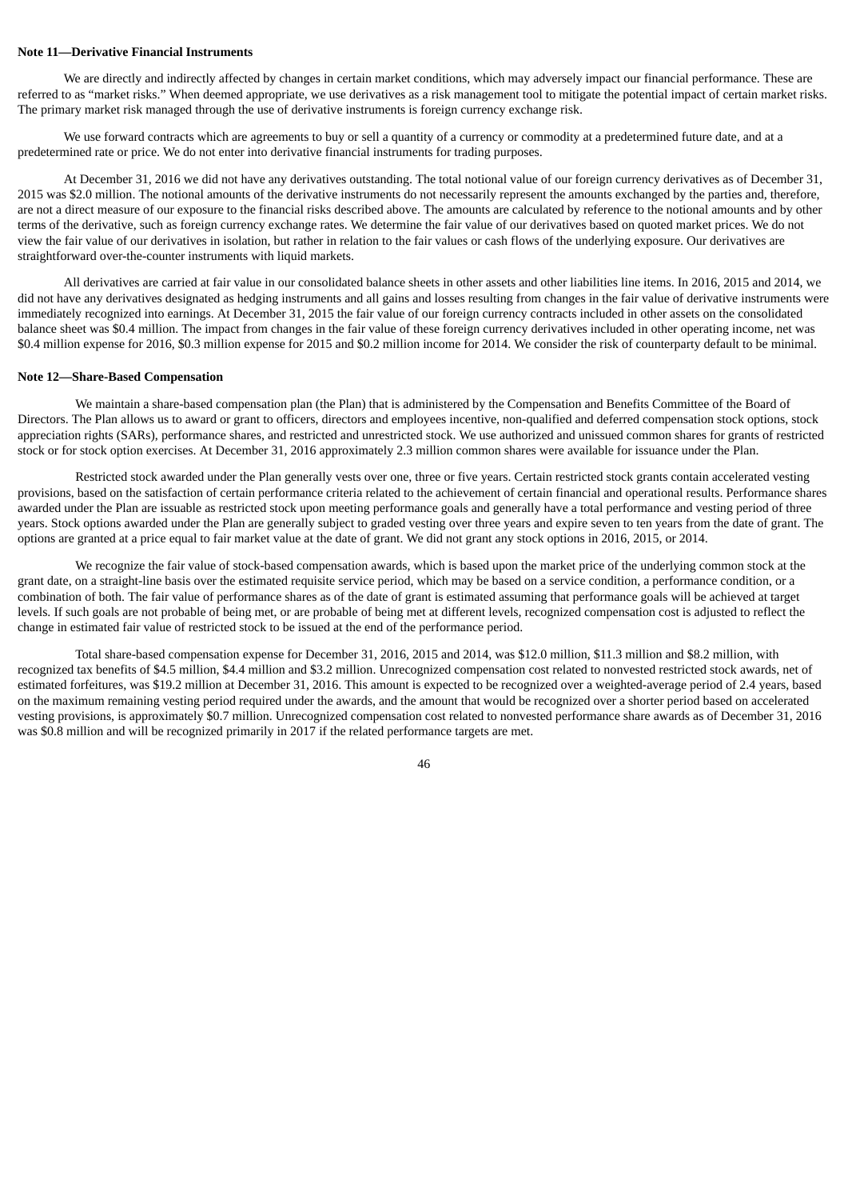**Note 11—Derivative Financial Instruments**

We are directly and indirectly affected by changes in certain market conditions, which may adversely impact our financial performance. These are referred to as "market risks." When deemed appropriate, we use derivatives as a risk management tool to mitigate the potential impact of certain market risks. The primary market risk managed through the use of derivative instruments is foreign currency exchange risk.

We use forward contracts which are agreements to buy or sell a quantity of a currency or commodity at a predetermined future date, and at a predetermined rate or price. We do not enter into derivative financial instruments for trading purposes.

At December 31, 2016 we did not have any derivatives outstanding. The total notional value of our foreign currency derivatives as of December 31, 2015 was $2.0 million. The notional amounts of the derivative instruments do not necessarily represent the amounts exchanged by the parties and, therefore, are not a direct measure of our exposure to the financial risks described above. The amounts are calculated by reference to the notional amounts and by other terms of the derivative, such as foreign currency exchange rates. We determine the fair value of our derivatives based on quoted market prices. We do not view the fair value of our derivatives in isolation, but rather in relation to the fair values or cash flows of the underlying exposure. Our derivatives are straightforward over-the-counter instruments with liquid markets.

All derivatives are carried at fair value in our consolidated balance sheets in other assets and other liabilities line items. In 2016, 2015 and 2014, we did not have any derivatives designated as hedging instruments and all gains and losses resulting from changes in the fair value of derivative instruments were immediately recognized into earnings. At December 31, 2015 the fair value of our foreign currency contracts included in other assets on the consolidated balance sheet was $0.4 million. The impact from changes in the fair value of these foreign currency derivatives included in other operating income, net was $0.4 million expense for 2016, $0.3 million expense for 2015 and $0.2 million income for 2014. We consider the risk of counterparty default to be minimal.

**Note 12—Share-Based Compensation**

We maintain a share-based compensation plan (the Plan) that is administered by the Compensation and Benefits Committee of the Board of Directors. The Plan allows us to award or grant to officers, directors and employees incentive, non-qualified and deferred compensation stock options, stock appreciation rights (SARs), performance shares, and restricted and unrestricted stock. We use authorized and unissued common shares for grants of restricted stock or for stock option exercises. At December 31, 2016 approximately 2.3 million common shares were available for issuance under the Plan.

Restricted stock awarded under the Plan generally vests over one, three or five years. Certain restricted stock grants contain accelerated vesting provisions, based on the satisfaction of certain performance criteria related to the achievement of certain financial and operational results. Performance shares awarded under the Plan are issuable as restricted stock upon meeting performance goals and generally have a total performance and vesting period of three years. Stock options awarded under the Plan are generally subject to graded vesting over three years and expire seven to ten years from the date of grant. The options are granted at a price equal to fair market value at the date of grant. We did not grant any stock options in 2016, 2015, or 2014.

We recognize the fair value of stock-based compensation awards, which is based upon the market price of the underlying common stock at the grant date, on a straight-line basis over the estimated requisite service period, which may be based on a service condition, a performance condition, or a combination of both. The fair value of performance shares as of the date of grant is estimated assuming that performance goals will be achieved at target levels. If such goals are not probable of being met, or are probable of being met at different levels, recognized compensation cost is adjusted to reflect the change in estimated fair value of restricted stock to be issued at the end of the performance period.

Total share-based compensation expense for December 31, 2016, 2015 and 2014, was $12.0 million, $11.3 million and $8.2 million, with recognized tax benefits of $4.5 million, $4.4 million and $3.2 million. Unrecognized compensation cost related to nonvested restricted stock awards, net of estimated forfeitures, was $19.2 million at December 31, 2016. This amount is expected to be recognized over a weighted-average period of 2.4 years, based on the maximum remaining vesting period required under the awards, and the amount that would be recognized over a shorter period based on accelerated vesting provisions, is approximately $0.7 million. Unrecognized compensation cost related to nonvested performance share awards as of December 31, 2016 was $0.8 million and will be recognized primarily in 2017 if the related performance targets are met.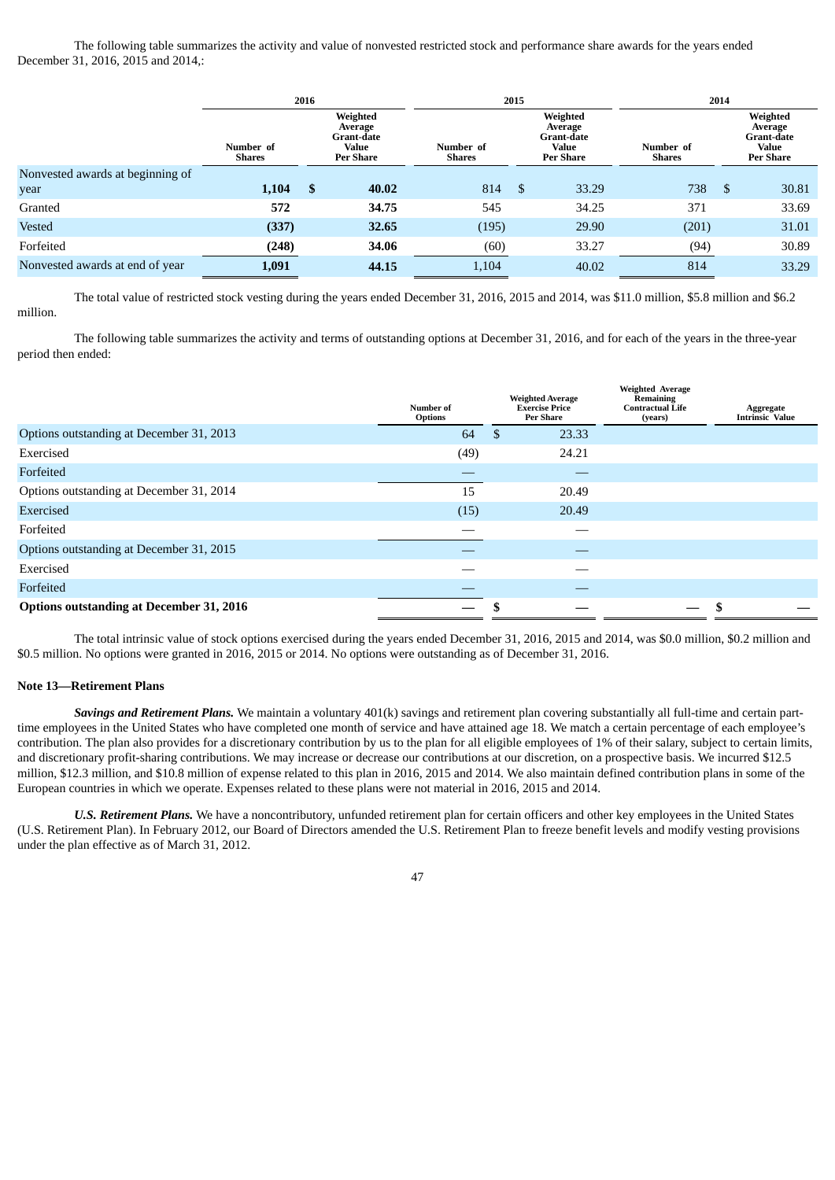The following table summarizes the activity and value of nonvested restricted stock and performance share awards for the years ended December 31, 2016, 2015 and 2014,:

| | 2016 | | 2015 | | 2014 | |
|---|---|---|---|---|---|---|
| | Number of Shares | Weighted Average Grant-date Value Per Share | Number of Shares | Weighted Average Grant-date Value Per Share | Number of Shares | Weighted Average Grant-date Value Per Share |
| Nonvested awards at beginning of year | **1,104** | **$ 40.02** | 814 | $ 33.29 | 738 | $ 30.81 |
| Granted | **572** | **34.75** | 545 | 34.25 | 371 | 33.69 |
| Vested | **(337)** | **32.65** | (195) | 29.90 | (201) | 31.01 |
| Forfeited | **(248)** | **34.06** | (60) | 33.27 | (94) | 30.89 |
| Nonvested awards at end of year | **1,091** | **44.15** | 1,104 | 40.02 | 814 | 33.29 |

The total value of restricted stock vesting during the years ended December 31, 2016, 2015 and 2014, was $11.0 million, $5.8 million and $6.2 million.

The following table summarizes the activity and terms of outstanding options at December 31, 2016, and for each of the years in the three-year period then ended:

| | Number of Options | Weighted Average Exercise Price Per Share | Weighted Average Remaining Contractual Life (years) | Aggregate Intrinsic Value |
|---|---|---|---|---|
| Options outstanding at December 31, 2013 | 64 | $ 23.33 | | |
| Exercised | (49) | 24.21 | | |
| Forfeited | — | — | | |
| Options outstanding at December 31, 2014 | 15 | 20.49 | | |
| Exercised | (15) | 20.49 | | |
| Forfeited | — | — | | |
| Options outstanding at December 31, 2015 | — | — | | |
| Exercised | — | — | | |
| Forfeited | — | — | | |
| **Options outstanding at December 31, 2016** | **—** | **$ —** | **—** | **$ —** |

The total intrinsic value of stock options exercised during the years ended December 31, 2016, 2015 and 2014, was $0.0 million, $0.2 million and $0.5 million. No options were granted in 2016, 2015 or 2014. No options were outstanding as of December 31, 2016.

**Note 13—Retirement Plans**

***Savings and Retirement Plans.*** We maintain a voluntary 401(k) savings and retirement plan covering substantially all full-time and certain part-time employees in the United States who have completed one month of service and have attained age 18. We match a certain percentage of each employee's contribution. The plan also provides for a discretionary contribution by us to the plan for all eligible employees of 1% of their salary, subject to certain limits, and discretionary profit-sharing contributions. We may increase or decrease our contributions at our discretion, on a prospective basis. We incurred $12.5 million, $12.3 million, and $10.8 million of expense related to this plan in 2016, 2015 and 2014. We also maintain defined contribution plans in some of the European countries in which we operate. Expenses related to these plans were not material in 2016, 2015 and 2014.

***U.S. Retirement Plans.*** We have a noncontributory, unfunded retirement plan for certain officers and other key employees in the United States (U.S. Retirement Plan). In February 2012, our Board of Directors amended the U.S. Retirement Plan to freeze benefit levels and modify vesting provisions under the plan effective as of March 31, 2012.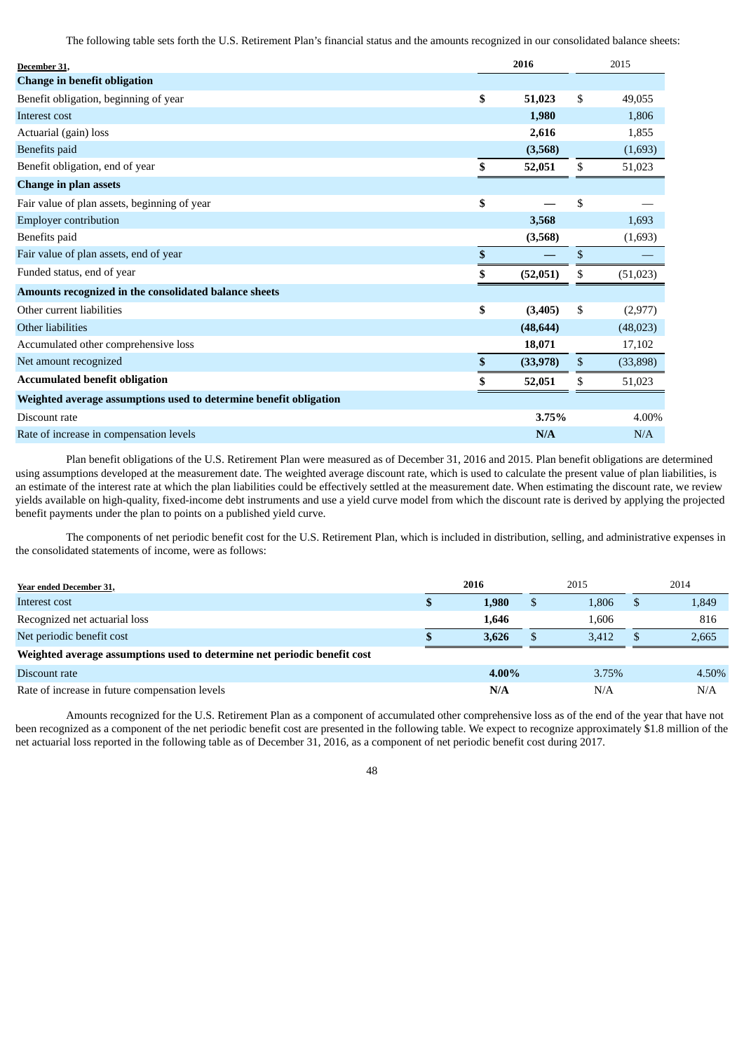The following table sets forth the U.S. Retirement Plan's financial status and the amounts recognized in our consolidated balance sheets:

| December 31, | 2016 | 2015 |
|---|---|---|
| **Change in benefit obligation** | | |
| Benefit obligation, beginning of year | $ 51,023 | $ 49,055 |
| Interest cost | 1,980 | 1,806 |
| Actuarial (gain) loss | 2,616 | 1,855 |
| Benefits paid | (3,568) | (1,693) |
| Benefit obligation, end of year | $ 52,051 | $ 51,023 |
| **Change in plan assets** | | |
| Fair value of plan assets, beginning of year | $ — | $ — |
| Employer contribution | 3,568 | 1,693 |
| Benefits paid | (3,568) | (1,693) |
| Fair value of plan assets, end of year | $ — | $ — |
| Funded status, end of year | $ (52,051) | $ (51,023) |
| **Amounts recognized in the consolidated balance sheets** | | |
| Other current liabilities | $ (3,405) | $ (2,977) |
| Other liabilities | (48,644) | (48,023) |
| Accumulated other comprehensive loss | 18,071 | 17,102 |
| Net amount recognized | $ (33,978) | $ (33,898) |
| **Accumulated benefit obligation** | $ 52,051 | $ 51,023 |
| **Weighted average assumptions used to determine benefit obligation** | | |
| Discount rate | 3.75% | 4.00% |
| Rate of increase in compensation levels | N/A | N/A |

Plan benefit obligations of the U.S. Retirement Plan were measured as of December 31, 2016 and 2015. Plan benefit obligations are determined using assumptions developed at the measurement date. The weighted average discount rate, which is used to calculate the present value of plan liabilities, is an estimate of the interest rate at which the plan liabilities could be effectively settled at the measurement date. When estimating the discount rate, we review yields available on high-quality, fixed-income debt instruments and use a yield curve model from which the discount rate is derived by applying the projected benefit payments under the plan to points on a published yield curve.

The components of net periodic benefit cost for the U.S. Retirement Plan, which is included in distribution, selling, and administrative expenses in the consolidated statements of income, were as follows:

| Year ended December 31, | 2016 | 2015 | 2014 |
|---|---|---|---|
| Interest cost | $ 1,980 | $ 1,806 | $ 1,849 |
| Recognized net actuarial loss | 1,646 | 1,606 | 816 |
| Net periodic benefit cost | $ 3,626 | $ 3,412 | $ 2,665 |
| **Weighted average assumptions used to determine net periodic benefit cost** | | | |
| Discount rate | 4.00% | 3.75% | 4.50% |
| Rate of increase in future compensation levels | N/A | N/A | N/A |

Amounts recognized for the U.S. Retirement Plan as a component of accumulated other comprehensive loss as of the end of the year that have not been recognized as a component of the net periodic benefit cost are presented in the following table. We expect to recognize approximately $1.8 million of the net actuarial loss reported in the following table as of December 31, 2016, as a component of net periodic benefit cost during 2017.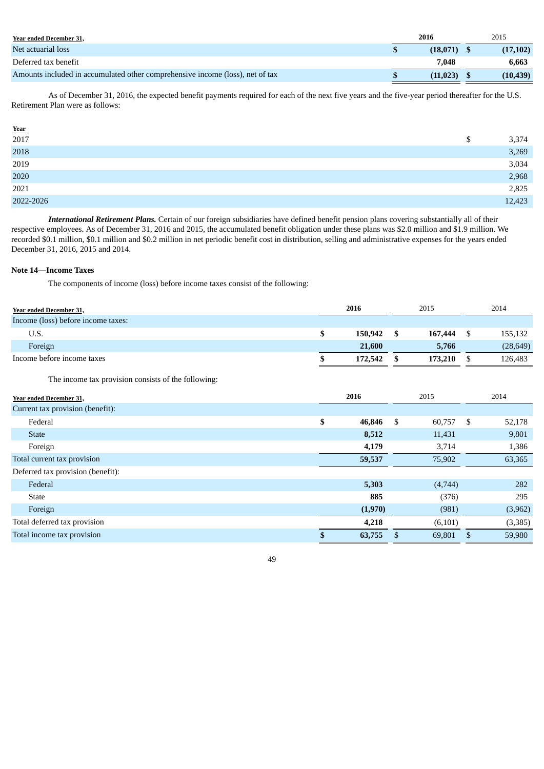| Year ended December 31, | 2016 | 2015 |
|---|---|---|
| Net actuarial loss | $ (18,071) | $ (17,102) |
| Deferred tax benefit | 7,048 | 6,663 |
| Amounts included in accumulated other comprehensive income (loss), net of tax | $ (11,023) | $ (10,439) |

As of December 31, 2016, the expected benefit payments required for each of the next five years and the five-year period thereafter for the U.S. Retirement Plan were as follows:

| Year | |
|---|---|
| 2017 | $ 3,374 |
| 2018 | 3,269 |
| 2019 | 3,034 |
| 2020 | 2,968 |
| 2021 | 2,825 |
| 2022-2026 | 12,423 |

***International Retirement Plans.*** Certain of our foreign subsidiaries have defined benefit pension plans covering substantially all of their respective employees. As of December 31, 2016 and 2015, the accumulated benefit obligation under these plans was $2.0 million and $1.9 million. We recorded $0.1 million, $0.1 million and $0.2 million in net periodic benefit cost in distribution, selling and administrative expenses for the years ended December 31, 2016, 2015 and 2014.

**Note 14—Income Taxes**

The components of income (loss) before income taxes consist of the following:

| Year ended December 31, | 2016 | 2015 | 2014 |
|---|---|---|---|
| Income (loss) before income taxes: | | | |
| U.S. | $ 150,942 | $ 167,444 | $ 155,132 |
| Foreign | 21,600 | 5,766 | (28,649) |
| Income before income taxes | $ 172,542 | $ 173,210 | $ 126,483 |

The income tax provision consists of the following:

| Year ended December 31, | 2016 | 2015 | 2014 |
|---|---|---|---|
| Current tax provision (benefit): | | | |
| Federal | $ 46,846 | $ 60,757 | $ 52,178 |
| State | 8,512 | 11,431 | 9,801 |
| Foreign | 4,179 | 3,714 | 1,386 |
| Total current tax provision | 59,537 | 75,902 | 63,365 |
| Deferred tax provision (benefit): | | | |
| Federal | 5,303 | (4,744) | 282 |
| State | 885 | (376) | 295 |
| Foreign | (1,970) | (981) | (3,962) |
| Total deferred tax provision | 4,218 | (6,101) | (3,385) |
| Total income tax provision | $ 63,755 | $ 69,801 | $ 59,980 |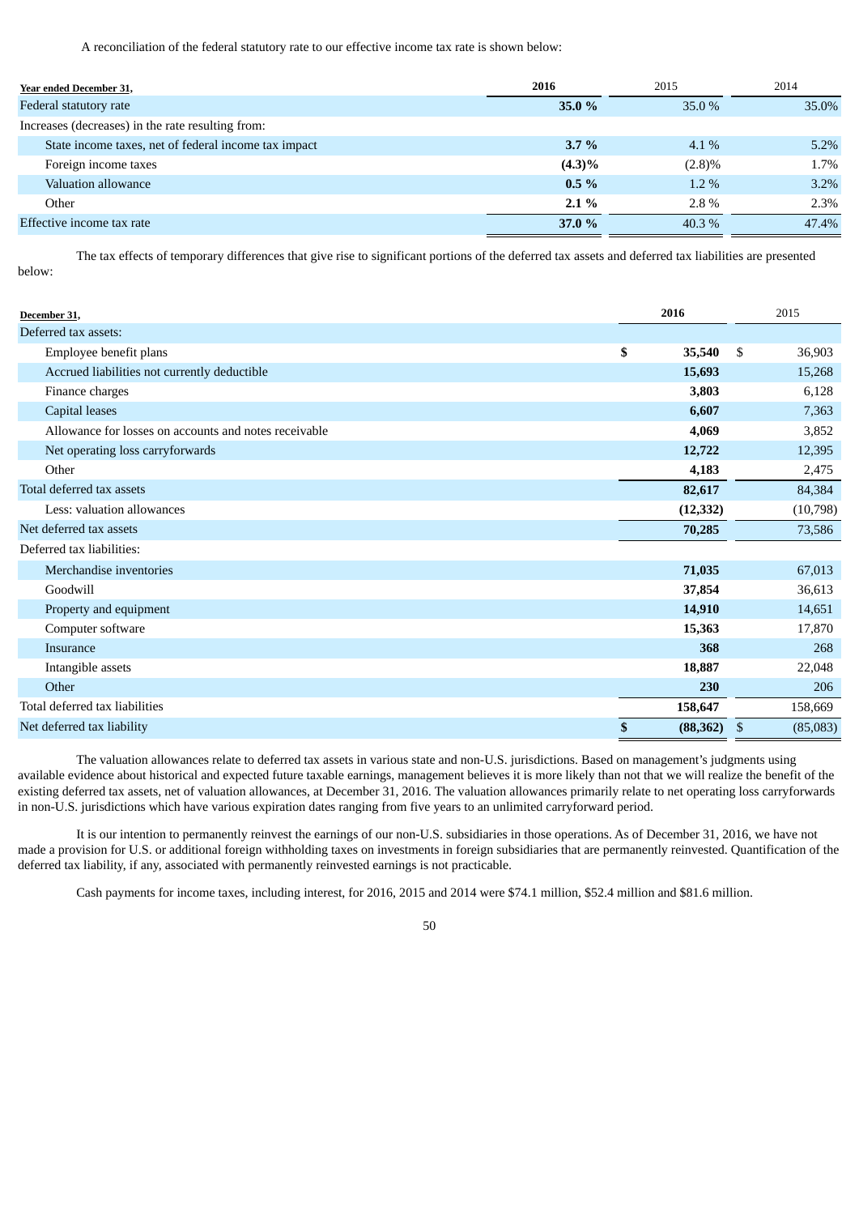A reconciliation of the federal statutory rate to our effective income tax rate is shown below:

| Year ended December 31, | 2016 | 2015 | 2014 |
|---|---|---|---|
| Federal statutory rate | **35.0 %** | 35.0 % | 35.0% |
| Increases (decreases) in the rate resulting from: | | | |
| State income taxes, net of federal income tax impact | **3.7 %** | 4.1 % | 5.2% |
| Foreign income taxes | **(4.3)%** | (2.8)% | 1.7% |
| Valuation allowance | **0.5 %** | 1.2 % | 3.2% |
| Other | **2.1 %** | 2.8 % | 2.3% |
| Effective income tax rate | **37.0 %** | 40.3 % | 47.4% |

The tax effects of temporary differences that give rise to significant portions of the deferred tax assets and deferred tax liabilities are presented below:

| December 31, | 2016 | 2015 |
|---|---|---|
| Deferred tax assets: | | |
| Employee benefit plans | **$ 35,540** | $ 36,903 |
| Accrued liabilities not currently deductible | **15,693** | 15,268 |
| Finance charges | **3,803** | 6,128 |
| Capital leases | **6,607** | 7,363 |
| Allowance for losses on accounts and notes receivable | **4,069** | 3,852 |
| Net operating loss carryforwards | **12,722** | 12,395 |
| Other | **4,183** | 2,475 |
| Total deferred tax assets | **82,617** | 84,384 |
| Less: valuation allowances | **(12,332)** | (10,798) |
| Net deferred tax assets | **70,285** | 73,586 |
| Deferred tax liabilities: | | |
| Merchandise inventories | **71,035** | 67,013 |
| Goodwill | **37,854** | 36,613 |
| Property and equipment | **14,910** | 14,651 |
| Computer software | **15,363** | 17,870 |
| Insurance | **368** | 268 |
| Intangible assets | **18,887** | 22,048 |
| Other | **230** | 206 |
| Total deferred tax liabilities | **158,647** | 158,669 |
| Net deferred tax liability | **$ (88,362)** | $ (85,083) |

The valuation allowances relate to deferred tax assets in various state and non-U.S. jurisdictions. Based on management's judgments using available evidence about historical and expected future taxable earnings, management believes it is more likely than not that we will realize the benefit of the existing deferred tax assets, net of valuation allowances, at December 31, 2016. The valuation allowances primarily relate to net operating loss carryforwards in non-U.S. jurisdictions which have various expiration dates ranging from five years to an unlimited carryforward period.

It is our intention to permanently reinvest the earnings of our non-U.S. subsidiaries in those operations. As of December 31, 2016, we have not made a provision for U.S. or additional foreign withholding taxes on investments in foreign subsidiaries that are permanently reinvested. Quantification of the deferred tax liability, if any, associated with permanently reinvested earnings is not practicable.

Cash payments for income taxes, including interest, for 2016, 2015 and 2014 were $74.1 million, $52.4 million and $81.6 million.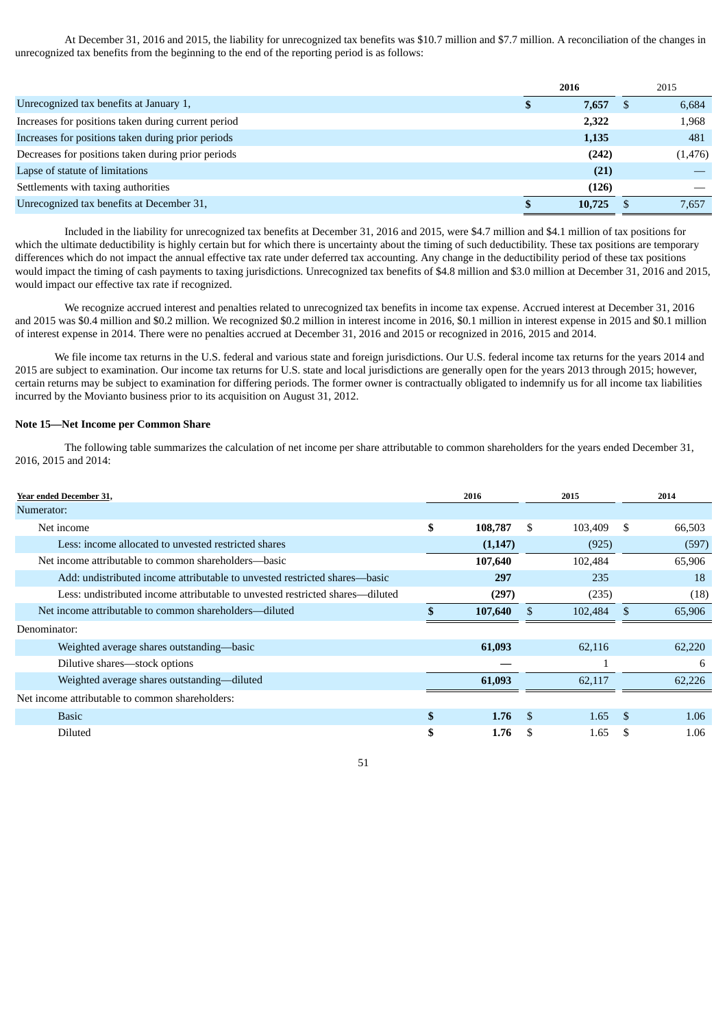At December 31, 2016 and 2015, the liability for unrecognized tax benefits was $10.7 million and $7.7 million. A reconciliation of the changes in unrecognized tax benefits from the beginning to the end of the reporting period is as follows:

| | 2016 | 2015 |
|---|---|---|
| Unrecognized tax benefits at January 1, | **$ 7,657** | $ 6,684 |
| Increases for positions taken during current period | **2,322** | 1,968 |
| Increases for positions taken during prior periods | **1,135** | 481 |
| Decreases for positions taken during prior periods | **(242)** | (1,476) |
| Lapse of statute of limitations | **(21)** | — |
| Settlements with taxing authorities | **(126)** | — |
| Unrecognized tax benefits at December 31, | **$ 10,725** | $ 7,657 |

Included in the liability for unrecognized tax benefits at December 31, 2016 and 2015, were $4.7 million and $4.1 million of tax positions for which the ultimate deductibility is highly certain but for which there is uncertainty about the timing of such deductibility. These tax positions are temporary differences which do not impact the annual effective tax rate under deferred tax accounting. Any change in the deductibility period of these tax positions would impact the timing of cash payments to taxing jurisdictions. Unrecognized tax benefits of $4.8 million and $3.0 million at December 31, 2016 and 2015, would impact our effective tax rate if recognized.

We recognize accrued interest and penalties related to unrecognized tax benefits in income tax expense. Accrued interest at December 31, 2016 and 2015 was $0.4 million and $0.2 million. We recognized $0.2 million in interest income in 2016, $0.1 million in interest expense in 2015 and $0.1 million of interest expense in 2014. There were no penalties accrued at December 31, 2016 and 2015 or recognized in 2016, 2015 and 2014.

We file income tax returns in the U.S. federal and various state and foreign jurisdictions. Our U.S. federal income tax returns for the years 2014 and 2015 are subject to examination. Our income tax returns for U.S. state and local jurisdictions are generally open for the years 2013 through 2015; however, certain returns may be subject to examination for differing periods. The former owner is contractually obligated to indemnify us for all income tax liabilities incurred by the Movianto business prior to its acquisition on August 31, 2012.

**Note 15—Net Income per Common Share**

The following table summarizes the calculation of net income per share attributable to common shareholders for the years ended December 31, 2016, 2015 and 2014:

| Year ended December 31, | 2016 | 2015 | 2014 |
|---|---|---|---|
| Numerator: | | | |
| Net income | **$ 108,787** | $ 103,409 | $ 66,503 |
| Less: income allocated to unvested restricted shares | **(1,147)** | (925) | (597) |
| Net income attributable to common shareholders—basic | **107,640** | 102,484 | 65,906 |
| Add: undistributed income attributable to unvested restricted shares—basic | **297** | 235 | 18 |
| Less: undistributed income attributable to unvested restricted shares—diluted | **(297)** | (235) | (18) |
| Net income attributable to common shareholders—diluted | **$ 107,640** | $ 102,484 | $ 65,906 |
| Denominator: | | | |
| Weighted average shares outstanding—basic | **61,093** | 62,116 | 62,220 |
| Dilutive shares—stock options | **—** | 1 | 6 |
| Weighted average shares outstanding—diluted | **61,093** | 62,117 | 62,226 |
| Net income attributable to common shareholders: | | | |
| Basic | **$ 1.76** | $ 1.65 | $ 1.06 |
| Diluted | **$ 1.76** | $ 1.65 | $ 1.06 |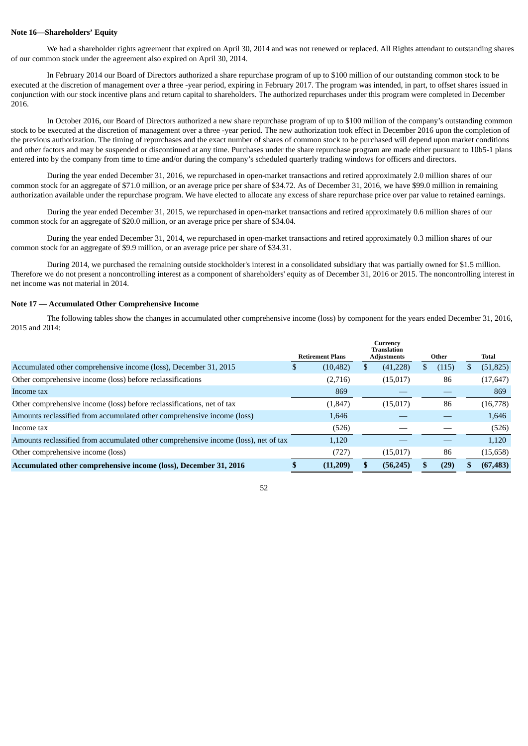**Note 16—Shareholders' Equity**

We had a shareholder rights agreement that expired on April 30, 2014 and was not renewed or replaced. All Rights attendant to outstanding shares of our common stock under the agreement also expired on April 30, 2014.

In February 2014 our Board of Directors authorized a share repurchase program of up to $100 million of our outstanding common stock to be executed at the discretion of management over a three -year period, expiring in February 2017. The program was intended, in part, to offset shares issued in conjunction with our stock incentive plans and return capital to shareholders. The authorized repurchases under this program were completed in December 2016.

In October 2016, our Board of Directors authorized a new share repurchase program of up to $100 million of the company's outstanding common stock to be executed at the discretion of management over a three -year period. The new authorization took effect in December 2016 upon the completion of the previous authorization. The timing of repurchases and the exact number of shares of common stock to be purchased will depend upon market conditions and other factors and may be suspended or discontinued at any time. Purchases under the share repurchase program are made either pursuant to 10b5-1 plans entered into by the company from time to time and/or during the company's scheduled quarterly trading windows for officers and directors.

During the year ended December 31, 2016, we repurchased in open-market transactions and retired approximately 2.0 million shares of our common stock for an aggregate of $71.0 million, or an average price per share of $34.72. As of December 31, 2016, we have $99.0 million in remaining authorization available under the repurchase program. We have elected to allocate any excess of share repurchase price over par value to retained earnings.

During the year ended December 31, 2015, we repurchased in open-market transactions and retired approximately 0.6 million shares of our common stock for an aggregate of $20.0 million, or an average price per share of $34.04.

During the year ended December 31, 2014, we repurchased in open-market transactions and retired approximately 0.3 million shares of our common stock for an aggregate of $9.9 million, or an average price per share of $34.31.

During 2014, we purchased the remaining outside stockholder's interest in a consolidated subsidiary that was partially owned for $1.5 million. Therefore we do not present a noncontrolling interest as a component of shareholders' equity as of December 31, 2016 or 2015. The noncontrolling interest in net income was not material in 2014.

**Note 17 — Accumulated Other Comprehensive Income**

The following tables show the changes in accumulated other comprehensive income (loss) by component for the years ended December 31, 2016, 2015 and 2014:

| | Retirement Plans | Currency Translation Adjustments | Other | Total |
|---|---|---|---|---|
| Accumulated other comprehensive income (loss), December 31, 2015 | $ (10,482) | $ (41,228) | $ (115) | $ (51,825) |
| Other comprehensive income (loss) before reclassifications | (2,716) | (15,017) | 86 | (17,647) |
| Income tax | 869 | — | — | 869 |
| Other comprehensive income (loss) before reclassifications, net of tax | (1,847) | (15,017) | 86 | (16,778) |
| Amounts reclassified from accumulated other comprehensive income (loss) | 1,646 | — | — | 1,646 |
| Income tax | (526) | — | — | (526) |
| Amounts reclassified from accumulated other comprehensive income (loss), net of tax | 1,120 | — | — | 1,120 |
| Other comprehensive income (loss) | (727) | (15,017) | 86 | (15,658) |
| **Accumulated other comprehensive income (loss), December 31, 2016** | **$ (11,209)** | **$ (56,245)** | **$ (29)** | **$ (67,483)** |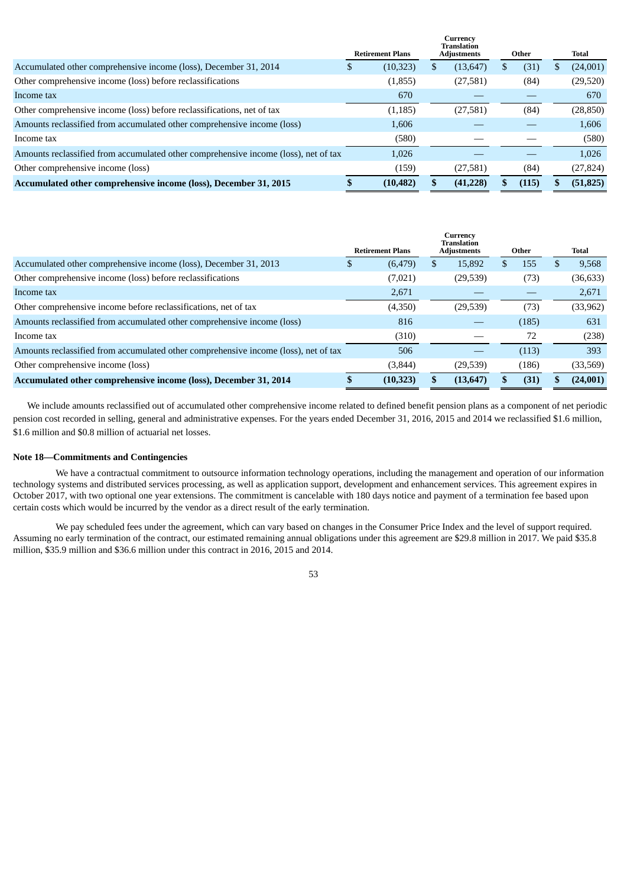| | Retirement Plans | Currency Translation Adjustments | Other | Total |
|---|---|---|---|---|
| Accumulated other comprehensive income (loss), December 31, 2014 | $ (10,323) | $ (13,647) | $ (31) | $ (24,001) |
| Other comprehensive income (loss) before reclassifications | (1,855) | (27,581) | (84) | (29,520) |
| Income tax | 670 | — | — | 670 |
| Other comprehensive income (loss) before reclassifications, net of tax | (1,185) | (27,581) | (84) | (28,850) |
| Amounts reclassified from accumulated other comprehensive income (loss) | 1,606 | — | — | 1,606 |
| Income tax | (580) | — | — | (580) |
| Amounts reclassified from accumulated other comprehensive income (loss), net of tax | 1,026 | — | — | 1,026 |
| Other comprehensive income (loss) | (159) | (27,581) | (84) | (27,824) |
| **Accumulated other comprehensive income (loss), December 31, 2015** | **$ (10,482)** | **$ (41,228)** | **$ (115)** | **$ (51,825)** |

| | Retirement Plans | Currency Translation Adjustments | Other | Total |
|---|---|---|---|---|
| Accumulated other comprehensive income (loss), December 31, 2013 | $ (6,479) | $ 15,892 | $ 155 | $ 9,568 |
| Other comprehensive income (loss) before reclassifications | (7,021) | (29,539) | (73) | (36,633) |
| Income tax | 2,671 | — | — | 2,671 |
| Other comprehensive income before reclassifications, net of tax | (4,350) | (29,539) | (73) | (33,962) |
| Amounts reclassified from accumulated other comprehensive income (loss) | 816 | — | (185) | 631 |
| Income tax | (310) | — | 72 | (238) |
| Amounts reclassified from accumulated other comprehensive income (loss), net of tax | 506 | — | (113) | 393 |
| Other comprehensive income (loss) | (3,844) | (29,539) | (186) | (33,569) |
| **Accumulated other comprehensive income (loss), December 31, 2014** | **$ (10,323)** | **$ (13,647)** | **$ (31)** | **$ (24,001)** |

We include amounts reclassified out of accumulated other comprehensive income related to defined benefit pension plans as a component of net periodic pension cost recorded in selling, general and administrative expenses. For the years ended December 31, 2016, 2015 and 2014 we reclassified $1.6 million, $1.6 million and $0.8 million of actuarial net losses.

**Note 18—Commitments and Contingencies**

We have a contractual commitment to outsource information technology operations, including the management and operation of our information technology systems and distributed services processing, as well as application support, development and enhancement services. This agreement expires in October 2017, with two optional one year extensions. The commitment is cancelable with 180 days notice and payment of a termination fee based upon certain costs which would be incurred by the vendor as a direct result of the early termination.

We pay scheduled fees under the agreement, which can vary based on changes in the Consumer Price Index and the level of support required. Assuming no early termination of the contract, our estimated remaining annual obligations under this agreement are $29.8 million in 2017. We paid $35.8 million, $35.9 million and $36.6 million under this contract in 2016, 2015 and 2014.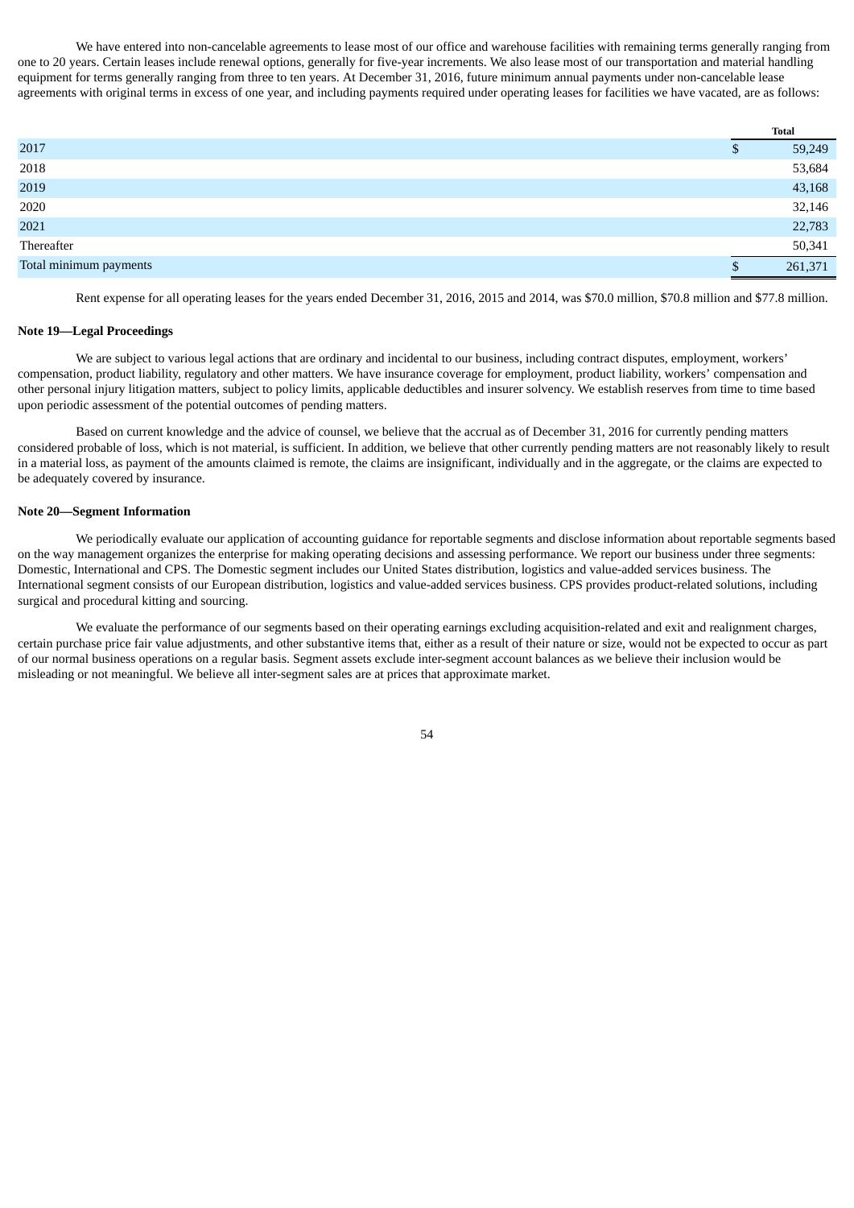We have entered into non-cancelable agreements to lease most of our office and warehouse facilities with remaining terms generally ranging from one to 20 years. Certain leases include renewal options, generally for five-year increments. We also lease most of our transportation and material handling equipment for terms generally ranging from three to ten years. At December 31, 2016, future minimum annual payments under non-cancelable lease agreements with original terms in excess of one year, and including payments required under operating leases for facilities we have vacated, are as follows:

| | Total |
|---|---|
| 2017 | $ 59,249 |
| 2018 | 53,684 |
| 2019 | 43,168 |
| 2020 | 32,146 |
| 2021 | 22,783 |
| Thereafter | 50,341 |
| Total minimum payments | $ 261,371 |

Rent expense for all operating leases for the years ended December 31, 2016, 2015 and 2014, was $70.0 million, $70.8 million and $77.8 million.

**Note 19—Legal Proceedings**

We are subject to various legal actions that are ordinary and incidental to our business, including contract disputes, employment, workers' compensation, product liability, regulatory and other matters. We have insurance coverage for employment, product liability, workers' compensation and other personal injury litigation matters, subject to policy limits, applicable deductibles and insurer solvency. We establish reserves from time to time based upon periodic assessment of the potential outcomes of pending matters.

Based on current knowledge and the advice of counsel, we believe that the accrual as of December 31, 2016 for currently pending matters considered probable of loss, which is not material, is sufficient. In addition, we believe that other currently pending matters are not reasonably likely to result in a material loss, as payment of the amounts claimed is remote, the claims are insignificant, individually and in the aggregate, or the claims are expected to be adequately covered by insurance.

**Note 20—Segment Information**

We periodically evaluate our application of accounting guidance for reportable segments and disclose information about reportable segments based on the way management organizes the enterprise for making operating decisions and assessing performance. We report our business under three segments: Domestic, International and CPS. The Domestic segment includes our United States distribution, logistics and value-added services business. The International segment consists of our European distribution, logistics and value-added services business. CPS provides product-related solutions, including surgical and procedural kitting and sourcing.

We evaluate the performance of our segments based on their operating earnings excluding acquisition-related and exit and realignment charges, certain purchase price fair value adjustments, and other substantive items that, either as a result of their nature or size, would not be expected to occur as part of our normal business operations on a regular basis. Segment assets exclude inter-segment account balances as we believe their inclusion would be misleading or not meaningful. We believe all inter-segment sales are at prices that approximate market.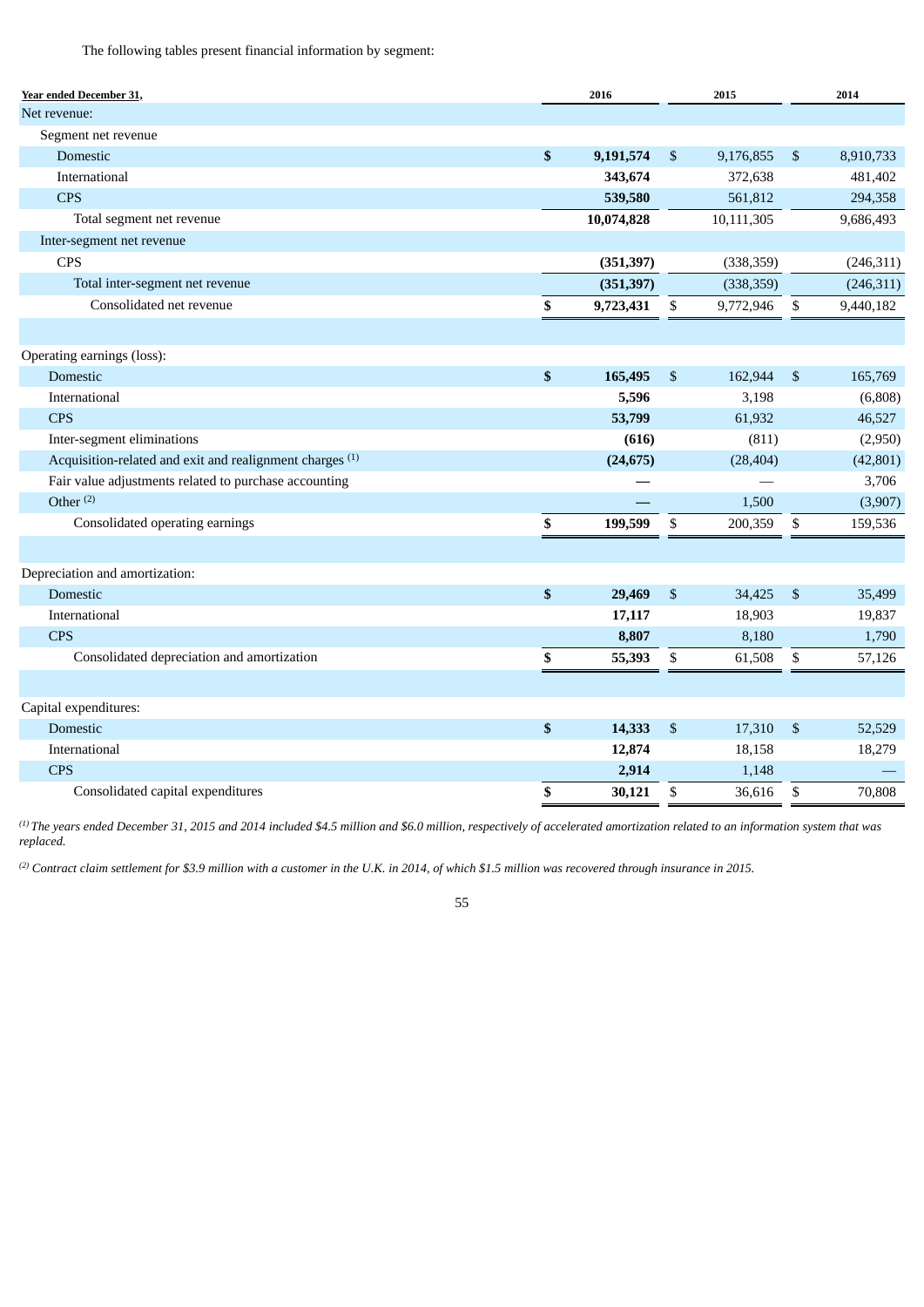The following tables present financial information by segment:

| Year ended December 31, | 2016 | 2015 | 2014 |
|---|---|---|---|
| Net revenue: | | | |
| Segment net revenue | | | |
| Domestic | **$ 9,191,574** | $ 9,176,855 | $ 8,910,733 |
| International | **343,674** | 372,638 | 481,402 |
| CPS | **539,580** | 561,812 | 294,358 |
| Total segment net revenue | **10,074,828** | 10,111,305 | 9,686,493 |
| Inter-segment net revenue | | | |
| CPS | **(351,397)** | (338,359) | (246,311) |
| Total inter-segment net revenue | **(351,397)** | (338,359) | (246,311) |
| Consolidated net revenue | **$ 9,723,431** | $ 9,772,946 | $ 9,440,182 |
| | | | |
| Operating earnings (loss): | | | |
| Domestic | **$ 165,495** | $ 162,944 | $ 165,769 |
| International | **5,596** | 3,198 | (6,808) |
| CPS | **53,799** | 61,932 | 46,527 |
| Inter-segment eliminations | **(616)** | (811) | (2,950) |
| Acquisition-related and exit and realignment charges [1] | **(24,675)** | (28,404) | (42,801) |
| Fair value adjustments related to purchase accounting | **—** | — | 3,706 |
| Other [2] | **—** | 1,500 | (3,907) |
| Consolidated operating earnings | **$ 199,599** | $ 200,359 | $ 159,536 |
| | | | |
| Depreciation and amortization: | | | |
| Domestic | **$ 29,469** | $ 34,425 | $ 35,499 |
| International | **17,117** | 18,903 | 19,837 |
| CPS | **8,807** | 8,180 | 1,790 |
| Consolidated depreciation and amortization | **$ 55,393** | $ 61,508 | $ 57,126 |
| | | | |
| Capital expenditures: | | | |
| Domestic | **$ 14,333** | $ 17,310 | $ 52,529 |
| International | **12,874** | 18,158 | 18,279 |
| CPS | **2,914** | 1,148 | — |
| Consolidated capital expenditures | **$ 30,121** | $ 36,616 | $ 70,808 |

*[1] The years ended December 31, 2015 and 2014 included $4.5 million and $6.0 million, respectively of accelerated amortization related to an information system that was replaced.*

*[2] Contract claim settlement for $3.9 million with a customer in the U.K. in 2014, of which $1.5 million was recovered through insurance in 2015.*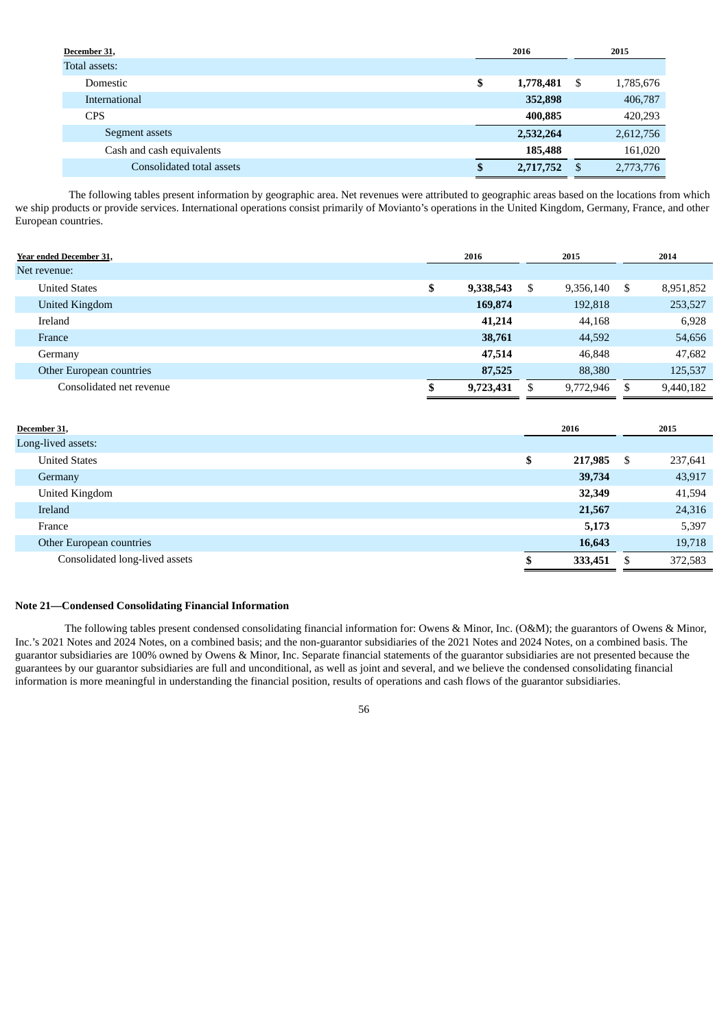| December 31, | 2016 | 2015 |
|---|---|---|
| Total assets: | | |
| Domestic | $ **1,778,481** | $ 1,785,676 |
| International | **352,898** | 406,787 |
| CPS | **400,885** | 420,293 |
| Segment assets | **2,532,264** | 2,612,756 |
| Cash and cash equivalents | **185,488** | 161,020 |
| Consolidated total assets | $ **2,717,752** | $ 2,773,776 |

The following tables present information by geographic area. Net revenues were attributed to geographic areas based on the locations from which we ship products or provide services. International operations consist primarily of Movianto's operations in the United Kingdom, Germany, France, and other European countries.

| Year ended December 31, | 2016 | 2015 | 2014 |
|---|---|---|---|
| Net revenue: | | | |
| United States | $ **9,338,543** | $ 9,356,140 | $ 8,951,852 |
| United Kingdom | **169,874** | 192,818 | 253,527 |
| Ireland | **41,214** | 44,168 | 6,928 |
| France | **38,761** | 44,592 | 54,656 |
| Germany | **47,514** | 46,848 | 47,682 |
| Other European countries | **87,525** | 88,380 | 125,537 |
| Consolidated net revenue | $ **9,723,431** | $ 9,772,946 | $ 9,440,182 |

| December 31, | 2016 | 2015 |
|---|---|---|
| Long-lived assets: | | |
| United States | $ **217,985** | $ 237,641 |
| Germany | **39,734** | 43,917 |
| United Kingdom | **32,349** | 41,594 |
| Ireland | **21,567** | 24,316 |
| France | **5,173** | 5,397 |
| Other European countries | **16,643** | 19,718 |
| Consolidated long-lived assets | $ **333,451** | $ 372,583 |

**Note 21—Condensed Consolidating Financial Information**

The following tables present condensed consolidating financial information for: Owens & Minor, Inc. (O&M); the guarantors of Owens & Minor, Inc.'s 2021 Notes and 2024 Notes, on a combined basis; and the non-guarantor subsidiaries of the 2021 Notes and 2024 Notes, on a combined basis. The guarantor subsidiaries are 100% owned by Owens & Minor, Inc. Separate financial statements of the guarantor subsidiaries are not presented because the guarantees by our guarantor subsidiaries are full and unconditional, as well as joint and several, and we believe the condensed consolidating financial information is more meaningful in understanding the financial position, results of operations and cash flows of the guarantor subsidiaries.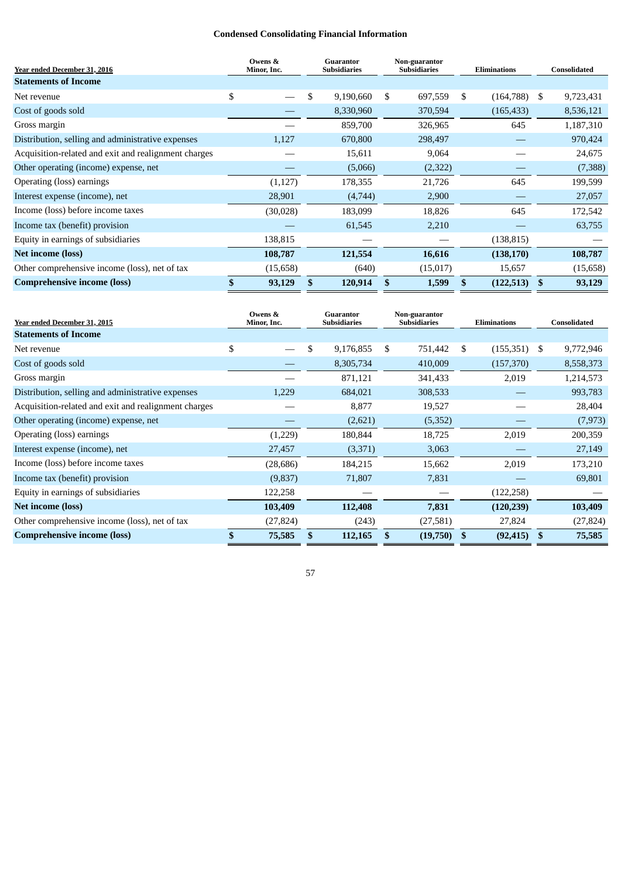## Condensed Consolidating Financial Information

| Year ended December 31, 2016 | Owens & Minor, Inc. | Guarantor Subsidiaries | Non-guarantor Subsidiaries | Eliminations | Consolidated |
|---|---|---|---|---|---|
| **Statements of Income** | | | | | |
| Net revenue | $ — | $ 9,190,660 | $ 697,559 | $ (164,788) | $ 9,723,431 |
| Cost of goods sold | — | 8,330,960 | 370,594 | (165,433) | 8,536,121 |
| Gross margin | — | 859,700 | 326,965 | 645 | 1,187,310 |
| Distribution, selling and administrative expenses | 1,127 | 670,800 | 298,497 | — | 970,424 |
| Acquisition-related and exit and realignment charges | — | 15,611 | 9,064 | — | 24,675 |
| Other operating (income) expense, net | — | (5,066) | (2,322) | — | (7,388) |
| Operating (loss) earnings | (1,127) | 178,355 | 21,726 | 645 | 199,599 |
| Interest expense (income), net | 28,901 | (4,744) | 2,900 | — | 27,057 |
| Income (loss) before income taxes | (30,028) | 183,099 | 18,826 | 645 | 172,542 |
| Income tax (benefit) provision | — | 61,545 | 2,210 | — | 63,755 |
| Equity in earnings of subsidiaries | 138,815 | — | — | (138,815) | — |
| **Net income (loss)** | **108,787** | **121,554** | **16,616** | **(138,170)** | **108,787** |
| Other comprehensive income (loss), net of tax | (15,658) | (640) | (15,017) | 15,657 | (15,658) |
| **Comprehensive income (loss)** | **$ 93,129** | **$ 120,914** | **$ 1,599** | **$ (122,513)** | **$ 93,129** |

| Year ended December 31, 2015 | Owens & Minor, Inc. | Guarantor Subsidiaries | Non-guarantor Subsidiaries | Eliminations | Consolidated |
|---|---|---|---|---|---|
| **Statements of Income** | | | | | |
| Net revenue | $ — | $ 9,176,855 | $ 751,442 | $ (155,351) | $ 9,772,946 |
| Cost of goods sold | — | 8,305,734 | 410,009 | (157,370) | 8,558,373 |
| Gross margin | — | 871,121 | 341,433 | 2,019 | 1,214,573 |
| Distribution, selling and administrative expenses | 1,229 | 684,021 | 308,533 | — | 993,783 |
| Acquisition-related and exit and realignment charges | — | 8,877 | 19,527 | — | 28,404 |
| Other operating (income) expense, net | — | (2,621) | (5,352) | — | (7,973) |
| Operating (loss) earnings | (1,229) | 180,844 | 18,725 | 2,019 | 200,359 |
| Interest expense (income), net | 27,457 | (3,371) | 3,063 | — | 27,149 |
| Income (loss) before income taxes | (28,686) | 184,215 | 15,662 | 2,019 | 173,210 |
| Income tax (benefit) provision | (9,837) | 71,807 | 7,831 | — | 69,801 |
| Equity in earnings of subsidiaries | 122,258 | — | — | (122,258) | — |
| **Net income (loss)** | **103,409** | **112,408** | **7,831** | **(120,239)** | **103,409** |
| Other comprehensive income (loss), net of tax | (27,824) | (243) | (27,581) | 27,824 | (27,824) |
| **Comprehensive income (loss)** | **$ 75,585** | **$ 112,165** | **$ (19,750)** | **$ (92,415)** | **$ 75,585** |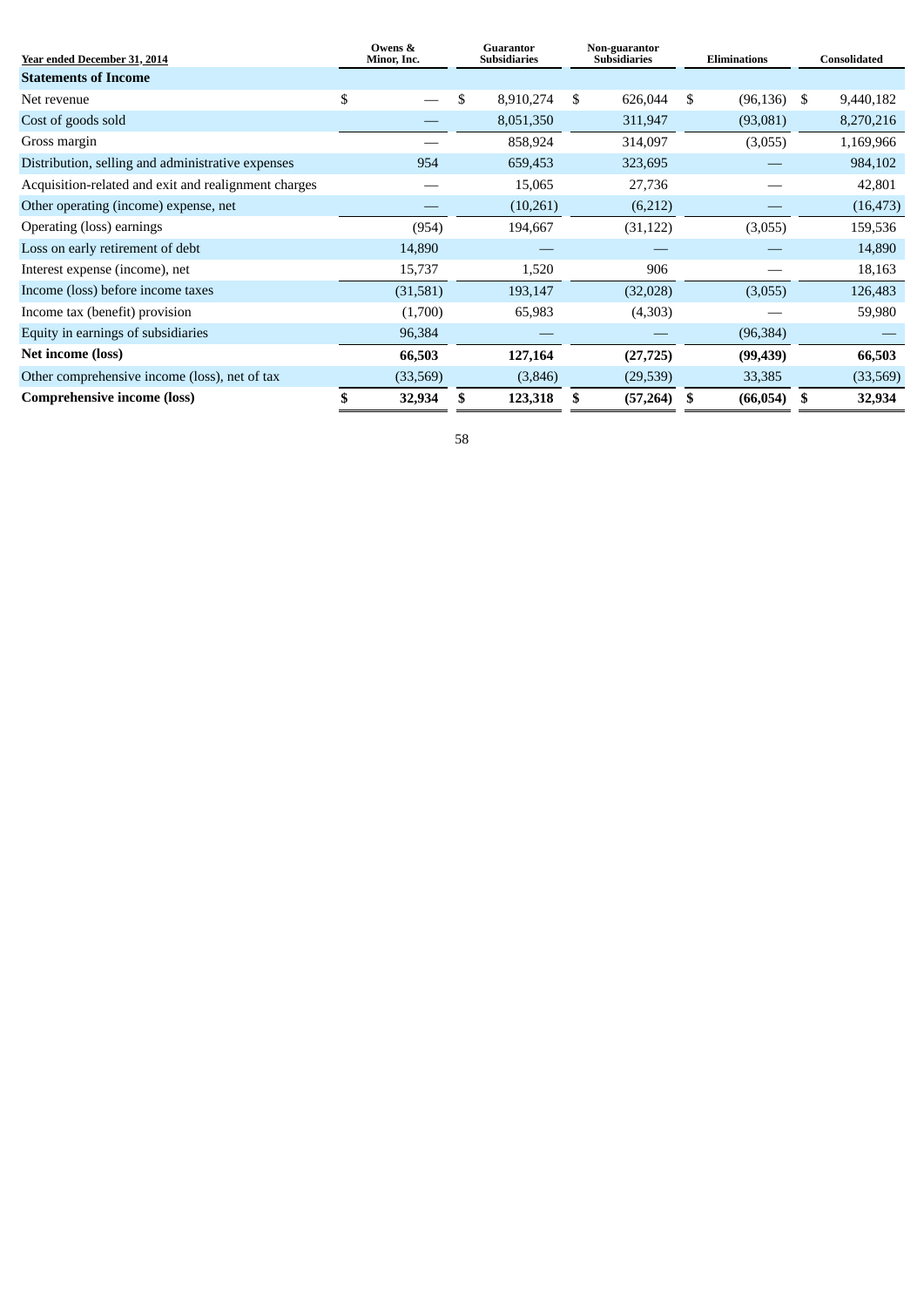| Year ended December 31, 2014 | Owens & Minor, Inc. | Guarantor Subsidiaries | Non-guarantor Subsidiaries | Eliminations | Consolidated |
|---|---|---|---|---|---|
| **Statements of Income** | | | | | |
| Net revenue | $ — | $ 8,910,274 | $ 626,044 | $ (96,136) | $ 9,440,182 |
| Cost of goods sold | — | 8,051,350 | 311,947 | (93,081) | 8,270,216 |
| Gross margin | — | 858,924 | 314,097 | (3,055) | 1,169,966 |
| Distribution, selling and administrative expenses | 954 | 659,453 | 323,695 | — | 984,102 |
| Acquisition-related and exit and realignment charges | — | 15,065 | 27,736 | — | 42,801 |
| Other operating (income) expense, net | — | (10,261) | (6,212) | — | (16,473) |
| Operating (loss) earnings | (954) | 194,667 | (31,122) | (3,055) | 159,536 |
| Loss on early retirement of debt | 14,890 | — | — | — | 14,890 |
| Interest expense (income), net | 15,737 | 1,520 | 906 | — | 18,163 |
| Income (loss) before income taxes | (31,581) | 193,147 | (32,028) | (3,055) | 126,483 |
| Income tax (benefit) provision | (1,700) | 65,983 | (4,303) | — | 59,980 |
| Equity in earnings of subsidiaries | 96,384 | — | — | (96,384) | — |
| **Net income (loss)** | **66,503** | **127,164** | **(27,725)** | **(99,439)** | **66,503** |
| Other comprehensive income (loss), net of tax | (33,569) | (3,846) | (29,539) | 33,385 | (33,569) |
| **Comprehensive income (loss)** | **$ 32,934** | **$ 123,318** | **$ (57,264)** | **$ (66,054)** | **$ 32,934** |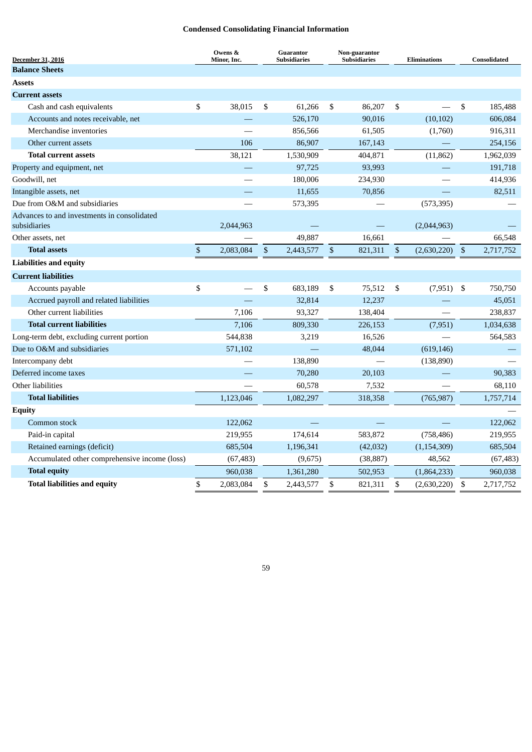**Condensed Consolidating Financial Information**

| December 31, 2016 | Owens & Minor, Inc. | Guarantor Subsidiaries | Non-guarantor Subsidiaries | Eliminations | Consolidated |
|---|---|---|---|---|---|
| **Balance Sheets** | | | | | |
| **Assets** | | | | | |
| **Current assets** | | | | | |
| Cash and cash equivalents | $ 38,015 | $ 61,266 | $ 86,207 | $ — | $ 185,488 |
| Accounts and notes receivable, net | — | 526,170 | 90,016 | (10,102) | 606,084 |
| Merchandise inventories | — | 856,566 | 61,505 | (1,760) | 916,311 |
| Other current assets | 106 | 86,907 | 167,143 | — | 254,156 |
| **Total current assets** | 38,121 | 1,530,909 | 404,871 | (11,862) | 1,962,039 |
| Property and equipment, net | — | 97,725 | 93,993 | — | 191,718 |
| Goodwill, net | — | 180,006 | 234,930 | — | 414,936 |
| Intangible assets, net | — | 11,655 | 70,856 | — | 82,511 |
| Due from O&M and subsidiaries | — | 573,395 | — | (573,395) | — |
| Advances to and investments in consolidated subsidiaries | 2,044,963 | — | — | (2,044,963) | — |
| Other assets, net | — | 49,887 | 16,661 | — | 66,548 |
| **Total assets** | $ 2,083,084 | $ 2,443,577 | $ 821,311 | $ (2,630,220) | $ 2,717,752 |
| **Liabilities and equity** | | | | | |
| **Current liabilities** | | | | | |
| Accounts payable | $ — | $ 683,189 | $ 75,512 | $ (7,951) | $ 750,750 |
| Accrued payroll and related liabilities | — | 32,814 | 12,237 | — | 45,051 |
| Other current liabilities | 7,106 | 93,327 | 138,404 | — | 238,837 |
| **Total current liabilities** | 7,106 | 809,330 | 226,153 | (7,951) | 1,034,638 |
| Long-term debt, excluding current portion | 544,838 | 3,219 | 16,526 | — | 564,583 |
| Due to O&M and subsidiaries | 571,102 | — | 48,044 | (619,146) | — |
| Intercompany debt | — | 138,890 | — | (138,890) | — |
| Deferred income taxes | — | 70,280 | 20,103 | — | 90,383 |
| Other liabilities | — | 60,578 | 7,532 | — | 68,110 |
| **Total liabilities** | 1,123,046 | 1,082,297 | 318,358 | (765,987) | 1,757,714 |
| **Equity** | | | | | — |
| Common stock | 122,062 | — | — | — | 122,062 |
| Paid-in capital | 219,955 | 174,614 | 583,872 | (758,486) | 219,955 |
| Retained earnings (deficit) | 685,504 | 1,196,341 | (42,032) | (1,154,309) | 685,504 |
| Accumulated other comprehensive income (loss) | (67,483) | (9,675) | (38,887) | 48,562 | (67,483) |
| **Total equity** | 960,038 | 1,361,280 | 502,953 | (1,864,233) | 960,038 |
| **Total liabilities and equity** | $ 2,083,084 | $ 2,443,577 | $ 821,311 | $ (2,630,220) | $ 2,717,752 |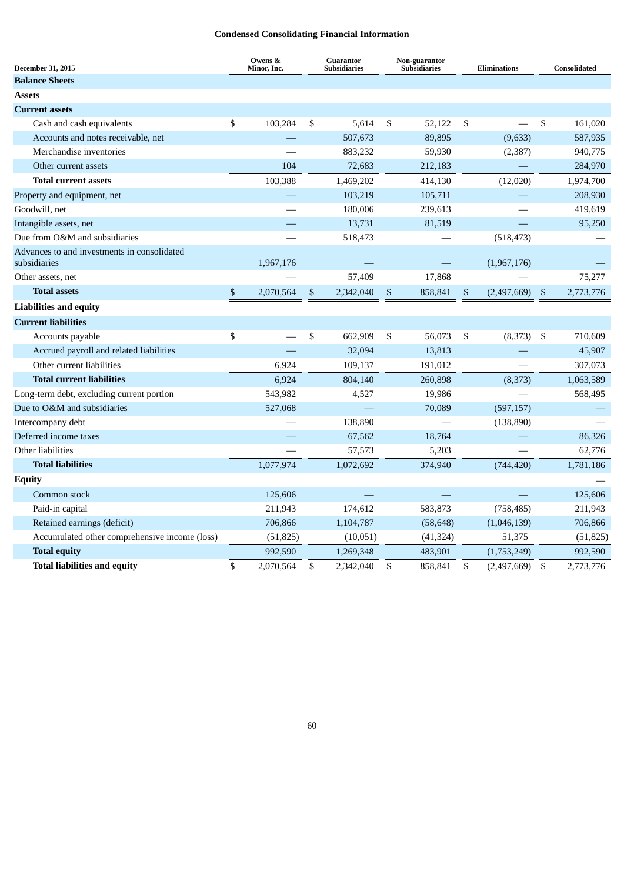### Condensed Consolidating Financial Information

| December 31, 2015 | Owens & Minor, Inc. | Guarantor Subsidiaries | Non-guarantor Subsidiaries | Eliminations | Consolidated |
|---|---|---|---|---|---|
| **Balance Sheets** | | | | | |
| **Assets** | | | | | |
| **Current assets** | | | | | |
| Cash and cash equivalents | $ 103,284 | $ 5,614 | $ 52,122 | $ — | $ 161,020 |
| Accounts and notes receivable, net | — | 507,673 | 89,895 | (9,633) | 587,935 |
| Merchandise inventories | — | 883,232 | 59,930 | (2,387) | 940,775 |
| Other current assets | 104 | 72,683 | 212,183 | — | 284,970 |
| **Total current assets** | 103,388 | 1,469,202 | 414,130 | (12,020) | 1,974,700 |
| Property and equipment, net | — | 103,219 | 105,711 | — | 208,930 |
| Goodwill, net | — | 180,006 | 239,613 | — | 419,619 |
| Intangible assets, net | — | 13,731 | 81,519 | — | 95,250 |
| Due from O&M and subsidiaries | — | 518,473 | — | (518,473) | — |
| Advances to and investments in consolidated subsidiaries | 1,967,176 | — | — | (1,967,176) | — |
| Other assets, net | — | 57,409 | 17,868 | — | 75,277 |
| **Total assets** | $ 2,070,564 | $ 2,342,040 | $ 858,841 | $ (2,497,669) | $ 2,773,776 |
| **Liabilities and equity** | | | | | |
| **Current liabilities** | | | | | |
| Accounts payable | $ — | $ 662,909 | $ 56,073 | $ (8,373) | $ 710,609 |
| Accrued payroll and related liabilities | — | 32,094 | 13,813 | — | 45,907 |
| Other current liabilities | 6,924 | 109,137 | 191,012 | — | 307,073 |
| **Total current liabilities** | 6,924 | 804,140 | 260,898 | (8,373) | 1,063,589 |
| Long-term debt, excluding current portion | 543,982 | 4,527 | 19,986 | — | 568,495 |
| Due to O&M and subsidiaries | 527,068 | — | 70,089 | (597,157) | — |
| Intercompany debt | — | 138,890 | — | (138,890) | — |
| Deferred income taxes | — | 67,562 | 18,764 | — | 86,326 |
| Other liabilities | — | 57,573 | 5,203 | — | 62,776 |
| **Total liabilities** | 1,077,974 | 1,072,692 | 374,940 | (744,420) | 1,781,186 |
| **Equity** | | | | | — |
| Common stock | 125,606 | — | — | — | 125,606 |
| Paid-in capital | 211,943 | 174,612 | 583,873 | (758,485) | 211,943 |
| Retained earnings (deficit) | 706,866 | 1,104,787 | (58,648) | (1,046,139) | 706,866 |
| Accumulated other comprehensive income (loss) | (51,825) | (10,051) | (41,324) | 51,375 | (51,825) |
| **Total equity** | 992,590 | 1,269,348 | 483,901 | (1,753,249) | 992,590 |
| **Total liabilities and equity** | $ 2,070,564 | $ 2,342,040 | $ 858,841 | $ (2,497,669) | $ 2,773,776 |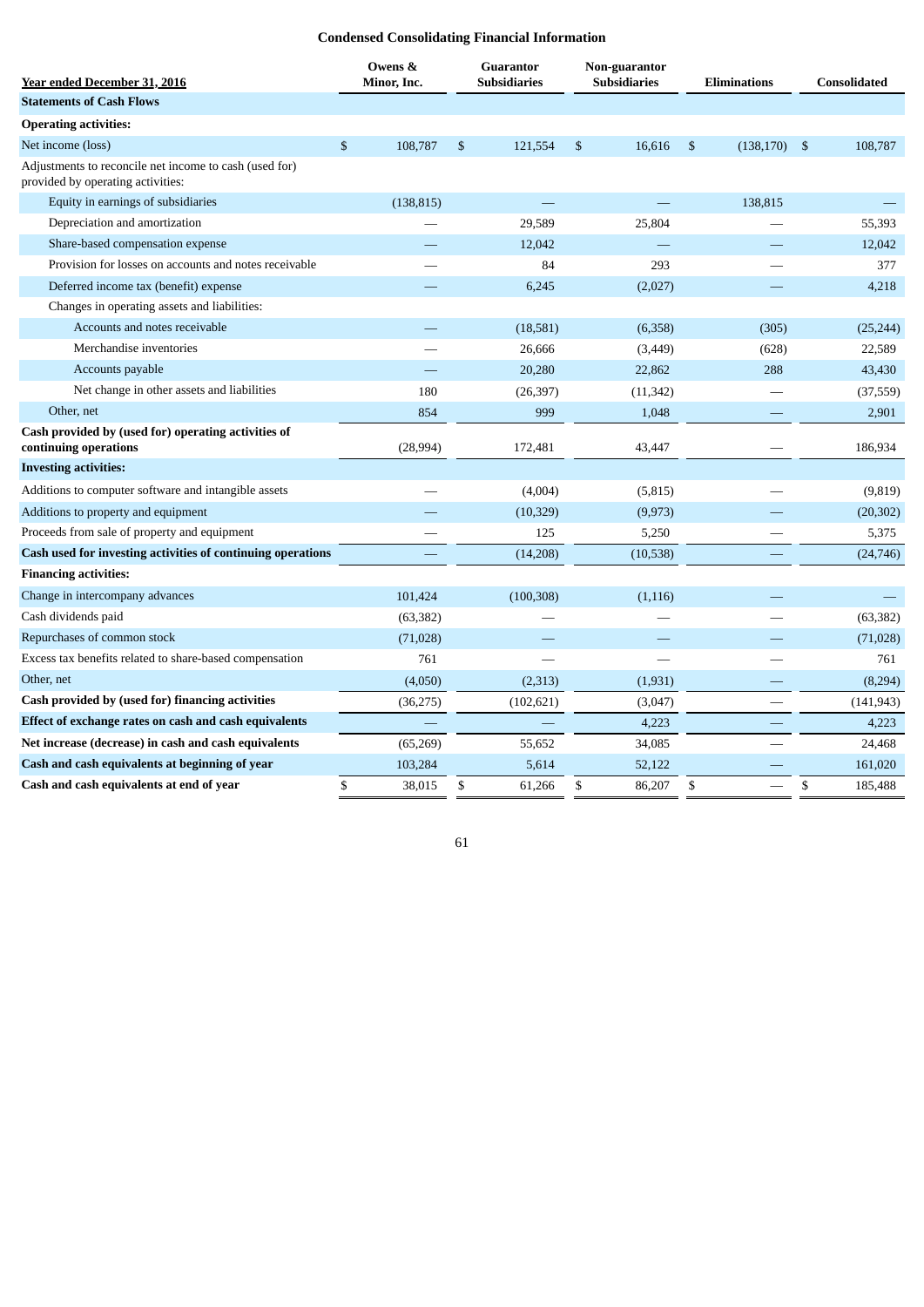## Condensed Consolidating Financial Information

| Year ended December 31, 2016 | Owens & Minor, Inc. | Guarantor Subsidiaries | Non-guarantor Subsidiaries | Eliminations | Consolidated |
|---|---|---|---|---|---|
| **Statements of Cash Flows** | | | | | |
| **Operating activities:** | | | | | |
| Net income (loss) | $ 108,787 | $ 121,554 | $ 16,616 | $ (138,170) | $ 108,787 |
| Adjustments to reconcile net income to cash (used for) provided by operating activities: | | | | | |
| Equity in earnings of subsidiaries | (138,815) | — | — | 138,815 | — |
| Depreciation and amortization | — | 29,589 | 25,804 | — | 55,393 |
| Share-based compensation expense | — | 12,042 | — | — | 12,042 |
| Provision for losses on accounts and notes receivable | — | 84 | 293 | — | 377 |
| Deferred income tax (benefit) expense | — | 6,245 | (2,027) | — | 4,218 |
| Changes in operating assets and liabilities: | | | | | |
| Accounts and notes receivable | — | (18,581) | (6,358) | (305) | (25,244) |
| Merchandise inventories | — | 26,666 | (3,449) | (628) | 22,589 |
| Accounts payable | — | 20,280 | 22,862 | 288 | 43,430 |
| Net change in other assets and liabilities | 180 | (26,397) | (11,342) | — | (37,559) |
| Other, net | 854 | 999 | 1,048 | — | 2,901 |
| **Cash provided by (used for) operating activities of continuing operations** | (28,994) | 172,481 | 43,447 | — | 186,934 |
| **Investing activities:** | | | | | |
| Additions to computer software and intangible assets | — | (4,004) | (5,815) | — | (9,819) |
| Additions to property and equipment | — | (10,329) | (9,973) | — | (20,302) |
| Proceeds from sale of property and equipment | — | 125 | 5,250 | — | 5,375 |
| **Cash used for investing activities of continuing operations** | — | (14,208) | (10,538) | — | (24,746) |
| **Financing activities:** | | | | | |
| Change in intercompany advances | 101,424 | (100,308) | (1,116) | — | — |
| Cash dividends paid | (63,382) | — | — | — | (63,382) |
| Repurchases of common stock | (71,028) | — | — | — | (71,028) |
| Excess tax benefits related to share-based compensation | 761 | — | — | — | 761 |
| Other, net | (4,050) | (2,313) | (1,931) | — | (8,294) |
| **Cash provided by (used for) financing activities** | (36,275) | (102,621) | (3,047) | — | (141,943) |
| **Effect of exchange rates on cash and cash equivalents** | — | — | 4,223 | — | 4,223 |
| **Net increase (decrease) in cash and cash equivalents** | (65,269) | 55,652 | 34,085 | — | 24,468 |
| **Cash and cash equivalents at beginning of year** | 103,284 | 5,614 | 52,122 | — | 161,020 |
| **Cash and cash equivalents at end of year** | $ 38,015 | $ 61,266 | $ 86,207 | $ — | $ 185,488 |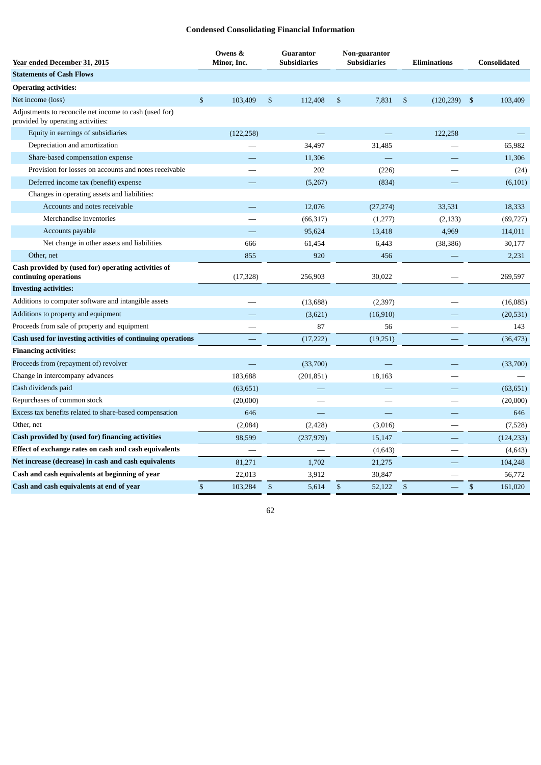## Condensed Consolidating Financial Information

| Year ended December 31, 2015 | Owens & Minor, Inc. | Guarantor Subsidiaries | Non-guarantor Subsidiaries | Eliminations | Consolidated |
|---|---|---|---|---|---|
| **Statements of Cash Flows** | | | | | |
| **Operating activities:** | | | | | |
| Net income (loss) | $ 103,409 | $ 112,408 | $ 7,831 | $ (120,239) | $ 103,409 |
| Adjustments to reconcile net income to cash (used for) provided by operating activities: | | | | | |
| Equity in earnings of subsidiaries | (122,258) | — | — | 122,258 | — |
| Depreciation and amortization | — | 34,497 | 31,485 | — | 65,982 |
| Share-based compensation expense | — | 11,306 | — | — | 11,306 |
| Provision for losses on accounts and notes receivable | — | 202 | (226) | — | (24) |
| Deferred income tax (benefit) expense | — | (5,267) | (834) | — | (6,101) |
| Changes in operating assets and liabilities: | | | | | |
| Accounts and notes receivable | — | 12,076 | (27,274) | 33,531 | 18,333 |
| Merchandise inventories | — | (66,317) | (1,277) | (2,133) | (69,727) |
| Accounts payable | — | 95,624 | 13,418 | 4,969 | 114,011 |
| Net change in other assets and liabilities | 666 | 61,454 | 6,443 | (38,386) | 30,177 |
| Other, net | 855 | 920 | 456 | — | 2,231 |
| **Cash provided by (used for) operating activities of continuing operations** | (17,328) | 256,903 | 30,022 | — | 269,597 |
| **Investing activities:** | | | | | |
| Additions to computer software and intangible assets | — | (13,688) | (2,397) | — | (16,085) |
| Additions to property and equipment | — | (3,621) | (16,910) | — | (20,531) |
| Proceeds from sale of property and equipment | — | 87 | 56 | — | 143 |
| **Cash used for investing activities of continuing operations** | — | (17,222) | (19,251) | — | (36,473) |
| **Financing activities:** | | | | | |
| Proceeds from (repayment of) revolver | — | (33,700) | — | — | (33,700) |
| Change in intercompany advances | 183,688 | (201,851) | 18,163 | — | — |
| Cash dividends paid | (63,651) | — | — | — | (63,651) |
| Repurchases of common stock | (20,000) | — | — | — | (20,000) |
| Excess tax benefits related to share-based compensation | 646 | — | — | — | 646 |
| Other, net | (2,084) | (2,428) | (3,016) | — | (7,528) |
| **Cash provided by (used for) financing activities** | 98,599 | (237,979) | 15,147 | — | (124,233) |
| **Effect of exchange rates on cash and cash equivalents** | — | — | (4,643) | — | (4,643) |
| **Net increase (decrease) in cash and cash equivalents** | 81,271 | 1,702 | 21,275 | — | 104,248 |
| **Cash and cash equivalents at beginning of year** | 22,013 | 3,912 | 30,847 | — | 56,772 |
| **Cash and cash equivalents at end of year** | $ 103,284 | $ 5,614 | $ 52,122 | $ — | $ 161,020 |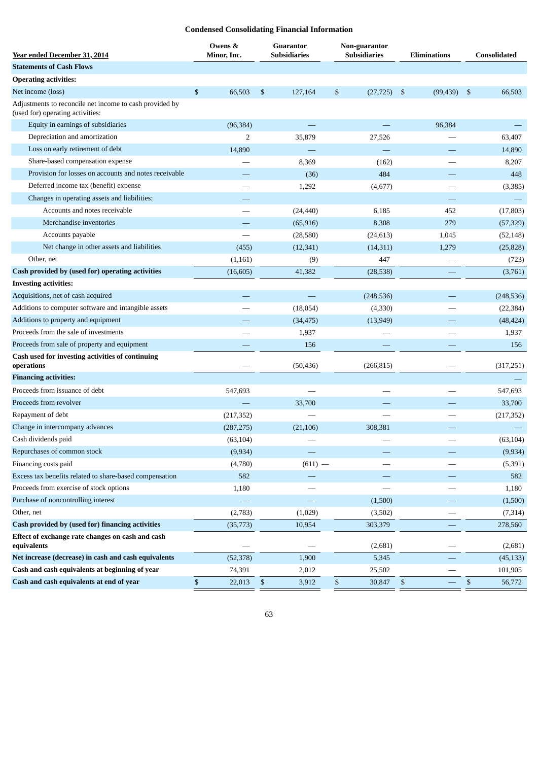## Condensed Consolidating Financial Information

| Year ended December 31, 2014 | Owens & Minor, Inc. | Guarantor Subsidiaries | Non-guarantor Subsidiaries | Eliminations | Consolidated |
|---|---|---|---|---|---|
| **Statements of Cash Flows** | | | | | |
| **Operating activities:** | | | | | |
| Net income (loss) | $ 66,503 | $ 127,164 | $ (27,725) | $ (99,439) | $ 66,503 |
| Adjustments to reconcile net income to cash provided by (used for) operating activities: | | | | | |
| Equity in earnings of subsidiaries | (96,384) | — | — | 96,384 | — |
| Depreciation and amortization | 2 | 35,879 | 27,526 | — | 63,407 |
| Loss on early retirement of debt | 14,890 | — | — | — | 14,890 |
| Share-based compensation expense | — | 8,369 | (162) | — | 8,207 |
| Provision for losses on accounts and notes receivable | — | (36) | 484 | — | 448 |
| Deferred income tax (benefit) expense | — | 1,292 | (4,677) | — | (3,385) |
| Changes in operating assets and liabilities: | — | | | — | — |
| Accounts and notes receivable | — | (24,440) | 6,185 | 452 | (17,803) |
| Merchandise inventories | — | (65,916) | 8,308 | 279 | (57,329) |
| Accounts payable | — | (28,580) | (24,613) | 1,045 | (52,148) |
| Net change in other assets and liabilities | (455) | (12,341) | (14,311) | 1,279 | (25,828) |
| Other, net | (1,161) | (9) | 447 | — | (723) |
| **Cash provided by (used for) operating activities** | (16,605) | 41,382 | (28,538) | — | (3,761) |
| **Investing activities:** | | | | | |
| Acquisitions, net of cash acquired | — | — | (248,536) | — | (248,536) |
| Additions to computer software and intangible assets | — | (18,054) | (4,330) | — | (22,384) |
| Additions to property and equipment | — | (34,475) | (13,949) | — | (48,424) |
| Proceeds from the sale of investments | — | 1,937 | — | — | 1,937 |
| Proceeds from sale of property and equipment | — | 156 | — | — | 156 |
| **Cash used for investing activities of continuing operations** | — | (50,436) | (266,815) | — | (317,251) |
| **Financing activities:** | | | | | — |
| Proceeds from issuance of debt | 547,693 | — | — | — | 547,693 |
| Proceeds from revolver | — | 33,700 | — | — | 33,700 |
| Repayment of debt | (217,352) | — | — | — | (217,352) |
| Change in intercompany advances | (287,275) | (21,106) | 308,381 | — | — |
| Cash dividends paid | (63,104) | — | — | — | (63,104) |
| Repurchases of common stock | (9,934) | — | — | — | (9,934) |
| Financing costs paid | (4,780) | (611) — | — | — | (5,391) |
| Excess tax benefits related to share-based compensation | 582 | — | — | — | 582 |
| Proceeds from exercise of stock options | 1,180 | — | — | — | 1,180 |
| Purchase of noncontrolling interest | — | — | (1,500) | — | (1,500) |
| Other, net | (2,783) | (1,029) | (3,502) | — | (7,314) |
| **Cash provided by (used for) financing activities** | (35,773) | 10,954 | 303,379 | — | 278,560 |
| **Effect of exchange rate changes on cash and cash equivalents** | — | — | (2,681) | — | (2,681) |
| **Net increase (decrease) in cash and cash equivalents** | (52,378) | 1,900 | 5,345 | — | (45,133) |
| **Cash and cash equivalents at beginning of year** | 74,391 | 2,012 | 25,502 | — | 101,905 |
| **Cash and cash equivalents at end of year** | $ 22,013 | $ 3,912 | $ 30,847 | $ — | $ 56,772 |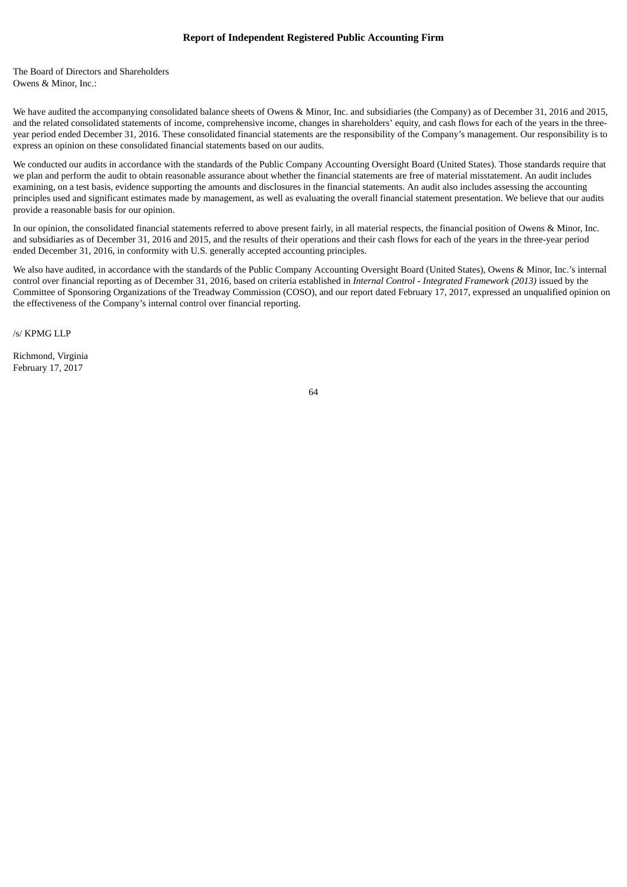## Report of Independent Registered Public Accounting Firm

The Board of Directors and Shareholders
Owens & Minor, Inc.:

We have audited the accompanying consolidated balance sheets of Owens & Minor, Inc. and subsidiaries (the Company) as of December 31, 2016 and 2015, and the related consolidated statements of income, comprehensive income, changes in shareholders' equity, and cash flows for each of the years in the three-year period ended December 31, 2016. These consolidated financial statements are the responsibility of the Company's management. Our responsibility is to express an opinion on these consolidated financial statements based on our audits.

We conducted our audits in accordance with the standards of the Public Company Accounting Oversight Board (United States). Those standards require that we plan and perform the audit to obtain reasonable assurance about whether the financial statements are free of material misstatement. An audit includes examining, on a test basis, evidence supporting the amounts and disclosures in the financial statements. An audit also includes assessing the accounting principles used and significant estimates made by management, as well as evaluating the overall financial statement presentation. We believe that our audits provide a reasonable basis for our opinion.

In our opinion, the consolidated financial statements referred to above present fairly, in all material respects, the financial position of Owens & Minor, Inc. and subsidiaries as of December 31, 2016 and 2015, and the results of their operations and their cash flows for each of the years in the three-year period ended December 31, 2016, in conformity with U.S. generally accepted accounting principles.

We also have audited, in accordance with the standards of the Public Company Accounting Oversight Board (United States), Owens & Minor, Inc.'s internal control over financial reporting as of December 31, 2016, based on criteria established in *Internal Control - Integrated Framework (2013)* issued by the Committee of Sponsoring Organizations of the Treadway Commission (COSO), and our report dated February 17, 2017, expressed an unqualified opinion on the effectiveness of the Company's internal control over financial reporting.

/s/ KPMG LLP

Richmond, Virginia
February 17, 2017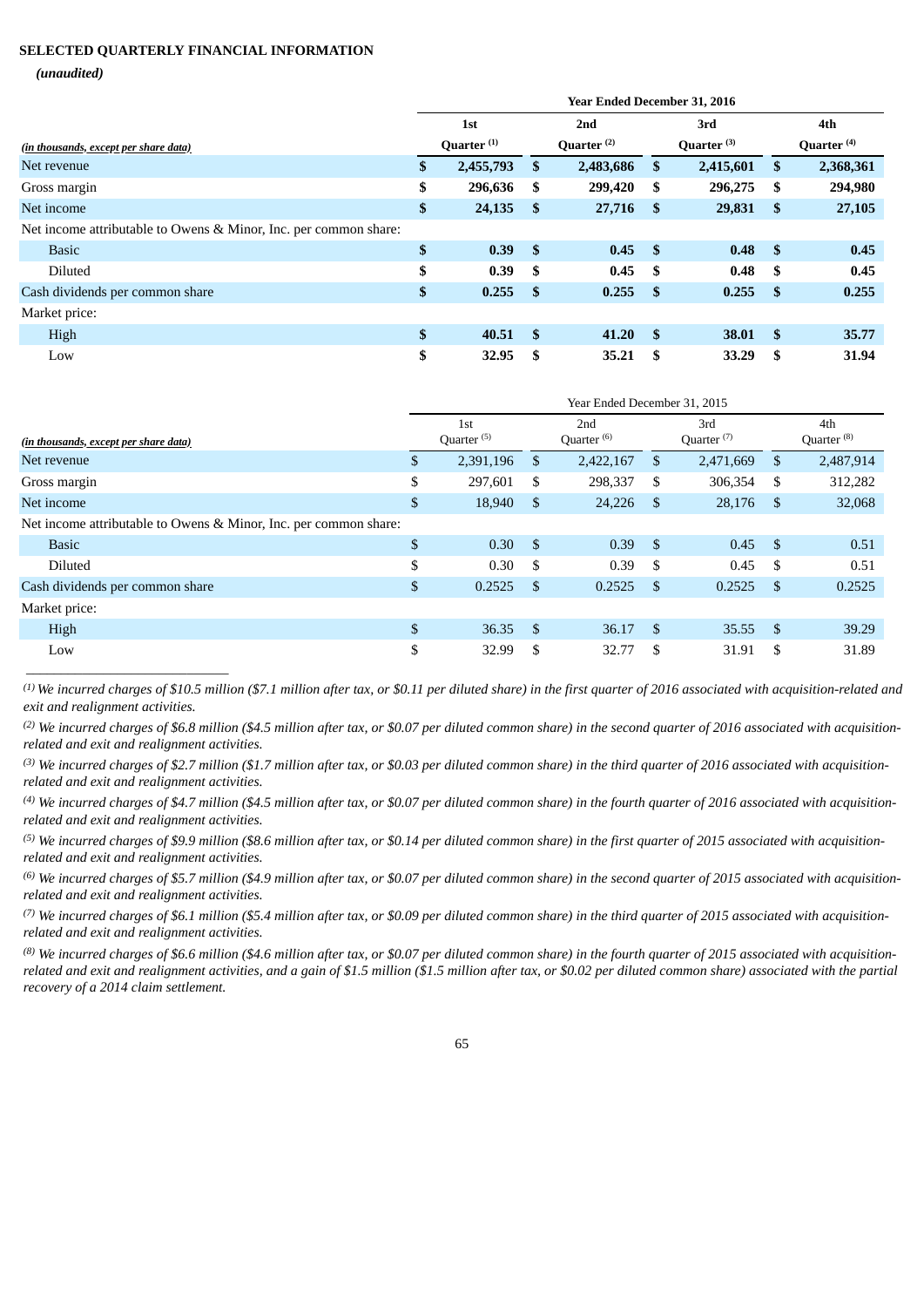**SELECTED QUARTERLY FINANCIAL INFORMATION**

***(unaudited)***

| | Year Ended December 31, 2016 | | | |
|---|---|---|---|---|
| *(in thousands, except per share data)* | **1st Quarter [(1)]** | **2nd Quarter [(2)]** | **3rd Quarter [(3)]** | **4th Quarter [(4)]** |
| Net revenue | **$ 2,455,793** | **$ 2,483,686** | **$ 2,415,601** | **$ 2,368,361** |
| Gross margin | **$ 296,636** | **$ 299,420** | **$ 296,275** | **$ 294,980** |
| Net income | **$ 24,135** | **$ 27,716** | **$ 29,831** | **$ 27,105** |
| Net income attributable to Owens & Minor, Inc. per common share: | | | | |
| Basic | **$ 0.39** | **$ 0.45** | **$ 0.48** | **$ 0.45** |
| Diluted | **$ 0.39** | **$ 0.45** | **$ 0.48** | **$ 0.45** |
| Cash dividends per common share | **$ 0.255** | **$ 0.255** | **$ 0.255** | **$ 0.255** |
| Market price: | | | | |
| High | **$ 40.51** | **$ 41.20** | **$ 38.01** | **$ 35.77** |
| Low | **$ 32.95** | **$ 35.21** | **$ 33.29** | **$ 31.94** |

| | Year Ended December 31, 2015 | | | |
|---|---|---|---|---|
| *(in thousands, except per share data)* | 1st Quarter [(5)] | 2nd Quarter [(6)] | 3rd Quarter [(7)] | 4th Quarter [(8)] |
| Net revenue | $ 2,391,196 | $ 2,422,167 | $ 2,471,669 | $ 2,487,914 |
| Gross margin | $ 297,601 | $ 298,337 | $ 306,354 | $ 312,282 |
| Net income | $ 18,940 | $ 24,226 | $ 28,176 | $ 32,068 |
| Net income attributable to Owens & Minor, Inc. per common share: | | | | |
| Basic | $ 0.30 | $ 0.39 | $ 0.45 | $ 0.51 |
| Diluted | $ 0.30 | $ 0.39 | $ 0.45 | $ 0.51 |
| Cash dividends per common share | $ 0.2525 | $ 0.2525 | $ 0.2525 | $ 0.2525 |
| Market price: | | | | |
| High | $ 36.35 | $ 36.17 | $ 35.55 | $ 39.29 |
| Low | $ 32.99 | $ 32.77 | $ 31.91 | $ 31.89 |

*(1) We incurred charges of $10.5 million ($7.1 million after tax, or $0.11 per diluted share) in the first quarter of 2016 associated with acquisition-related and exit and realignment activities.*

*(2) We incurred charges of $6.8 million ($4.5 million after tax, or $0.07 per diluted common share) in the second quarter of 2016 associated with acquisition-related and exit and realignment activities.*

*(3) We incurred charges of $2.7 million ($1.7 million after tax, or $0.03 per diluted common share) in the third quarter of 2016 associated with acquisition-related and exit and realignment activities.*

*(4) We incurred charges of $4.7 million ($4.5 million after tax, or $0.07 per diluted common share) in the fourth quarter of 2016 associated with acquisition-related and exit and realignment activities.*

*(5) We incurred charges of $9.9 million ($8.6 million after tax, or $0.14 per diluted common share) in the first quarter of 2015 associated with acquisition-related and exit and realignment activities.*

*(6) We incurred charges of $5.7 million ($4.9 million after tax, or $0.07 per diluted common share) in the second quarter of 2015 associated with acquisition-related and exit and realignment activities.*

*(7) We incurred charges of $6.1 million ($5.4 million after tax, or $0.09 per diluted common share) in the third quarter of 2015 associated with acquisition-related and exit and realignment activities.*

*(8) We incurred charges of $6.6 million ($4.6 million after tax, or $0.07 per diluted common share) in the fourth quarter of 2015 associated with acquisition-related and exit and realignment activities, and a gain of $1.5 million ($1.5 million after tax, or $0.02 per diluted common share) associated with the partial recovery of a 2014 claim settlement.*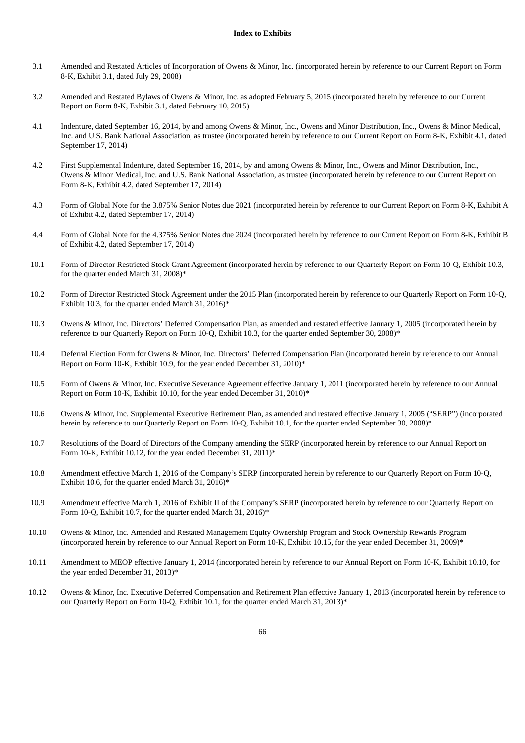**Index to Exhibits**

| | |
|---|---|
| 3.1 | Amended and Restated Articles of Incorporation of Owens & Minor, Inc. (incorporated herein by reference to our Current Report on Form 8-K, Exhibit 3.1, dated July 29, 2008) |
| 3.2 | Amended and Restated Bylaws of Owens & Minor, Inc. as adopted February 5, 2015 (incorporated herein by reference to our Current Report on Form 8-K, Exhibit 3.1, dated February 10, 2015) |
| 4.1 | Indenture, dated September 16, 2014, by and among Owens & Minor, Inc., Owens and Minor Distribution, Inc., Owens & Minor Medical, Inc. and U.S. Bank National Association, as trustee (incorporated herein by reference to our Current Report on Form 8-K, Exhibit 4.1, dated September 17, 2014) |
| 4.2 | First Supplemental Indenture, dated September 16, 2014, by and among Owens & Minor, Inc., Owens and Minor Distribution, Inc., Owens & Minor Medical, Inc. and U.S. Bank National Association, as trustee (incorporated herein by reference to our Current Report on Form 8-K, Exhibit 4.2, dated September 17, 2014) |
| 4.3 | Form of Global Note for the 3.875% Senior Notes due 2021 (incorporated herein by reference to our Current Report on Form 8-K, Exhibit A of Exhibit 4.2, dated September 17, 2014) |
| 4.4 | Form of Global Note for the 4.375% Senior Notes due 2024 (incorporated herein by reference to our Current Report on Form 8-K, Exhibit B of Exhibit 4.2, dated September 17, 2014) |
| 10.1 | Form of Director Restricted Stock Grant Agreement (incorporated herein by reference to our Quarterly Report on Form 10-Q, Exhibit 10.3, for the quarter ended March 31, 2008)* |
| 10.2 | Form of Director Restricted Stock Agreement under the 2015 Plan (incorporated herein by reference to our Quarterly Report on Form 10-Q, Exhibit 10.3, for the quarter ended March 31, 2016)* |
| 10.3 | Owens & Minor, Inc. Directors' Deferred Compensation Plan, as amended and restated effective January 1, 2005 (incorporated herein by reference to our Quarterly Report on Form 10-Q, Exhibit 10.3, for the quarter ended September 30, 2008)* |
| 10.4 | Deferral Election Form for Owens & Minor, Inc. Directors' Deferred Compensation Plan (incorporated herein by reference to our Annual Report on Form 10-K, Exhibit 10.9, for the year ended December 31, 2010)* |
| 10.5 | Form of Owens & Minor, Inc. Executive Severance Agreement effective January 1, 2011 (incorporated herein by reference to our Annual Report on Form 10-K, Exhibit 10.10, for the year ended December 31, 2010)* |
| 10.6 | Owens & Minor, Inc. Supplemental Executive Retirement Plan, as amended and restated effective January 1, 2005 ("SERP") (incorporated herein by reference to our Quarterly Report on Form 10-Q, Exhibit 10.1, for the quarter ended September 30, 2008)* |
| 10.7 | Resolutions of the Board of Directors of the Company amending the SERP (incorporated herein by reference to our Annual Report on Form 10-K, Exhibit 10.12, for the year ended December 31, 2011)* |
| 10.8 | Amendment effective March 1, 2016 of the Company's SERP (incorporated herein by reference to our Quarterly Report on Form 10-Q, Exhibit 10.6, for the quarter ended March 31, 2016)* |
| 10.9 | Amendment effective March 1, 2016 of Exhibit II of the Company's SERP (incorporated herein by reference to our Quarterly Report on Form 10-Q, Exhibit 10.7, for the quarter ended March 31, 2016)* |
| 10.10 | Owens & Minor, Inc. Amended and Restated Management Equity Ownership Program and Stock Ownership Rewards Program (incorporated herein by reference to our Annual Report on Form 10-K, Exhibit 10.15, for the year ended December 31, 2009)* |
| 10.11 | Amendment to MEOP effective January 1, 2014 (incorporated herein by reference to our Annual Report on Form 10-K, Exhibit 10.10, for the year ended December 31, 2013)* |
| 10.12 | Owens & Minor, Inc. Executive Deferred Compensation and Retirement Plan effective January 1, 2013 (incorporated herein by reference to our Quarterly Report on Form 10-Q, Exhibit 10.1, for the quarter ended March 31, 2013)* |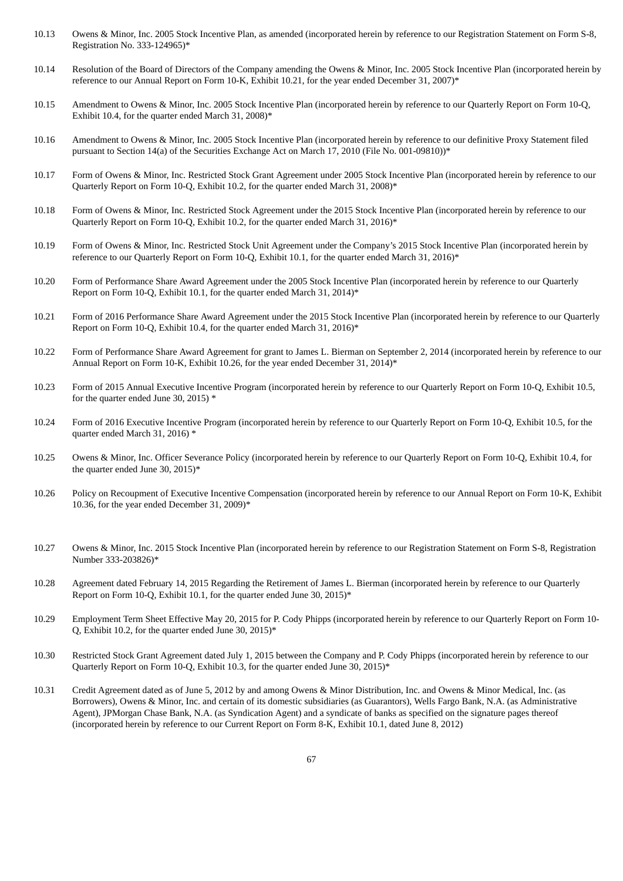| | |
|---|---|
| 10.13 | Owens & Minor, Inc. 2005 Stock Incentive Plan, as amended (incorporated herein by reference to our Registration Statement on Form S-8, Registration No. 333-124965)* |
| 10.14 | Resolution of the Board of Directors of the Company amending the Owens & Minor, Inc. 2005 Stock Incentive Plan (incorporated herein by reference to our Annual Report on Form 10-K, Exhibit 10.21, for the year ended December 31, 2007)* |
| 10.15 | Amendment to Owens & Minor, Inc. 2005 Stock Incentive Plan (incorporated herein by reference to our Quarterly Report on Form 10-Q, Exhibit 10.4, for the quarter ended March 31, 2008)* |
| 10.16 | Amendment to Owens & Minor, Inc. 2005 Stock Incentive Plan (incorporated herein by reference to our definitive Proxy Statement filed pursuant to Section 14(a) of the Securities Exchange Act on March 17, 2010 (File No. 001-09810))* |
| 10.17 | Form of Owens & Minor, Inc. Restricted Stock Grant Agreement under 2005 Stock Incentive Plan (incorporated herein by reference to our Quarterly Report on Form 10-Q, Exhibit 10.2, for the quarter ended March 31, 2008)* |
| 10.18 | Form of Owens & Minor, Inc. Restricted Stock Agreement under the 2015 Stock Incentive Plan (incorporated herein by reference to our Quarterly Report on Form 10-Q, Exhibit 10.2, for the quarter ended March 31, 2016)* |
| 10.19 | Form of Owens & Minor, Inc. Restricted Stock Unit Agreement under the Company's 2015 Stock Incentive Plan (incorporated herein by reference to our Quarterly Report on Form 10-Q, Exhibit 10.1, for the quarter ended March 31, 2016)* |
| 10.20 | Form of Performance Share Award Agreement under the 2005 Stock Incentive Plan (incorporated herein by reference to our Quarterly Report on Form 10-Q, Exhibit 10.1, for the quarter ended March 31, 2014)* |
| 10.21 | Form of 2016 Performance Share Award Agreement under the 2015 Stock Incentive Plan (incorporated herein by reference to our Quarterly Report on Form 10-Q, Exhibit 10.4, for the quarter ended March 31, 2016)* |
| 10.22 | Form of Performance Share Award Agreement for grant to James L. Bierman on September 2, 2014 (incorporated herein by reference to our Annual Report on Form 10-K, Exhibit 10.26, for the year ended December 31, 2014)* |
| 10.23 | Form of 2015 Annual Executive Incentive Program (incorporated herein by reference to our Quarterly Report on Form 10-Q, Exhibit 10.5, for the quarter ended June 30, 2015) * |
| 10.24 | Form of 2016 Executive Incentive Program (incorporated herein by reference to our Quarterly Report on Form 10-Q, Exhibit 10.5, for the quarter ended March 31, 2016) * |
| 10.25 | Owens & Minor, Inc. Officer Severance Policy (incorporated herein by reference to our Quarterly Report on Form 10-Q, Exhibit 10.4, for the quarter ended June 30, 2015)* |
| 10.26 | Policy on Recoupment of Executive Incentive Compensation (incorporated herein by reference to our Annual Report on Form 10-K, Exhibit 10.36, for the year ended December 31, 2009)* |
| 10.27 | Owens & Minor, Inc. 2015 Stock Incentive Plan (incorporated herein by reference to our Registration Statement on Form S-8, Registration Number 333-203826)* |
| 10.28 | Agreement dated February 14, 2015 Regarding the Retirement of James L. Bierman (incorporated herein by reference to our Quarterly Report on Form 10-Q, Exhibit 10.1, for the quarter ended June 30, 2015)* |
| 10.29 | Employment Term Sheet Effective May 20, 2015 for P. Cody Phipps (incorporated herein by reference to our Quarterly Report on Form 10-Q, Exhibit 10.2, for the quarter ended June 30, 2015)* |
| 10.30 | Restricted Stock Grant Agreement dated July 1, 2015 between the Company and P. Cody Phipps (incorporated herein by reference to our Quarterly Report on Form 10-Q, Exhibit 10.3, for the quarter ended June 30, 2015)* |
| 10.31 | Credit Agreement dated as of June 5, 2012 by and among Owens & Minor Distribution, Inc. and Owens & Minor Medical, Inc. (as Borrowers), Owens & Minor, Inc. and certain of its domestic subsidiaries (as Guarantors), Wells Fargo Bank, N.A. (as Administrative Agent), JPMorgan Chase Bank, N.A. (as Syndication Agent) and a syndicate of banks as specified on the signature pages thereof (incorporated herein by reference to our Current Report on Form 8-K, Exhibit 10.1, dated June 8, 2012) |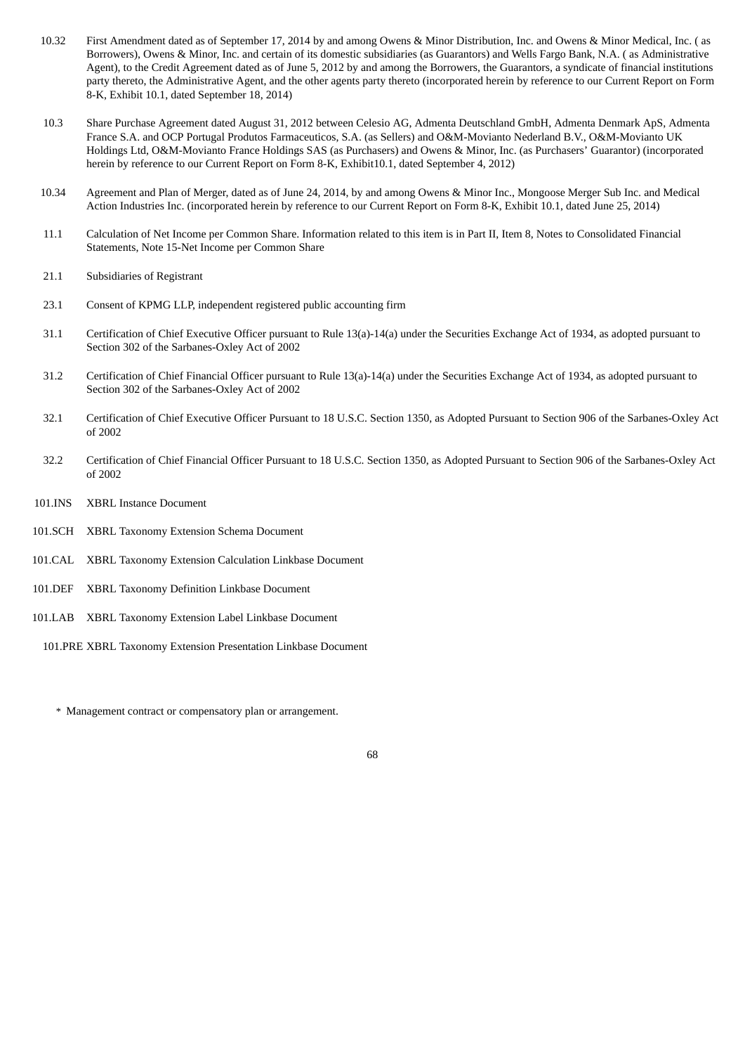| | |
|---|---|
| 10.32 | First Amendment dated as of September 17, 2014 by and among Owens & Minor Distribution, Inc. and Owens & Minor Medical, Inc. ( as Borrowers), Owens & Minor, Inc. and certain of its domestic subsidiaries (as Guarantors) and Wells Fargo Bank, N.A. ( as Administrative Agent), to the Credit Agreement dated as of June 5, 2012 by and among the Borrowers, the Guarantors, a syndicate of financial institutions party thereto, the Administrative Agent, and the other agents party thereto (incorporated herein by reference to our Current Report on Form 8-K, Exhibit 10.1, dated September 18, 2014) |
| 10.3 | Share Purchase Agreement dated August 31, 2012 between Celesio AG, Admenta Deutschland GmbH, Admenta Denmark ApS, Admenta France S.A. and OCP Portugal Produtos Farmaceuticos, S.A. (as Sellers) and O&M-Movianto Nederland B.V., O&M-Movianto UK Holdings Ltd, O&M-Movianto France Holdings SAS (as Purchasers) and Owens & Minor, Inc. (as Purchasers' Guarantor) (incorporated herein by reference to our Current Report on Form 8-K, Exhibit10.1, dated September 4, 2012) |
| 10.34 | Agreement and Plan of Merger, dated as of June 24, 2014, by and among Owens & Minor Inc., Mongoose Merger Sub Inc. and Medical Action Industries Inc. (incorporated herein by reference to our Current Report on Form 8-K, Exhibit 10.1, dated June 25, 2014) |
| 11.1 | Calculation of Net Income per Common Share. Information related to this item is in Part II, Item 8, Notes to Consolidated Financial Statements, Note 15-Net Income per Common Share |
| 21.1 | Subsidiaries of Registrant |
| 23.1 | Consent of KPMG LLP, independent registered public accounting firm |
| 31.1 | Certification of Chief Executive Officer pursuant to Rule 13(a)-14(a) under the Securities Exchange Act of 1934, as adopted pursuant to Section 302 of the Sarbanes-Oxley Act of 2002 |
| 31.2 | Certification of Chief Financial Officer pursuant to Rule 13(a)-14(a) under the Securities Exchange Act of 1934, as adopted pursuant to Section 302 of the Sarbanes-Oxley Act of 2002 |
| 32.1 | Certification of Chief Executive Officer Pursuant to 18 U.S.C. Section 1350, as Adopted Pursuant to Section 906 of the Sarbanes-Oxley Act of 2002 |
| 32.2 | Certification of Chief Financial Officer Pursuant to 18 U.S.C. Section 1350, as Adopted Pursuant to Section 906 of the Sarbanes-Oxley Act of 2002 |
| 101.INS | XBRL Instance Document |
| 101.SCH | XBRL Taxonomy Extension Schema Document |
| 101.CAL | XBRL Taxonomy Extension Calculation Linkbase Document |
| 101.DEF | XBRL Taxonomy Definition Linkbase Document |
| 101.LAB | XBRL Taxonomy Extension Label Linkbase Document |
| 101.PRE | XBRL Taxonomy Extension Presentation Linkbase Document |

\* Management contract or compensatory plan or arrangement.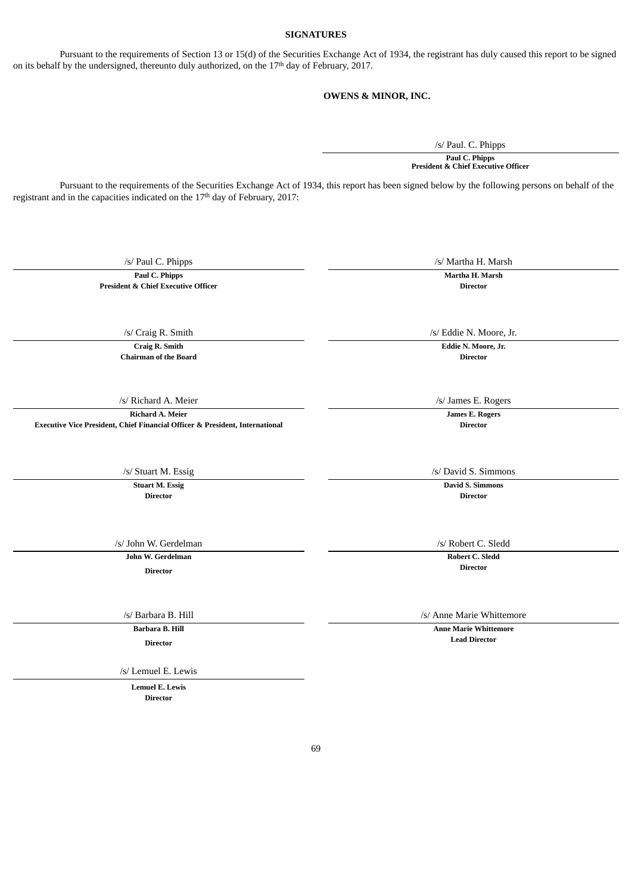## SIGNATURES

Pursuant to the requirements of Section 13 or 15(d) of the Securities Exchange Act of 1934, the registrant has duly caused this report to be signed on its behalf by the undersigned, thereunto duly authorized, on the 17th day of February, 2017.

**OWENS & MINOR, INC.**

/s/ Paul. C. Phipps

**Paul C. Phipps**
**President & Chief Executive Officer**

Pursuant to the requirements of the Securities Exchange Act of 1934, this report has been signed below by the following persons on behalf of the registrant and in the capacities indicated on the 17th day of February, 2017:

| | |
|---|---|
| /s/ Paul C. Phipps | /s/ Martha H. Marsh |
| **Paul C. Phipps**<br>**President & Chief Executive Officer** | **Martha H. Marsh**<br>**Director** |
| /s/ Craig R. Smith | /s/ Eddie N. Moore, Jr. |
| **Craig R. Smith**<br>**Chairman of the Board** | **Eddie N. Moore, Jr.**<br>**Director** |
| /s/ Richard A. Meier | /s/ James E. Rogers |
| **Richard A. Meier**<br>**Executive Vice President, Chief Financial Officer & President, International** | **James E. Rogers**<br>**Director** |
| /s/ Stuart M. Essig | /s/ David S. Simmons |
| **Stuart M. Essig**<br>**Director** | **David S. Simmons**<br>**Director** |
| /s/ John W. Gerdelman | /s/ Robert C. Sledd |
| **John W. Gerdelman**<br>**Director** | **Robert C. Sledd**<br>**Director** |
| /s/ Barbara B. Hill | /s/ Anne Marie Whittemore |
| **Barbara B. Hill**<br>**Director** | **Anne Marie Whittemore**<br>**Lead Director** |
| /s/ Lemuel E. Lewis | |
| **Lemuel E. Lewis**<br>**Director** | |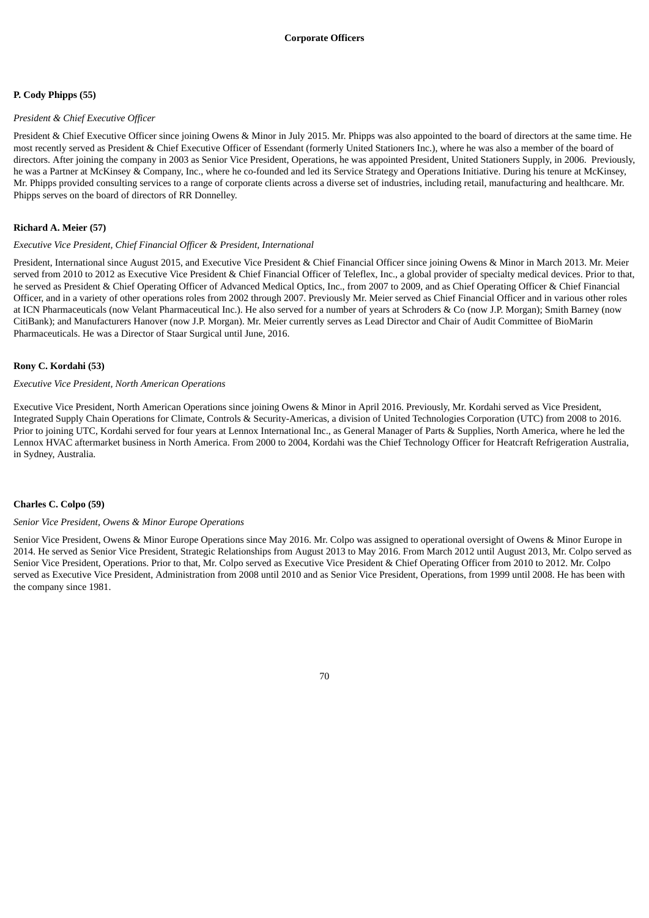## Corporate Officers

**P. Cody Phipps (55)**

*President & Chief Executive Officer*

President & Chief Executive Officer since joining Owens & Minor in July 2015. Mr. Phipps was also appointed to the board of directors at the same time. He most recently served as President & Chief Executive Officer of Essendant (formerly United Stationers Inc.), where he was also a member of the board of directors. After joining the company in 2003 as Senior Vice President, Operations, he was appointed President, United Stationers Supply, in 2006. Previously, he was a Partner at McKinsey & Company, Inc., where he co-founded and led its Service Strategy and Operations Initiative. During his tenure at McKinsey, Mr. Phipps provided consulting services to a range of corporate clients across a diverse set of industries, including retail, manufacturing and healthcare. Mr. Phipps serves on the board of directors of RR Donnelley.

**Richard A. Meier (57)**

*Executive Vice President, Chief Financial Officer & President, International*

President, International since August 2015, and Executive Vice President & Chief Financial Officer since joining Owens & Minor in March 2013. Mr. Meier served from 2010 to 2012 as Executive Vice President & Chief Financial Officer of Teleflex, Inc., a global provider of specialty medical devices. Prior to that, he served as President & Chief Operating Officer of Advanced Medical Optics, Inc., from 2007 to 2009, and as Chief Operating Officer & Chief Financial Officer, and in a variety of other operations roles from 2002 through 2007. Previously Mr. Meier served as Chief Financial Officer and in various other roles at ICN Pharmaceuticals (now Velant Pharmaceutical Inc.). He also served for a number of years at Schroders & Co (now J.P. Morgan); Smith Barney (now CitiBank); and Manufacturers Hanover (now J.P. Morgan). Mr. Meier currently serves as Lead Director and Chair of Audit Committee of BioMarin Pharmaceuticals. He was a Director of Staar Surgical until June, 2016.

**Rony C. Kordahi (53)**

*Executive Vice President, North American Operations*

Executive Vice President, North American Operations since joining Owens & Minor in April 2016. Previously, Mr. Kordahi served as Vice President, Integrated Supply Chain Operations for Climate, Controls & Security-Americas, a division of United Technologies Corporation (UTC) from 2008 to 2016. Prior to joining UTC, Kordahi served for four years at Lennox International Inc., as General Manager of Parts & Supplies, North America, where he led the Lennox HVAC aftermarket business in North America. From 2000 to 2004, Kordahi was the Chief Technology Officer for Heatcraft Refrigeration Australia, in Sydney, Australia.

**Charles C. Colpo (59)**

*Senior Vice President, Owens & Minor Europe Operations*

Senior Vice President, Owens & Minor Europe Operations since May 2016. Mr. Colpo was assigned to operational oversight of Owens & Minor Europe in 2014. He served as Senior Vice President, Strategic Relationships from August 2013 to May 2016. From March 2012 until August 2013, Mr. Colpo served as Senior Vice President, Operations. Prior to that, Mr. Colpo served as Executive Vice President & Chief Operating Officer from 2010 to 2012. Mr. Colpo served as Executive Vice President, Administration from 2008 until 2010 and as Senior Vice President, Operations, from 1999 until 2008. He has been with the company since 1981.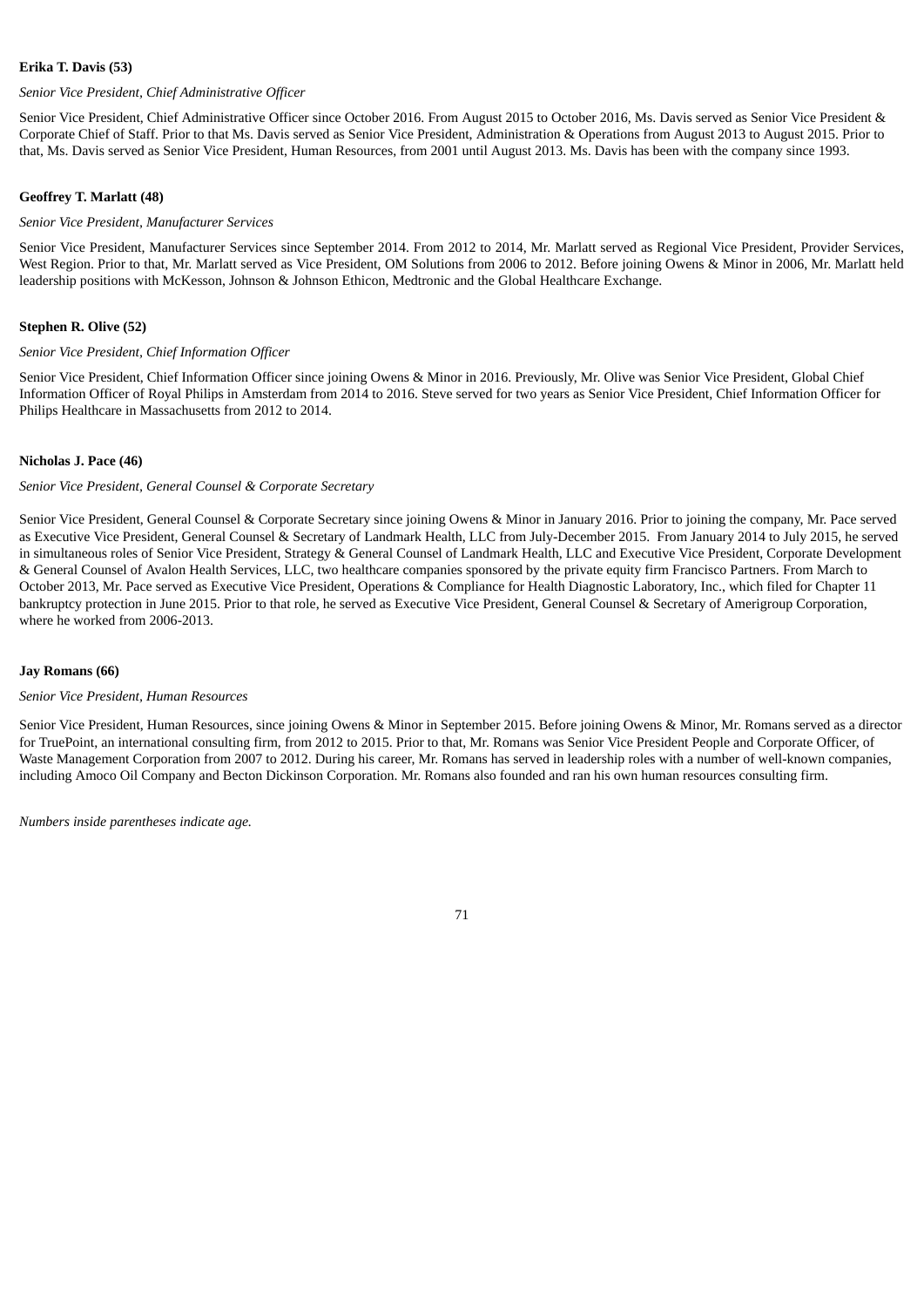**Erika T. Davis (53)**

*Senior Vice President, Chief Administrative Officer*

Senior Vice President, Chief Administrative Officer since October 2016. From August 2015 to October 2016, Ms. Davis served as Senior Vice President & Corporate Chief of Staff. Prior to that Ms. Davis served as Senior Vice President, Administration & Operations from August 2013 to August 2015. Prior to that, Ms. Davis served as Senior Vice President, Human Resources, from 2001 until August 2013. Ms. Davis has been with the company since 1993.

**Geoffrey T. Marlatt (48)**

*Senior Vice President, Manufacturer Services*

Senior Vice President, Manufacturer Services since September 2014. From 2012 to 2014, Mr. Marlatt served as Regional Vice President, Provider Services, West Region. Prior to that, Mr. Marlatt served as Vice President, OM Solutions from 2006 to 2012. Before joining Owens & Minor in 2006, Mr. Marlatt held leadership positions with McKesson, Johnson & Johnson Ethicon, Medtronic and the Global Healthcare Exchange.

**Stephen R. Olive (52)**

*Senior Vice President, Chief Information Officer*

Senior Vice President, Chief Information Officer since joining Owens & Minor in 2016. Previously, Mr. Olive was Senior Vice President, Global Chief Information Officer of Royal Philips in Amsterdam from 2014 to 2016. Steve served for two years as Senior Vice President, Chief Information Officer for Philips Healthcare in Massachusetts from 2012 to 2014.

**Nicholas J. Pace (46)**

*Senior Vice President, General Counsel & Corporate Secretary*

Senior Vice President, General Counsel & Corporate Secretary since joining Owens & Minor in January 2016. Prior to joining the company, Mr. Pace served as Executive Vice President, General Counsel & Secretary of Landmark Health, LLC from July-December 2015. From January 2014 to July 2015, he served in simultaneous roles of Senior Vice President, Strategy & General Counsel of Landmark Health, LLC and Executive Vice President, Corporate Development & General Counsel of Avalon Health Services, LLC, two healthcare companies sponsored by the private equity firm Francisco Partners. From March to October 2013, Mr. Pace served as Executive Vice President, Operations & Compliance for Health Diagnostic Laboratory, Inc., which filed for Chapter 11 bankruptcy protection in June 2015. Prior to that role, he served as Executive Vice President, General Counsel & Secretary of Amerigroup Corporation, where he worked from 2006-2013.

**Jay Romans (66)**

*Senior Vice President, Human Resources*

Senior Vice President, Human Resources, since joining Owens & Minor in September 2015. Before joining Owens & Minor, Mr. Romans served as a director for TruePoint, an international consulting firm, from 2012 to 2015. Prior to that, Mr. Romans was Senior Vice President People and Corporate Officer, of Waste Management Corporation from 2007 to 2012. During his career, Mr. Romans has served in leadership roles with a number of well-known companies, including Amoco Oil Company and Becton Dickinson Corporation. Mr. Romans also founded and ran his own human resources consulting firm.

*Numbers inside parentheses indicate age.*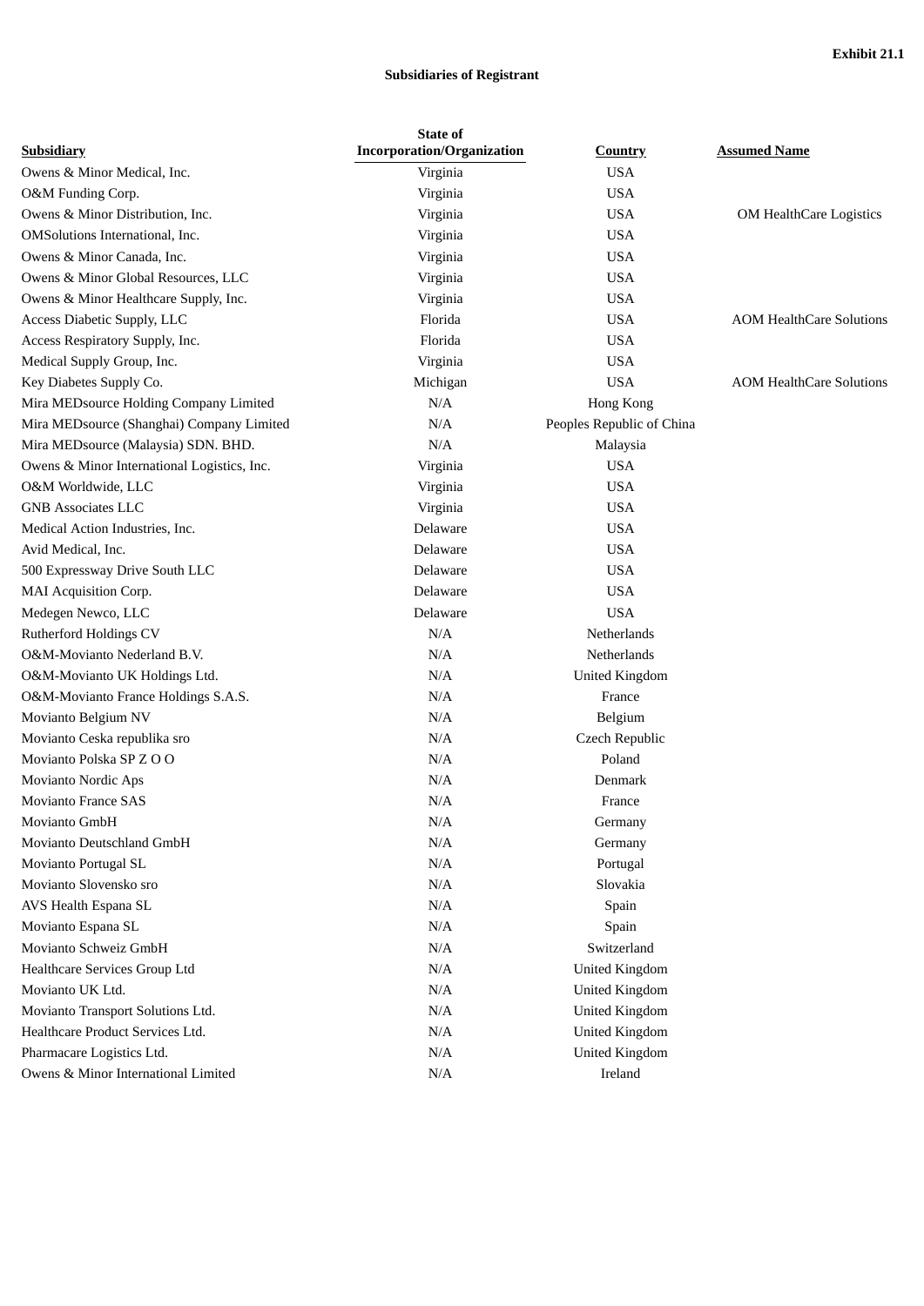**Exhibit 21.1**

**Subsidiaries of Registrant**

| Subsidiary | State of Incorporation/Organization | Country | Assumed Name |
|---|---|---|---|
| Owens & Minor Medical, Inc. | Virginia | USA | |
| O&M Funding Corp. | Virginia | USA | |
| Owens & Minor Distribution, Inc. | Virginia | USA | OM HealthCare Logistics |
| OMSolutions International, Inc. | Virginia | USA | |
| Owens & Minor Canada, Inc. | Virginia | USA | |
| Owens & Minor Global Resources, LLC | Virginia | USA | |
| Owens & Minor Healthcare Supply, Inc. | Virginia | USA | |
| Access Diabetic Supply, LLC | Florida | USA | AOM HealthCare Solutions |
| Access Respiratory Supply, Inc. | Florida | USA | |
| Medical Supply Group, Inc. | Virginia | USA | |
| Key Diabetes Supply Co. | Michigan | USA | AOM HealthCare Solutions |
| Mira MEDsource Holding Company Limited | N/A | Hong Kong | |
| Mira MEDsource (Shanghai) Company Limited | N/A | Peoples Republic of China | |
| Mira MEDsource (Malaysia) SDN. BHD. | N/A | Malaysia | |
| Owens & Minor International Logistics, Inc. | Virginia | USA | |
| O&M Worldwide, LLC | Virginia | USA | |
| GNB Associates LLC | Virginia | USA | |
| Medical Action Industries, Inc. | Delaware | USA | |
| Avid Medical, Inc. | Delaware | USA | |
| 500 Expressway Drive South LLC | Delaware | USA | |
| MAI Acquisition Corp. | Delaware | USA | |
| Medegen Newco, LLC | Delaware | USA | |
| Rutherford Holdings CV | N/A | Netherlands | |
| O&M-Movianto Nederland B.V. | N/A | Netherlands | |
| O&M-Movianto UK Holdings Ltd. | N/A | United Kingdom | |
| O&M-Movianto France Holdings S.A.S. | N/A | France | |
| Movianto Belgium NV | N/A | Belgium | |
| Movianto Ceska republika sro | N/A | Czech Republic | |
| Movianto Polska SP Z O O | N/A | Poland | |
| Movianto Nordic Aps | N/A | Denmark | |
| Movianto France SAS | N/A | France | |
| Movianto GmbH | N/A | Germany | |
| Movianto Deutschland GmbH | N/A | Germany | |
| Movianto Portugal SL | N/A | Portugal | |
| Movianto Slovensko sro | N/A | Slovakia | |
| AVS Health Espana SL | N/A | Spain | |
| Movianto Espana SL | N/A | Spain | |
| Movianto Schweiz GmbH | N/A | Switzerland | |
| Healthcare Services Group Ltd | N/A | United Kingdom | |
| Movianto UK Ltd. | N/A | United Kingdom | |
| Movianto Transport Solutions Ltd. | N/A | United Kingdom | |
| Healthcare Product Services Ltd. | N/A | United Kingdom | |
| Pharmacare Logistics Ltd. | N/A | United Kingdom | |
| Owens & Minor International Limited | N/A | Ireland | |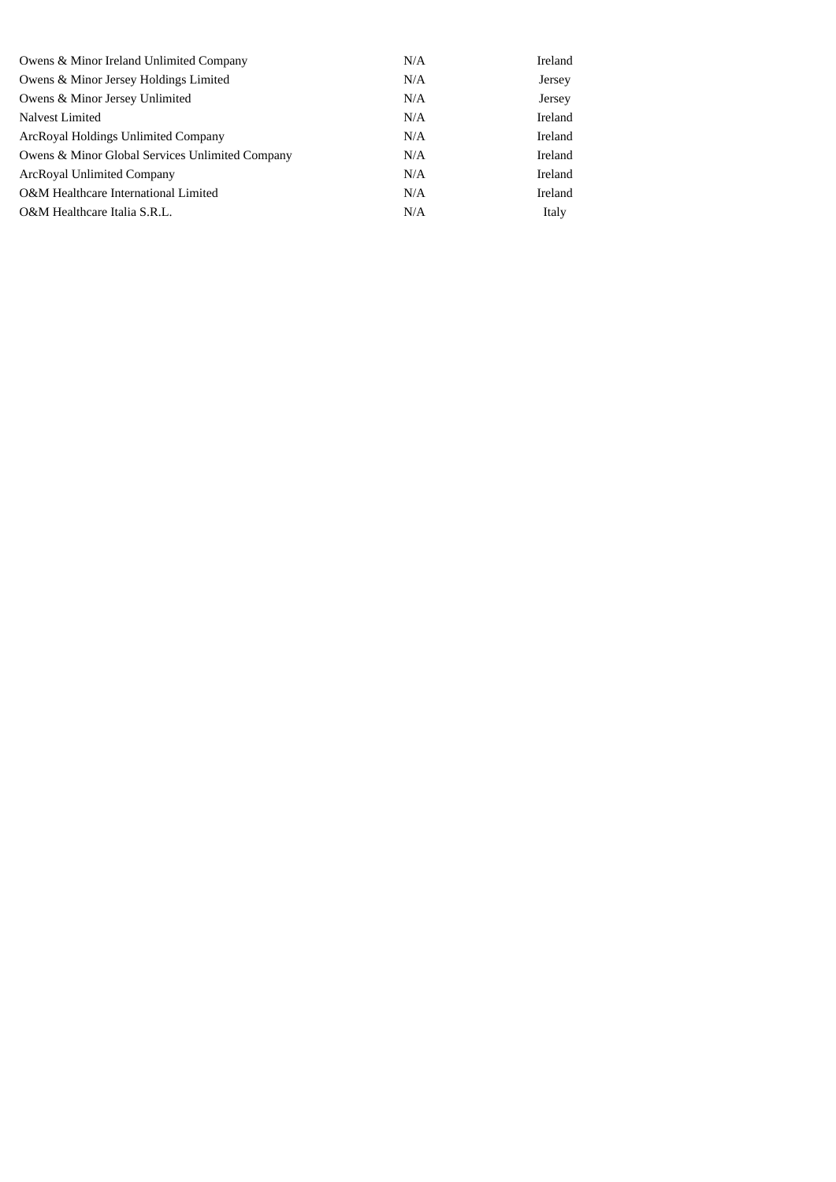| | | |
|---|---|---|
| Owens & Minor Ireland Unlimited Company | N/A | Ireland |
| Owens & Minor Jersey Holdings Limited | N/A | Jersey |
| Owens & Minor Jersey Unlimited | N/A | Jersey |
| Nalvest Limited | N/A | Ireland |
| ArcRoyal Holdings Unlimited Company | N/A | Ireland |
| Owens & Minor Global Services Unlimited Company | N/A | Ireland |
| ArcRoyal Unlimited Company | N/A | Ireland |
| O&M Healthcare International Limited | N/A | Ireland |
| O&M Healthcare Italia S.R.L. | N/A | Italy |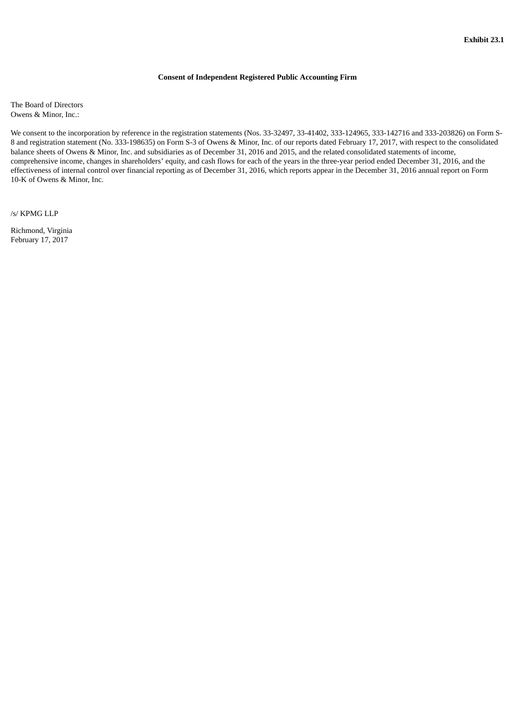**Exhibit 23.1**

**Consent of Independent Registered Public Accounting Firm**

The Board of Directors
Owens & Minor, Inc.:

We consent to the incorporation by reference in the registration statements (Nos. 33-32497, 33-41402, 333-124965, 333-142716 and 333-203826) on Form S-8 and registration statement (No. 333-198635) on Form S-3 of Owens & Minor, Inc. of our reports dated February 17, 2017, with respect to the consolidated balance sheets of Owens & Minor, Inc. and subsidiaries as of December 31, 2016 and 2015, and the related consolidated statements of income, comprehensive income, changes in shareholders' equity, and cash flows for each of the years in the three-year period ended December 31, 2016, and the effectiveness of internal control over financial reporting as of December 31, 2016, which reports appear in the December 31, 2016 annual report on Form 10-K of Owens & Minor, Inc.

/s/ KPMG LLP

Richmond, Virginia
February 17, 2017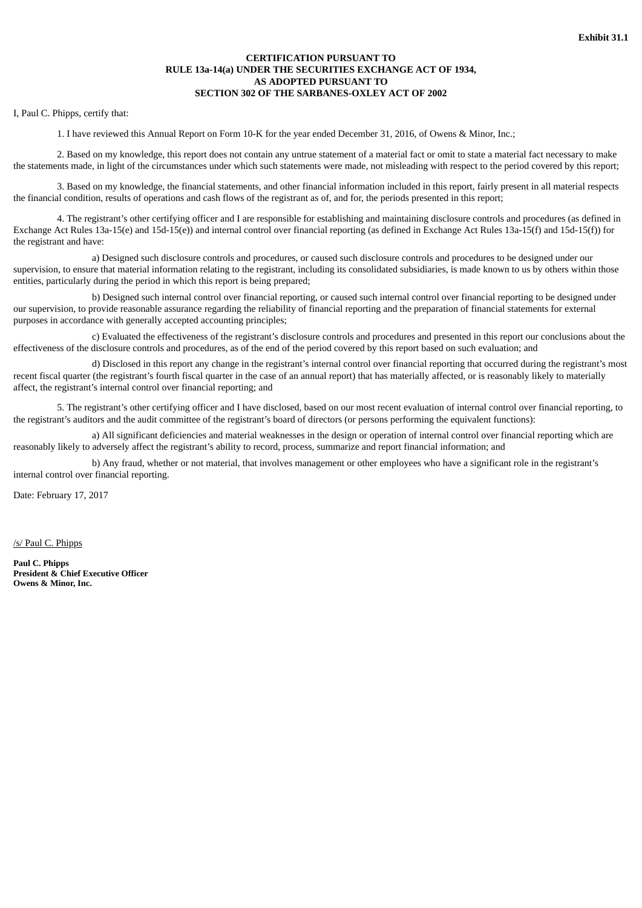**Exhibit 31.1**

**CERTIFICATION PURSUANT TO**
**RULE 13a-14(a) UNDER THE SECURITIES EXCHANGE ACT OF 1934,**
**AS ADOPTED PURSUANT TO**
**SECTION 302 OF THE SARBANES-OXLEY ACT OF 2002**

I, Paul C. Phipps, certify that:

1. I have reviewed this Annual Report on Form 10-K for the year ended December 31, 2016, of Owens & Minor, Inc.;

2. Based on my knowledge, this report does not contain any untrue statement of a material fact or omit to state a material fact necessary to make the statements made, in light of the circumstances under which such statements were made, not misleading with respect to the period covered by this report;

3. Based on my knowledge, the financial statements, and other financial information included in this report, fairly present in all material respects the financial condition, results of operations and cash flows of the registrant as of, and for, the periods presented in this report;

4. The registrant's other certifying officer and I are responsible for establishing and maintaining disclosure controls and procedures (as defined in Exchange Act Rules 13a-15(e) and 15d-15(e)) and internal control over financial reporting (as defined in Exchange Act Rules 13a-15(f) and 15d-15(f)) for the registrant and have:

a) Designed such disclosure controls and procedures, or caused such disclosure controls and procedures to be designed under our supervision, to ensure that material information relating to the registrant, including its consolidated subsidiaries, is made known to us by others within those entities, particularly during the period in which this report is being prepared;

b) Designed such internal control over financial reporting, or caused such internal control over financial reporting to be designed under our supervision, to provide reasonable assurance regarding the reliability of financial reporting and the preparation of financial statements for external purposes in accordance with generally accepted accounting principles;

c) Evaluated the effectiveness of the registrant's disclosure controls and procedures and presented in this report our conclusions about the effectiveness of the disclosure controls and procedures, as of the end of the period covered by this report based on such evaluation; and

d) Disclosed in this report any change in the registrant's internal control over financial reporting that occurred during the registrant's most recent fiscal quarter (the registrant's fourth fiscal quarter in the case of an annual report) that has materially affected, or is reasonably likely to materially affect, the registrant's internal control over financial reporting; and

5. The registrant's other certifying officer and I have disclosed, based on our most recent evaluation of internal control over financial reporting, to the registrant's auditors and the audit committee of the registrant's board of directors (or persons performing the equivalent functions):

a) All significant deficiencies and material weaknesses in the design or operation of internal control over financial reporting which are reasonably likely to adversely affect the registrant's ability to record, process, summarize and report financial information; and

b) Any fraud, whether or not material, that involves management or other employees who have a significant role in the registrant's internal control over financial reporting.

Date: February 17, 2017

/s/ Paul C. Phipps

**Paul C. Phipps**
**President & Chief Executive Officer**
**Owens & Minor, Inc.**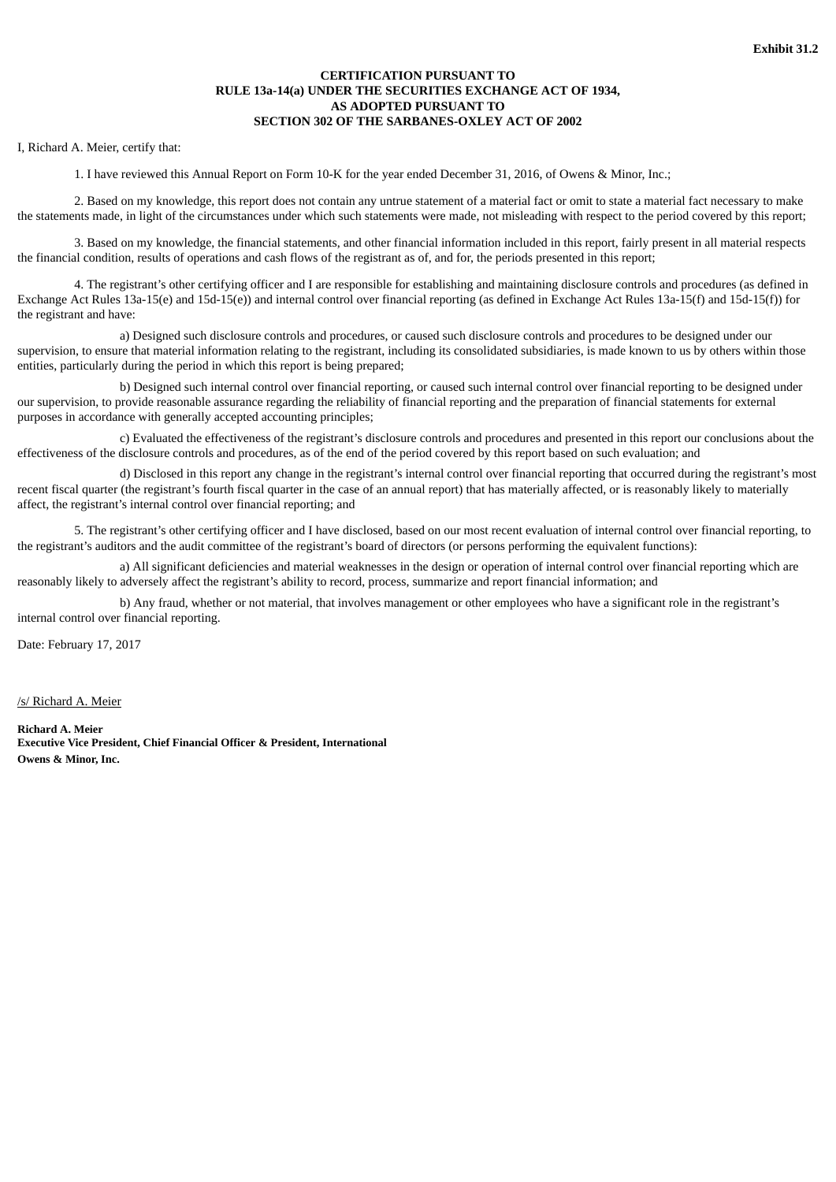**Exhibit 31.2**

**CERTIFICATION PURSUANT TO**
**RULE 13a-14(a) UNDER THE SECURITIES EXCHANGE ACT OF 1934,**
**AS ADOPTED PURSUANT TO**
**SECTION 302 OF THE SARBANES-OXLEY ACT OF 2002**

I, Richard A. Meier, certify that:

1. I have reviewed this Annual Report on Form 10-K for the year ended December 31, 2016, of Owens & Minor, Inc.;

2. Based on my knowledge, this report does not contain any untrue statement of a material fact or omit to state a material fact necessary to make the statements made, in light of the circumstances under which such statements were made, not misleading with respect to the period covered by this report;

3. Based on my knowledge, the financial statements, and other financial information included in this report, fairly present in all material respects the financial condition, results of operations and cash flows of the registrant as of, and for, the periods presented in this report;

4. The registrant's other certifying officer and I are responsible for establishing and maintaining disclosure controls and procedures (as defined in Exchange Act Rules 13a-15(e) and 15d-15(e)) and internal control over financial reporting (as defined in Exchange Act Rules 13a-15(f) and 15d-15(f)) for the registrant and have:

a) Designed such disclosure controls and procedures, or caused such disclosure controls and procedures to be designed under our supervision, to ensure that material information relating to the registrant, including its consolidated subsidiaries, is made known to us by others within those entities, particularly during the period in which this report is being prepared;

b) Designed such internal control over financial reporting, or caused such internal control over financial reporting to be designed under our supervision, to provide reasonable assurance regarding the reliability of financial reporting and the preparation of financial statements for external purposes in accordance with generally accepted accounting principles;

c) Evaluated the effectiveness of the registrant's disclosure controls and procedures and presented in this report our conclusions about the effectiveness of the disclosure controls and procedures, as of the end of the period covered by this report based on such evaluation; and

d) Disclosed in this report any change in the registrant's internal control over financial reporting that occurred during the registrant's most recent fiscal quarter (the registrant's fourth fiscal quarter in the case of an annual report) that has materially affected, or is reasonably likely to materially affect, the registrant's internal control over financial reporting; and

5. The registrant's other certifying officer and I have disclosed, based on our most recent evaluation of internal control over financial reporting, to the registrant's auditors and the audit committee of the registrant's board of directors (or persons performing the equivalent functions):

a) All significant deficiencies and material weaknesses in the design or operation of internal control over financial reporting which are reasonably likely to adversely affect the registrant's ability to record, process, summarize and report financial information; and

b) Any fraud, whether or not material, that involves management or other employees who have a significant role in the registrant's internal control over financial reporting.

Date: February 17, 2017

/s/ Richard A. Meier

**Richard A. Meier**
**Executive Vice President, Chief Financial Officer & President, International**
**Owens & Minor, Inc.**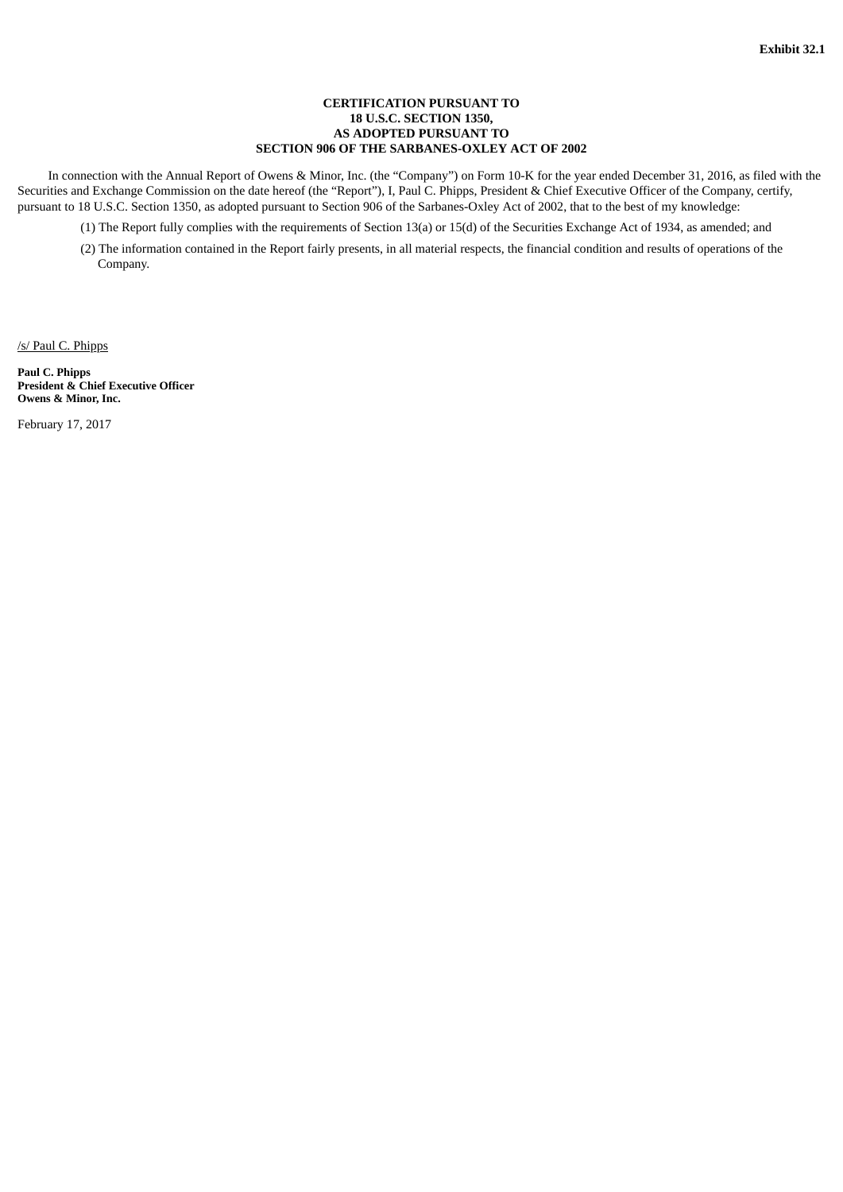**Exhibit 32.1**

**CERTIFICATION PURSUANT TO**
**18 U.S.C. SECTION 1350,**
**AS ADOPTED PURSUANT TO**
**SECTION 906 OF THE SARBANES-OXLEY ACT OF 2002**

In connection with the Annual Report of Owens & Minor, Inc. (the "Company") on Form 10-K for the year ended December 31, 2016, as filed with the Securities and Exchange Commission on the date hereof (the "Report"), I, Paul C. Phipps, President & Chief Executive Officer of the Company, certify, pursuant to 18 U.S.C. Section 1350, as adopted pursuant to Section 906 of the Sarbanes-Oxley Act of 2002, that to the best of my knowledge:

(1) The Report fully complies with the requirements of Section 13(a) or 15(d) of the Securities Exchange Act of 1934, as amended; and

(2) The information contained in the Report fairly presents, in all material respects, the financial condition and results of operations of the Company.

/s/ Paul C. Phipps

**Paul C. Phipps**
**President & Chief Executive Officer**
**Owens & Minor, Inc.**

February 17, 2017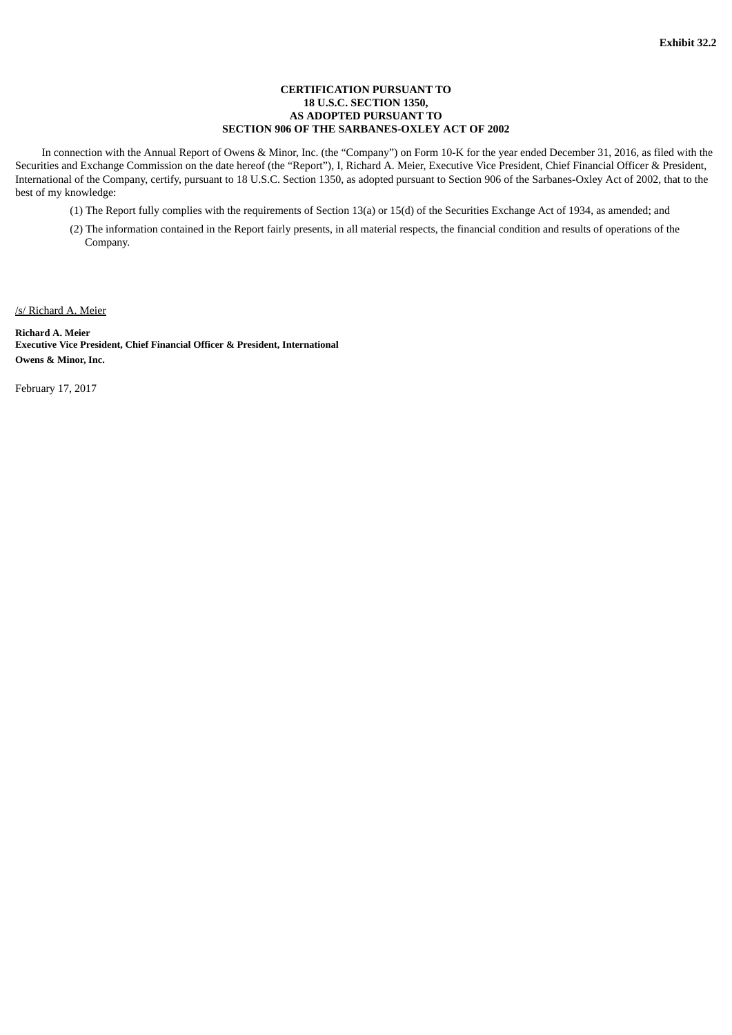**Exhibit 32.2**

**CERTIFICATION PURSUANT TO**
**18 U.S.C. SECTION 1350,**
**AS ADOPTED PURSUANT TO**
**SECTION 906 OF THE SARBANES-OXLEY ACT OF 2002**

In connection with the Annual Report of Owens & Minor, Inc. (the "Company") on Form 10-K for the year ended December 31, 2016, as filed with the Securities and Exchange Commission on the date hereof (the "Report"), I, Richard A. Meier, Executive Vice President, Chief Financial Officer & President, International of the Company, certify, pursuant to 18 U.S.C. Section 1350, as adopted pursuant to Section 906 of the Sarbanes-Oxley Act of 2002, that to the best of my knowledge:

(1) The Report fully complies with the requirements of Section 13(a) or 15(d) of the Securities Exchange Act of 1934, as amended; and

(2) The information contained in the Report fairly presents, in all material respects, the financial condition and results of operations of the Company.

/s/ Richard A. Meier

**Richard A. Meier**
**Executive Vice President, Chief Financial Officer & President, International**
**Owens & Minor, Inc.**

February 17, 2017